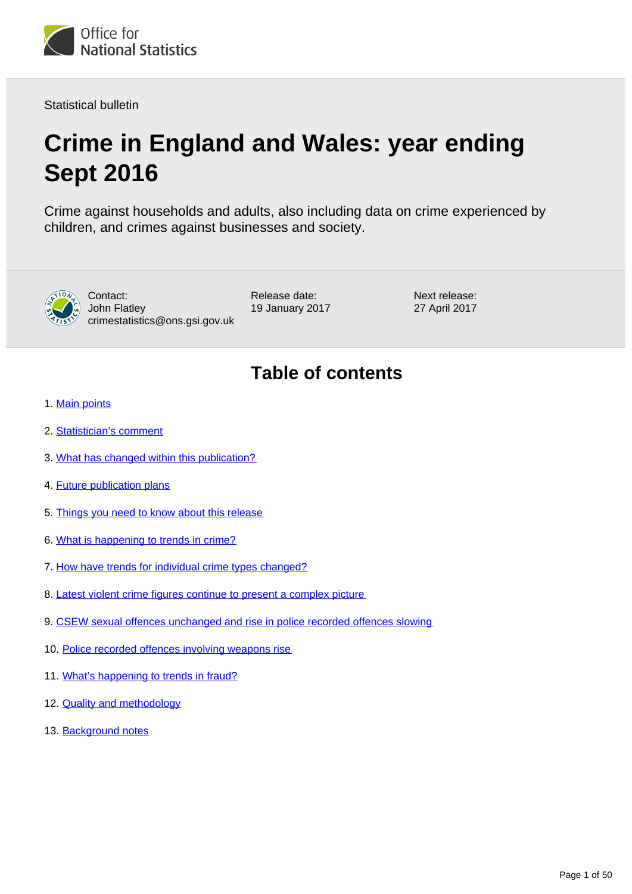Office for National Statistics

Statistical bulletin

# Crime in England and Wales: year ending Sept 2016

Crime against households and adults, also including data on crime experienced by children, and crimes against businesses and society.

Contact:
John Flatley
crimestatistics@ons.gsi.gov.uk

Release date:
19 January 2017

Next release:
27 April 2017

## Table of contents

1. Main points
2. Statistician's comment
3. What has changed within this publication?
4. Future publication plans
5. Things you need to know about this release
6. What is happening to trends in crime?
7. How have trends for individual crime types changed?
8. Latest violent crime figures continue to present a complex picture
9. CSEW sexual offences unchanged and rise in police recorded offences slowing
10. Police recorded offences involving weapons rise
11. What's happening to trends in fraud?
12. Quality and methodology
13. Background notes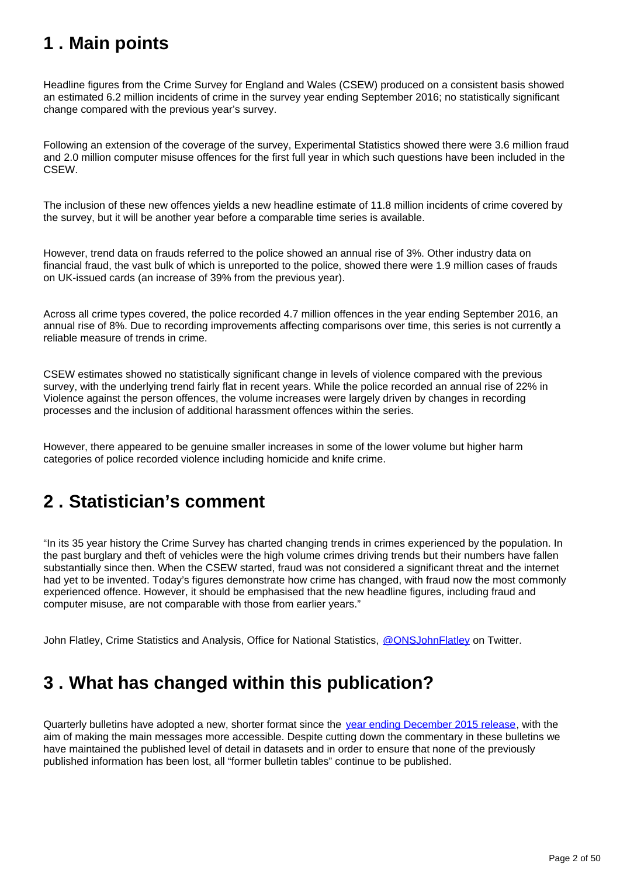## 1 . Main points

Headline figures from the Crime Survey for England and Wales (CSEW) produced on a consistent basis showed an estimated 6.2 million incidents of crime in the survey year ending September 2016; no statistically significant change compared with the previous year's survey.

Following an extension of the coverage of the survey, Experimental Statistics showed there were 3.6 million fraud and 2.0 million computer misuse offences for the first full year in which such questions have been included in the CSEW.

The inclusion of these new offences yields a new headline estimate of 11.8 million incidents of crime covered by the survey, but it will be another year before a comparable time series is available.

However, trend data on frauds referred to the police showed an annual rise of 3%. Other industry data on financial fraud, the vast bulk of which is unreported to the police, showed there were 1.9 million cases of frauds on UK-issued cards (an increase of 39% from the previous year).

Across all crime types covered, the police recorded 4.7 million offences in the year ending September 2016, an annual rise of 8%. Due to recording improvements affecting comparisons over time, this series is not currently a reliable measure of trends in crime.

CSEW estimates showed no statistically significant change in levels of violence compared with the previous survey, with the underlying trend fairly flat in recent years. While the police recorded an annual rise of 22% in Violence against the person offences, the volume increases were largely driven by changes in recording processes and the inclusion of additional harassment offences within the series.

However, there appeared to be genuine smaller increases in some of the lower volume but higher harm categories of police recorded violence including homicide and knife crime.

## 2 . Statistician's comment

"In its 35 year history the Crime Survey has charted changing trends in crimes experienced by the population. In the past burglary and theft of vehicles were the high volume crimes driving trends but their numbers have fallen substantially since then. When the CSEW started, fraud was not considered a significant threat and the internet had yet to be invented. Today's figures demonstrate how crime has changed, with fraud now the most commonly experienced offence. However, it should be emphasised that the new headline figures, including fraud and computer misuse, are not comparable with those from earlier years."

John Flatley, Crime Statistics and Analysis, Office for National Statistics, [@ONSJohnFlatley](#) on Twitter.

## 3 . What has changed within this publication?

Quarterly bulletins have adopted a new, shorter format since the [year ending December 2015 release](#), with the aim of making the main messages more accessible. Despite cutting down the commentary in these bulletins we have maintained the published level of detail in datasets and in order to ensure that none of the previously published information has been lost, all "former bulletin tables" continue to be published.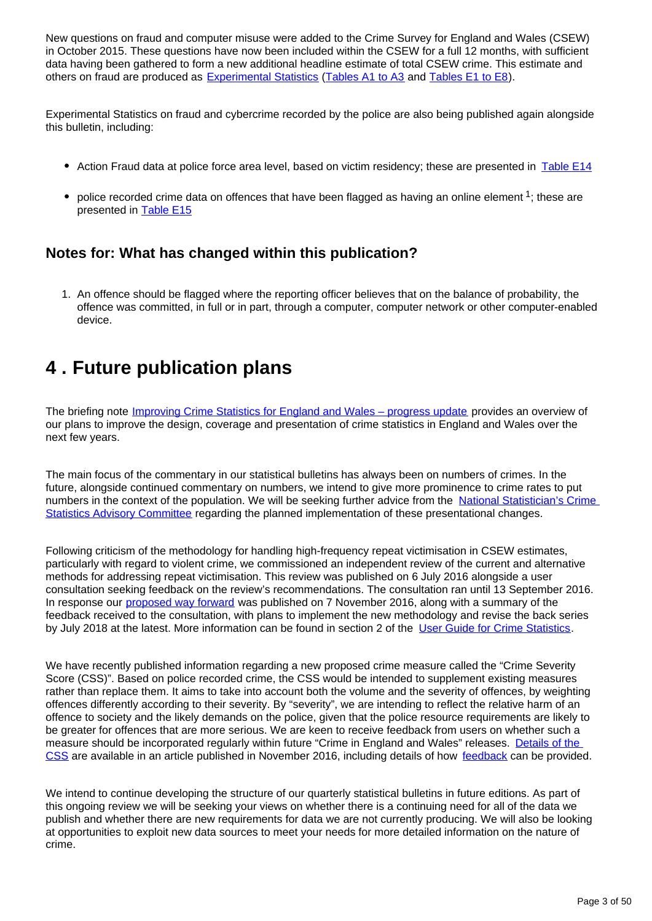New questions on fraud and computer misuse were added to the Crime Survey for England and Wales (CSEW) in October 2015. These questions have now been included within the CSEW for a full 12 months, with sufficient data having been gathered to form a new additional headline estimate of total CSEW crime. This estimate and others on fraud are produced as Experimental Statistics (Tables A1 to A3 and Tables E1 to E8).

Experimental Statistics on fraud and cybercrime recorded by the police are also being published again alongside this bulletin, including:

- Action Fraud data at police force area level, based on victim residency; these are presented in Table E14
- police recorded crime data on offences that have been flagged as having an online element [1]; these are presented in Table E15

### Notes for: What has changed within this publication?

1. An offence should be flagged where the reporting officer believes that on the balance of probability, the offence was committed, in full or in part, through a computer, computer network or other computer-enabled device.

## 4 . Future publication plans

The briefing note Improving Crime Statistics for England and Wales – progress update provides an overview of our plans to improve the design, coverage and presentation of crime statistics in England and Wales over the next few years.

The main focus of the commentary in our statistical bulletins has always been on numbers of crimes. In the future, alongside continued commentary on numbers, we intend to give more prominence to crime rates to put numbers in the context of the population. We will be seeking further advice from the National Statistician's Crime Statistics Advisory Committee regarding the planned implementation of these presentational changes.

Following criticism of the methodology for handling high-frequency repeat victimisation in CSEW estimates, particularly with regard to violent crime, we commissioned an independent review of the current and alternative methods for addressing repeat victimisation. This review was published on 6 July 2016 alongside a user consultation seeking feedback on the review's recommendations. The consultation ran until 13 September 2016. In response our proposed way forward was published on 7 November 2016, along with a summary of the feedback received to the consultation, with plans to implement the new methodology and revise the back series by July 2018 at the latest. More information can be found in section 2 of the User Guide for Crime Statistics.

We have recently published information regarding a new proposed crime measure called the "Crime Severity Score (CSS)". Based on police recorded crime, the CSS would be intended to supplement existing measures rather than replace them. It aims to take into account both the volume and the severity of offences, by weighting offences differently according to their severity. By "severity", we are intending to reflect the relative harm of an offence to society and the likely demands on the police, given that the police resource requirements are likely to be greater for offences that are more serious. We are keen to receive feedback from users on whether such a measure should be incorporated regularly within future "Crime in England and Wales" releases. Details of the CSS are available in an article published in November 2016, including details of how feedback can be provided.

We intend to continue developing the structure of our quarterly statistical bulletins in future editions. As part of this ongoing review we will be seeking your views on whether there is a continuing need for all of the data we publish and whether there are new requirements for data we are not currently producing. We will also be looking at opportunities to exploit new data sources to meet your needs for more detailed information on the nature of crime.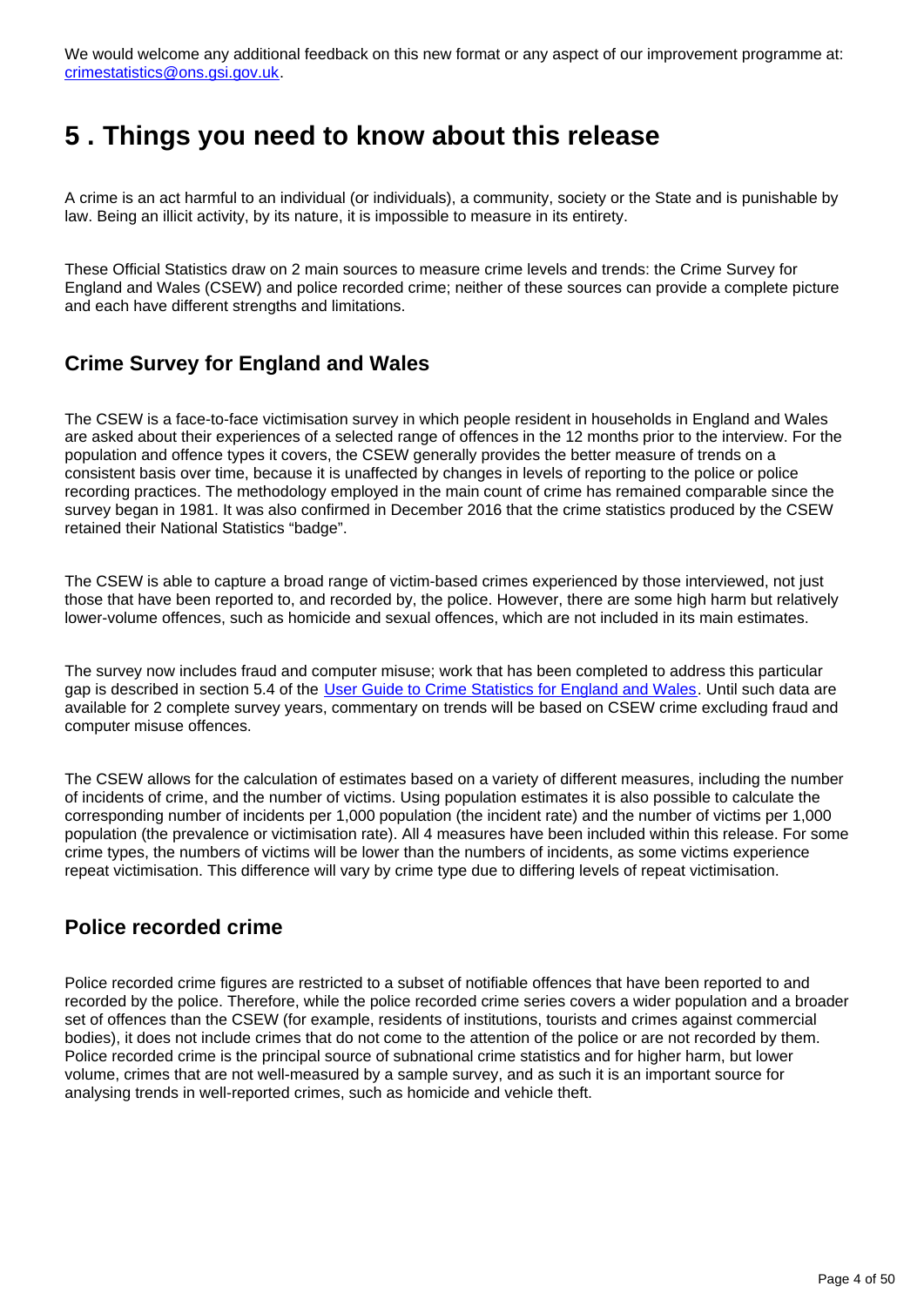We would welcome any additional feedback on this new format or any aspect of our improvement programme at: [crimestatistics@ons.gsi.gov.uk](mailto:crimestatistics@ons.gsi.gov.uk).

# 5 . Things you need to know about this release

A crime is an act harmful to an individual (or individuals), a community, society or the State and is punishable by law. Being an illicit activity, by its nature, it is impossible to measure in its entirety.

These Official Statistics draw on 2 main sources to measure crime levels and trends: the Crime Survey for England and Wales (CSEW) and police recorded crime; neither of these sources can provide a complete picture and each have different strengths and limitations.

## Crime Survey for England and Wales

The CSEW is a face-to-face victimisation survey in which people resident in households in England and Wales are asked about their experiences of a selected range of offences in the 12 months prior to the interview. For the population and offence types it covers, the CSEW generally provides the better measure of trends on a consistent basis over time, because it is unaffected by changes in levels of reporting to the police or police recording practices. The methodology employed in the main count of crime has remained comparable since the survey began in 1981. It was also confirmed in December 2016 that the crime statistics produced by the CSEW retained their National Statistics "badge".

The CSEW is able to capture a broad range of victim-based crimes experienced by those interviewed, not just those that have been reported to, and recorded by, the police. However, there are some high harm but relatively lower-volume offences, such as homicide and sexual offences, which are not included in its main estimates.

The survey now includes fraud and computer misuse; work that has been completed to address this particular gap is described in section 5.4 of the [User Guide to Crime Statistics for England and Wales](). Until such data are available for 2 complete survey years, commentary on trends will be based on CSEW crime excluding fraud and computer misuse offences.

The CSEW allows for the calculation of estimates based on a variety of different measures, including the number of incidents of crime, and the number of victims. Using population estimates it is also possible to calculate the corresponding number of incidents per 1,000 population (the incident rate) and the number of victims per 1,000 population (the prevalence or victimisation rate). All 4 measures have been included within this release. For some crime types, the numbers of victims will be lower than the numbers of incidents, as some victims experience repeat victimisation. This difference will vary by crime type due to differing levels of repeat victimisation.

## Police recorded crime

Police recorded crime figures are restricted to a subset of notifiable offences that have been reported to and recorded by the police. Therefore, while the police recorded crime series covers a wider population and a broader set of offences than the CSEW (for example, residents of institutions, tourists and crimes against commercial bodies), it does not include crimes that do not come to the attention of the police or are not recorded by them. Police recorded crime is the principal source of subnational crime statistics and for higher harm, but lower volume, crimes that are not well-measured by a sample survey, and as such it is an important source for analysing trends in well-reported crimes, such as homicide and vehicle theft.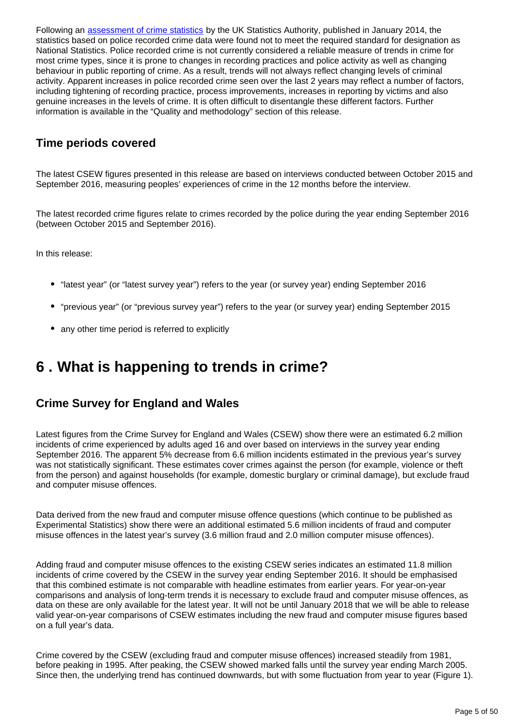Following an [assessment of crime statistics](#) by the UK Statistics Authority, published in January 2014, the statistics based on police recorded crime data were found not to meet the required standard for designation as National Statistics. Police recorded crime is not currently considered a reliable measure of trends in crime for most crime types, since it is prone to changes in recording practices and police activity as well as changing behaviour in public reporting of crime. As a result, trends will not always reflect changing levels of criminal activity. Apparent increases in police recorded crime seen over the last 2 years may reflect a number of factors, including tightening of recording practice, process improvements, increases in reporting by victims and also genuine increases in the levels of crime. It is often difficult to disentangle these different factors. Further information is available in the "Quality and methodology" section of this release.

### Time periods covered

The latest CSEW figures presented in this release are based on interviews conducted between October 2015 and September 2016, measuring peoples' experiences of crime in the 12 months before the interview.

The latest recorded crime figures relate to crimes recorded by the police during the year ending September 2016 (between October 2015 and September 2016).

In this release:

- "latest year" (or "latest survey year") refers to the year (or survey year) ending September 2016
- "previous year" (or "previous survey year") refers to the year (or survey year) ending September 2015
- any other time period is referred to explicitly

## 6 . What is happening to trends in crime?

### Crime Survey for England and Wales

Latest figures from the Crime Survey for England and Wales (CSEW) show there were an estimated 6.2 million incidents of crime experienced by adults aged 16 and over based on interviews in the survey year ending September 2016. The apparent 5% decrease from 6.6 million incidents estimated in the previous year's survey was not statistically significant. These estimates cover crimes against the person (for example, violence or theft from the person) and against households (for example, domestic burglary or criminal damage), but exclude fraud and computer misuse offences.

Data derived from the new fraud and computer misuse offence questions (which continue to be published as Experimental Statistics) show there were an additional estimated 5.6 million incidents of fraud and computer misuse offences in the latest year's survey (3.6 million fraud and 2.0 million computer misuse offences).

Adding fraud and computer misuse offences to the existing CSEW series indicates an estimated 11.8 million incidents of crime covered by the CSEW in the survey year ending September 2016. It should be emphasised that this combined estimate is not comparable with headline estimates from earlier years. For year-on-year comparisons and analysis of long-term trends it is necessary to exclude fraud and computer misuse offences, as data on these are only available for the latest year. It will not be until January 2018 that we will be able to release valid year-on-year comparisons of CSEW estimates including the new fraud and computer misuse figures based on a full year's data.

Crime covered by the CSEW (excluding fraud and computer misuse offences) increased steadily from 1981, before peaking in 1995. After peaking, the CSEW showed marked falls until the survey year ending March 2005. Since then, the underlying trend has continued downwards, but with some fluctuation from year to year (Figure 1).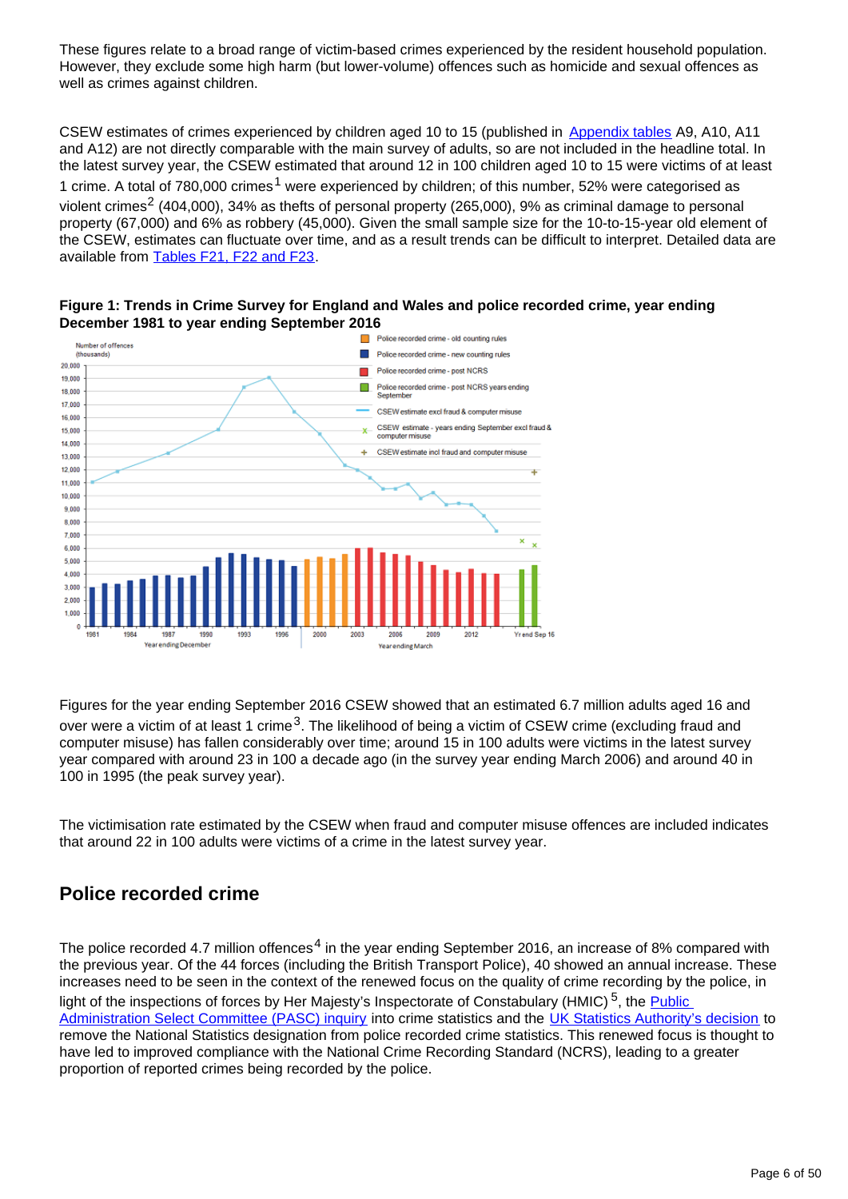These figures relate to a broad range of victim-based crimes experienced by the resident household population. However, they exclude some high harm (but lower-volume) offences such as homicide and sexual offences as well as crimes against children.

CSEW estimates of crimes experienced by children aged 10 to 15 (published in Appendix tables A9, A10, A11 and A12) are not directly comparable with the main survey of adults, so are not included in the headline total. In the latest survey year, the CSEW estimated that around 12 in 100 children aged 10 to 15 were victims of at least 1 crime. A total of 780,000 crimes[1] were experienced by children; of this number, 52% were categorised as violent crimes[2] (404,000), 34% as thefts of personal property (265,000), 9% as criminal damage to personal property (67,000) and 6% as robbery (45,000). Given the small sample size for the 10-to-15-year old element of the CSEW, estimates can fluctuate over time, and as a result trends can be difficult to interpret. Detailed data are available from Tables F21, F22 and F23.

**Figure 1: Trends in Crime Survey for England and Wales and police recorded crime, year ending December 1981 to year ending September 2016**

Figures for the year ending September 2016 CSEW showed that an estimated 6.7 million adults aged 16 and over were a victim of at least 1 crime[3]. The likelihood of being a victim of CSEW crime (excluding fraud and computer misuse) has fallen considerably over time; around 15 in 100 adults were victims in the latest survey year compared with around 23 in 100 a decade ago (in the survey year ending March 2006) and around 40 in 100 in 1995 (the peak survey year).

The victimisation rate estimated by the CSEW when fraud and computer misuse offences are included indicates that around 22 in 100 adults were victims of a crime in the latest survey year.

## Police recorded crime

The police recorded 4.7 million offences[4] in the year ending September 2016, an increase of 8% compared with the previous year. Of the 44 forces (including the British Transport Police), 40 showed an annual increase. These increases need to be seen in the context of the renewed focus on the quality of crime recording by the police, in light of the inspections of forces by Her Majesty's Inspectorate of Constabulary (HMIC) [5], the Public Administration Select Committee (PASC) inquiry into crime statistics and the UK Statistics Authority's decision to remove the National Statistics designation from police recorded crime statistics. This renewed focus is thought to have led to improved compliance with the National Crime Recording Standard (NCRS), leading to a greater proportion of reported crimes being recorded by the police.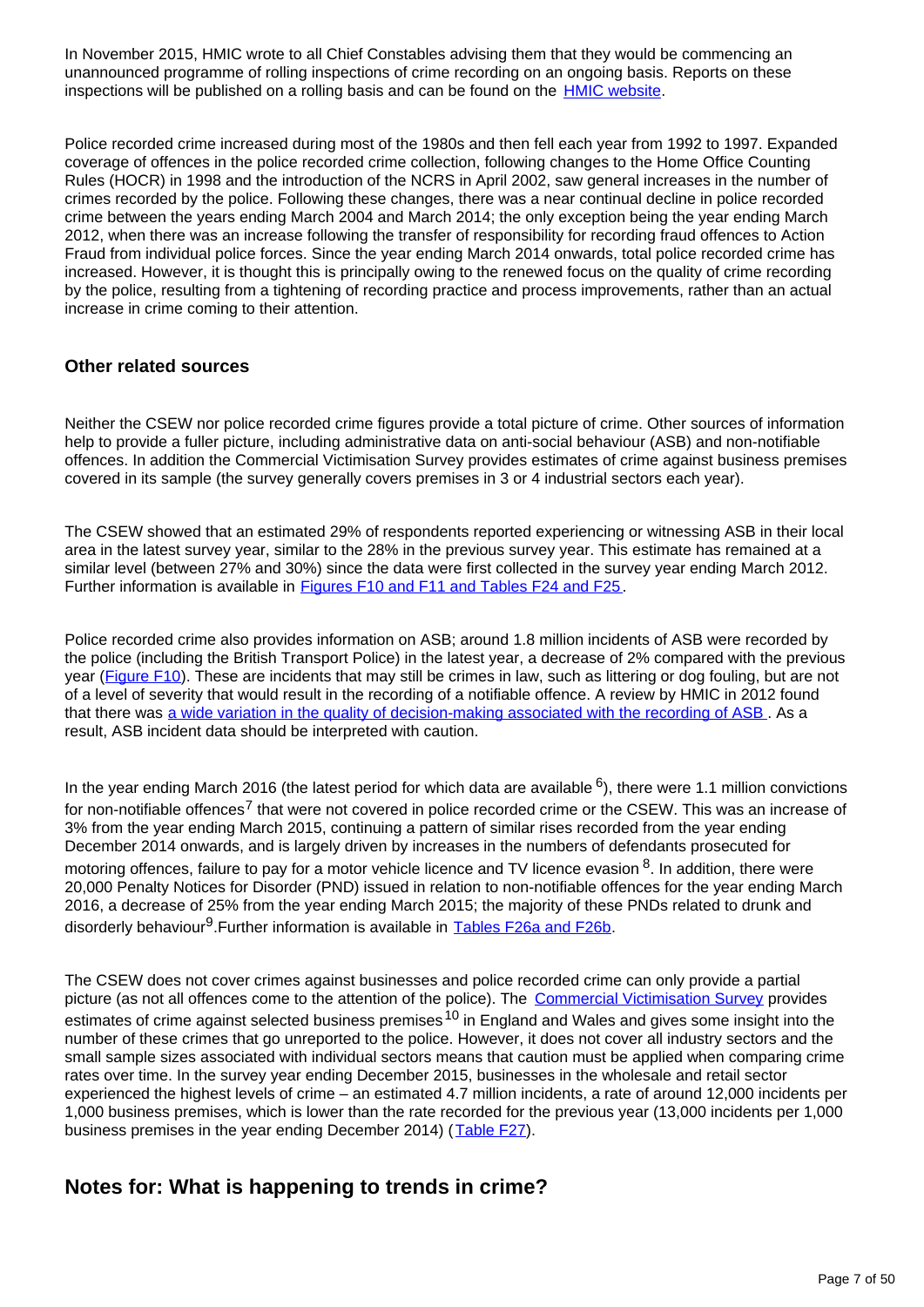In November 2015, HMIC wrote to all Chief Constables advising them that they would be commencing an unannounced programme of rolling inspections of crime recording on an ongoing basis. Reports on these inspections will be published on a rolling basis and can be found on the HMIC website.

Police recorded crime increased during most of the 1980s and then fell each year from 1992 to 1997. Expanded coverage of offences in the police recorded crime collection, following changes to the Home Office Counting Rules (HOCR) in 1998 and the introduction of the NCRS in April 2002, saw general increases in the number of crimes recorded by the police. Following these changes, there was a near continual decline in police recorded crime between the years ending March 2004 and March 2014; the only exception being the year ending March 2012, when there was an increase following the transfer of responsibility for recording fraud offences to Action Fraud from individual police forces. Since the year ending March 2014 onwards, total police recorded crime has increased. However, it is thought this is principally owing to the renewed focus on the quality of crime recording by the police, resulting from a tightening of recording practice and process improvements, rather than an actual increase in crime coming to their attention.

### Other related sources

Neither the CSEW nor police recorded crime figures provide a total picture of crime. Other sources of information help to provide a fuller picture, including administrative data on anti-social behaviour (ASB) and non-notifiable offences. In addition the Commercial Victimisation Survey provides estimates of crime against business premises covered in its sample (the survey generally covers premises in 3 or 4 industrial sectors each year).

The CSEW showed that an estimated 29% of respondents reported experiencing or witnessing ASB in their local area in the latest survey year, similar to the 28% in the previous survey year. This estimate has remained at a similar level (between 27% and 30%) since the data were first collected in the survey year ending March 2012. Further information is available in Figures F10 and F11 and Tables F24 and F25.

Police recorded crime also provides information on ASB; around 1.8 million incidents of ASB were recorded by the police (including the British Transport Police) in the latest year, a decrease of 2% compared with the previous year (Figure F10). These are incidents that may still be crimes in law, such as littering or dog fouling, but are not of a level of severity that would result in the recording of a notifiable offence. A review by HMIC in 2012 found that there was a wide variation in the quality of decision-making associated with the recording of ASB. As a result, ASB incident data should be interpreted with caution.

In the year ending March 2016 (the latest period for which data are available [6]), there were 1.1 million convictions for non-notifiable offences[7] that were not covered in police recorded crime or the CSEW. This was an increase of 3% from the year ending March 2015, continuing a pattern of similar rises recorded from the year ending December 2014 onwards, and is largely driven by increases in the numbers of defendants prosecuted for motoring offences, failure to pay for a motor vehicle licence and TV licence evasion [8]. In addition, there were 20,000 Penalty Notices for Disorder (PND) issued in relation to non-notifiable offences for the year ending March 2016, a decrease of 25% from the year ending March 2015; the majority of these PNDs related to drunk and disorderly behaviour[9].Further information is available in Tables F26a and F26b.

The CSEW does not cover crimes against businesses and police recorded crime can only provide a partial picture (as not all offences come to the attention of the police). The Commercial Victimisation Survey provides estimates of crime against selected business premises[10] in England and Wales and gives some insight into the number of these crimes that go unreported to the police. However, it does not cover all industry sectors and the small sample sizes associated with individual sectors means that caution must be applied when comparing crime rates over time. In the survey year ending December 2015, businesses in the wholesale and retail sector experienced the highest levels of crime – an estimated 4.7 million incidents, a rate of around 12,000 incidents per 1,000 business premises, which is lower than the rate recorded for the previous year (13,000 incidents per 1,000 business premises in the year ending December 2014) (Table F27).

## Notes for: What is happening to trends in crime?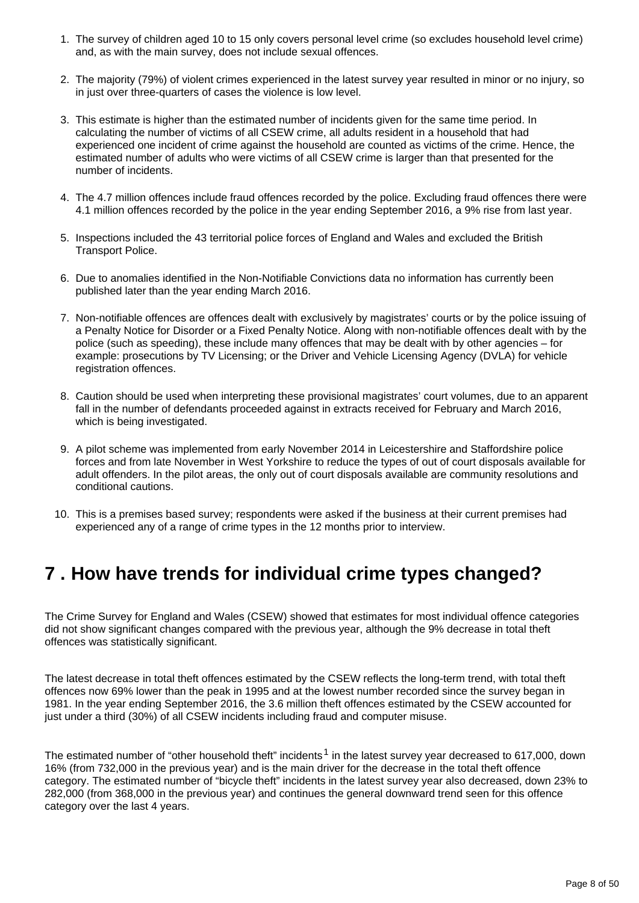1. The survey of children aged 10 to 15 only covers personal level crime (so excludes household level crime) and, as with the main survey, does not include sexual offences.

2. The majority (79%) of violent crimes experienced in the latest survey year resulted in minor or no injury, so in just over three-quarters of cases the violence is low level.

3. This estimate is higher than the estimated number of incidents given for the same time period. In calculating the number of victims of all CSEW crime, all adults resident in a household that had experienced one incident of crime against the household are counted as victims of the crime. Hence, the estimated number of adults who were victims of all CSEW crime is larger than that presented for the number of incidents.

4. The 4.7 million offences include fraud offences recorded by the police. Excluding fraud offences there were 4.1 million offences recorded by the police in the year ending September 2016, a 9% rise from last year.

5. Inspections included the 43 territorial police forces of England and Wales and excluded the British Transport Police.

6. Due to anomalies identified in the Non-Notifiable Convictions data no information has currently been published later than the year ending March 2016.

7. Non-notifiable offences are offences dealt with exclusively by magistrates' courts or by the police issuing of a Penalty Notice for Disorder or a Fixed Penalty Notice. Along with non-notifiable offences dealt with by the police (such as speeding), these include many offences that may be dealt with by other agencies – for example: prosecutions by TV Licensing; or the Driver and Vehicle Licensing Agency (DVLA) for vehicle registration offences.

8. Caution should be used when interpreting these provisional magistrates' court volumes, due to an apparent fall in the number of defendants proceeded against in extracts received for February and March 2016, which is being investigated.

9. A pilot scheme was implemented from early November 2014 in Leicestershire and Staffordshire police forces and from late November in West Yorkshire to reduce the types of out of court disposals available for adult offenders. In the pilot areas, the only out of court disposals available are community resolutions and conditional cautions.

10. This is a premises based survey; respondents were asked if the business at their current premises had experienced any of a range of crime types in the 12 months prior to interview.

## 7 . How have trends for individual crime types changed?

The Crime Survey for England and Wales (CSEW) showed that estimates for most individual offence categories did not show significant changes compared with the previous year, although the 9% decrease in total theft offences was statistically significant.

The latest decrease in total theft offences estimated by the CSEW reflects the long-term trend, with total theft offences now 69% lower than the peak in 1995 and at the lowest number recorded since the survey began in 1981. In the year ending September 2016, the 3.6 million theft offences estimated by the CSEW accounted for just under a third (30%) of all CSEW incidents including fraud and computer misuse.

The estimated number of "other household theft" incidents[1] in the latest survey year decreased to 617,000, down 16% (from 732,000 in the previous year) and is the main driver for the decrease in the total theft offence category. The estimated number of "bicycle theft" incidents in the latest survey year also decreased, down 23% to 282,000 (from 368,000 in the previous year) and continues the general downward trend seen for this offence category over the last 4 years.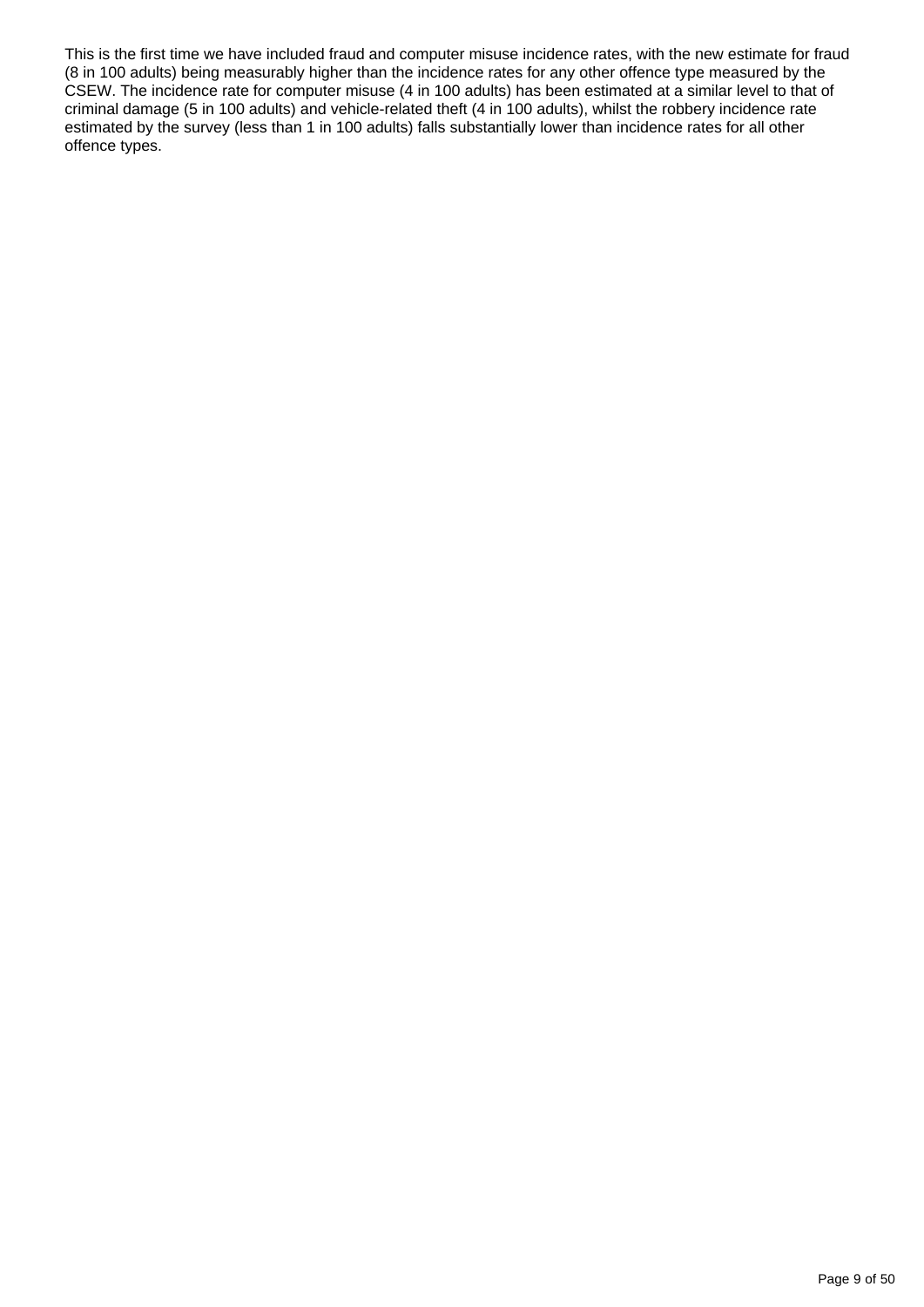This is the first time we have included fraud and computer misuse incidence rates, with the new estimate for fraud (8 in 100 adults) being measurably higher than the incidence rates for any other offence type measured by the CSEW. The incidence rate for computer misuse (4 in 100 adults) has been estimated at a similar level to that of criminal damage (5 in 100 adults) and vehicle-related theft (4 in 100 adults), whilst the robbery incidence rate estimated by the survey (less than 1 in 100 adults) falls substantially lower than incidence rates for all other offence types.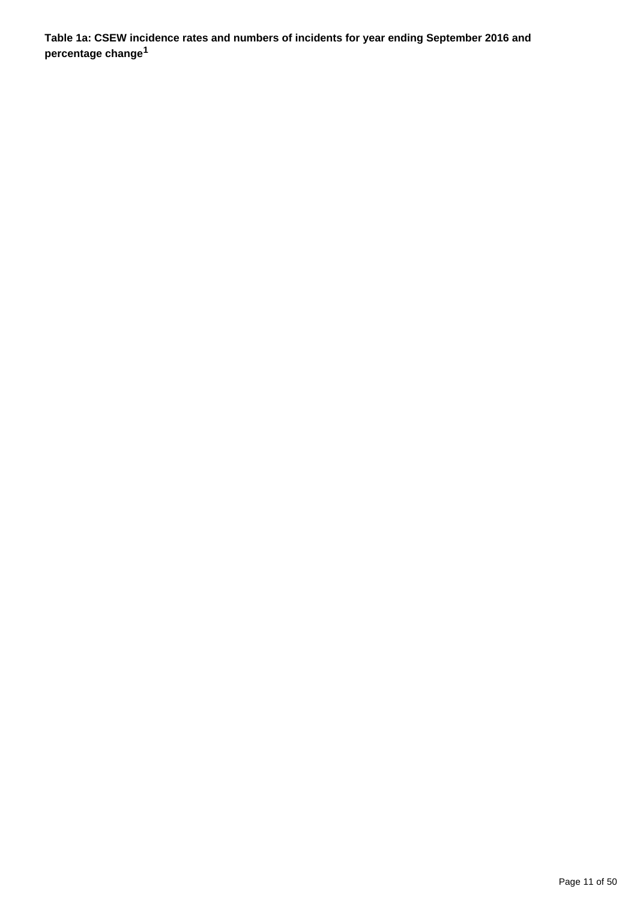**Table 1a: CSEW incidence rates and numbers of incidents for year ending September 2016 and percentage change[1]**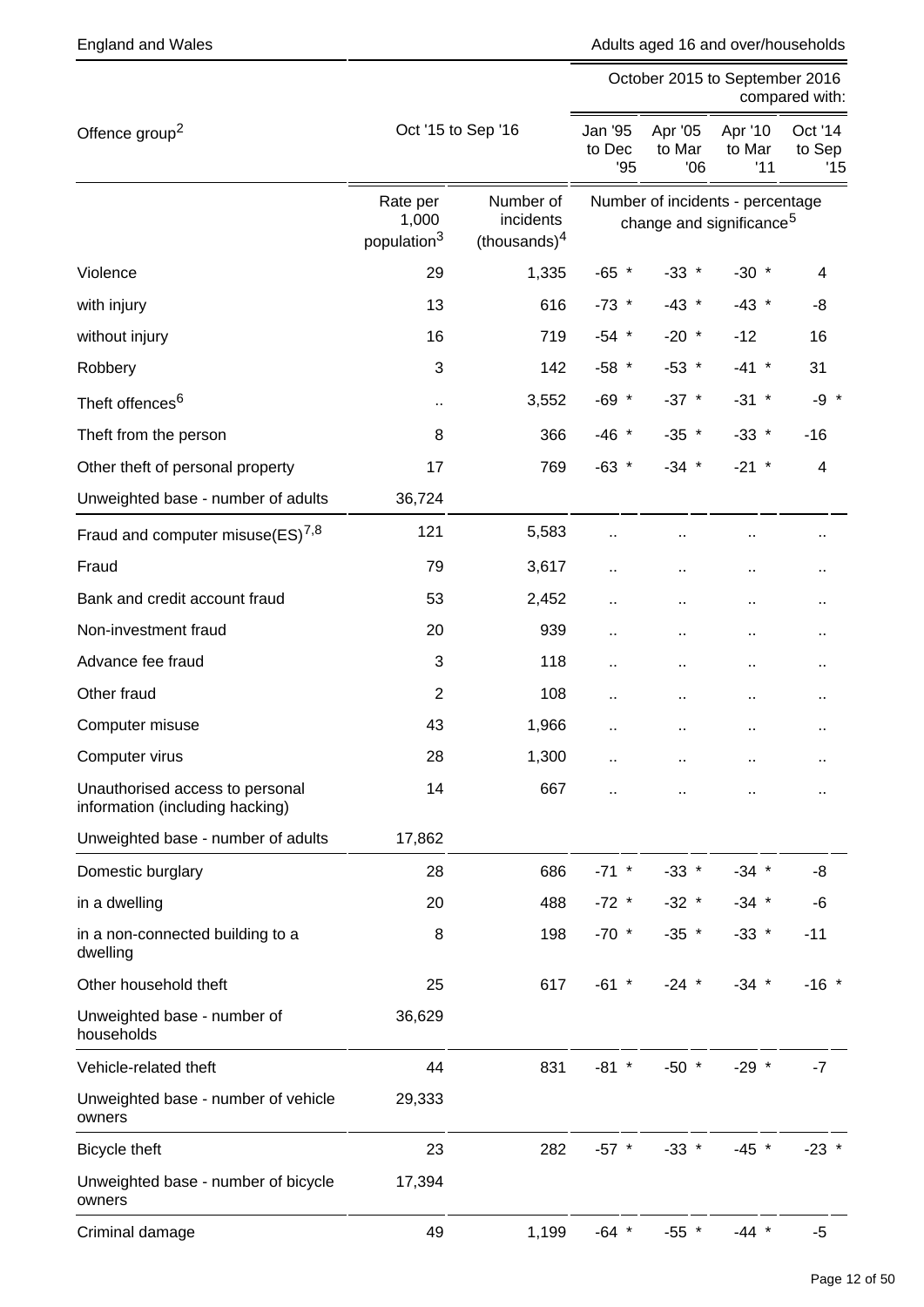England and Wales | Adults aged 16 and over/households

| Offence group[2] | Oct '15 to Sep '16 | | October 2015 to September 2016 compared with: | | | |
|---|---|---|---|---|---|---|
| | | | Jan '95 to Dec '95 | Apr '05 to Mar '06 | Apr '10 to Mar '11 | Oct '14 to Sep '15 |
| | Rate per 1,000 population[3] | Number of incidents (thousands)[4] | Number of incidents - percentage change and significance[5] | | | |
| Violence | 29 | 1,335 | -65 * | -33 * | -30 * | 4 |
| with injury | 13 | 616 | -73 * | -43 * | -43 * | -8 |
| without injury | 16 | 719 | -54 * | -20 * | -12 | 16 |
| Robbery | 3 | 142 | -58 * | -53 * | -41 * | 31 |
| Theft offences[6] | .. | 3,552 | -69 * | -37 * | -31 * | -9 * |
| Theft from the person | 8 | 366 | -46 * | -35 * | -33 * | -16 |
| Other theft of personal property | 17 | 769 | -63 * | -34 * | -21 * | 4 |
| Unweighted base - number of adults | 36,724 | | | | | |
| Fraud and computer misuse(ES)[7,8] | 121 | 5,583 | .. | .. | .. | .. |
| Fraud | 79 | 3,617 | .. | .. | .. | .. |
| Bank and credit account fraud | 53 | 2,452 | .. | .. | .. | .. |
| Non-investment fraud | 20 | 939 | .. | .. | .. | .. |
| Advance fee fraud | 3 | 118 | .. | .. | .. | .. |
| Other fraud | 2 | 108 | .. | .. | .. | .. |
| Computer misuse | 43 | 1,966 | .. | .. | .. | .. |
| Computer virus | 28 | 1,300 | .. | .. | .. | .. |
| Unauthorised access to personal information (including hacking) | 14 | 667 | .. | .. | .. | .. |
| Unweighted base - number of adults | 17,862 | | | | | |
| Domestic burglary | 28 | 686 | -71 * | -33 * | -34 * | -8 |
| in a dwelling | 20 | 488 | -72 * | -32 * | -34 * | -6 |
| in a non-connected building to a dwelling | 8 | 198 | -70 * | -35 * | -33 * | -11 |
| Other household theft | 25 | 617 | -61 * | -24 * | -34 * | -16 * |
| Unweighted base - number of households | 36,629 | | | | | |
| Vehicle-related theft | 44 | 831 | -81 * | -50 * | -29 * | -7 |
| Unweighted base - number of vehicle owners | 29,333 | | | | | |
| Bicycle theft | 23 | 282 | -57 * | -33 * | -45 * | -23 * |
| Unweighted base - number of bicycle owners | 17,394 | | | | | |
| Criminal damage | 49 | 1,199 | -64 * | -55 * | -44 * | -5 |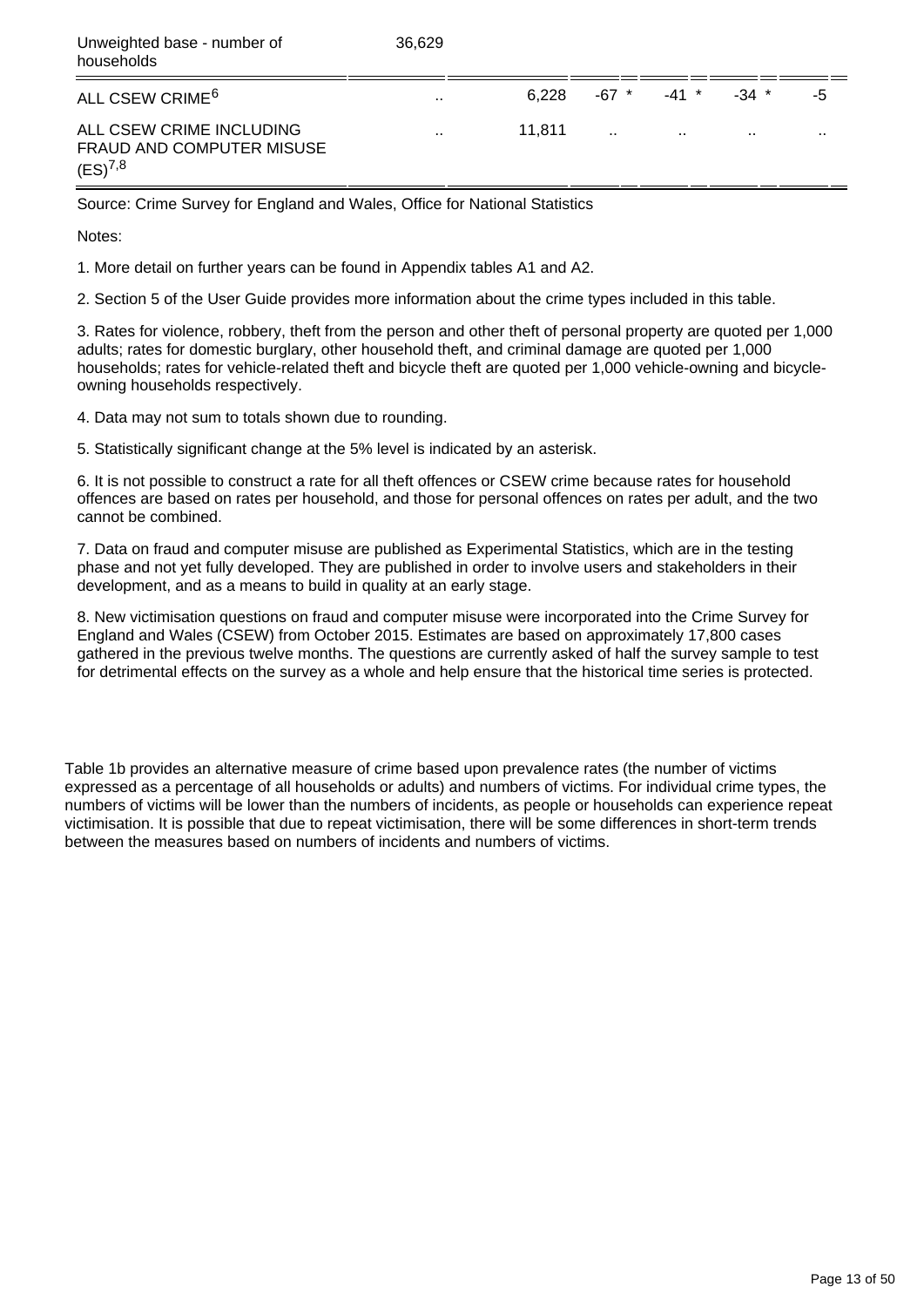| Unweighted base - number of households | 36,629 | | | | | |
|---|---|---|---|---|---|---|
| ALL CSEW CRIME[6] | .. | 6,228 | -67 * | -41 * | -34 * | -5 |
| ALL CSEW CRIME INCLUDING FRAUD AND COMPUTER MISUSE (ES)[7,8] | .. | 11,811 | .. | .. | .. | .. |

Source: Crime Survey for England and Wales, Office for National Statistics

Notes:

1. More detail on further years can be found in Appendix tables A1 and A2.

2. Section 5 of the User Guide provides more information about the crime types included in this table.

3. Rates for violence, robbery, theft from the person and other theft of personal property are quoted per 1,000 adults; rates for domestic burglary, other household theft, and criminal damage are quoted per 1,000 households; rates for vehicle-related theft and bicycle theft are quoted per 1,000 vehicle-owning and bicycle-owning households respectively.

4. Data may not sum to totals shown due to rounding.

5. Statistically significant change at the 5% level is indicated by an asterisk.

6. It is not possible to construct a rate for all theft offences or CSEW crime because rates for household offences are based on rates per household, and those for personal offences on rates per adult, and the two cannot be combined.

7. Data on fraud and computer misuse are published as Experimental Statistics, which are in the testing phase and not yet fully developed. They are published in order to involve users and stakeholders in their development, and as a means to build in quality at an early stage.

8. New victimisation questions on fraud and computer misuse were incorporated into the Crime Survey for England and Wales (CSEW) from October 2015. Estimates are based on approximately 17,800 cases gathered in the previous twelve months. The questions are currently asked of half the survey sample to test for detrimental effects on the survey as a whole and help ensure that the historical time series is protected.

Table 1b provides an alternative measure of crime based upon prevalence rates (the number of victims expressed as a percentage of all households or adults) and numbers of victims. For individual crime types, the numbers of victims will be lower than the numbers of incidents, as people or households can experience repeat victimisation. It is possible that due to repeat victimisation, there will be some differences in short-term trends between the measures based on numbers of incidents and numbers of victims.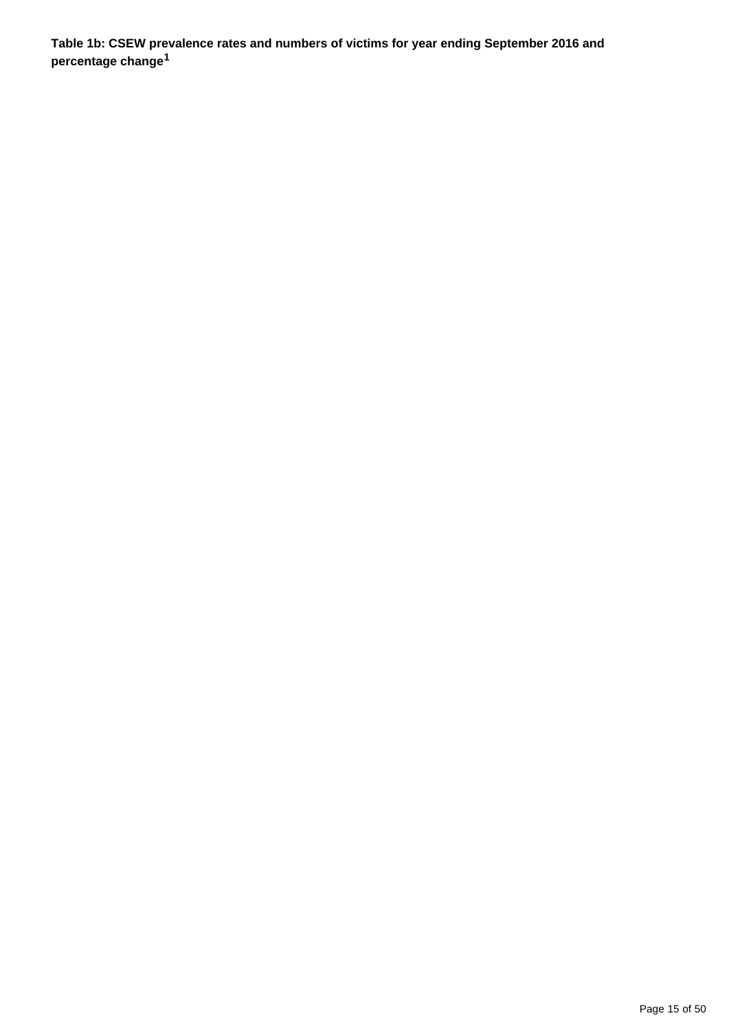**Table 1b: CSEW prevalence rates and numbers of victims for year ending September 2016 and percentage change[1]**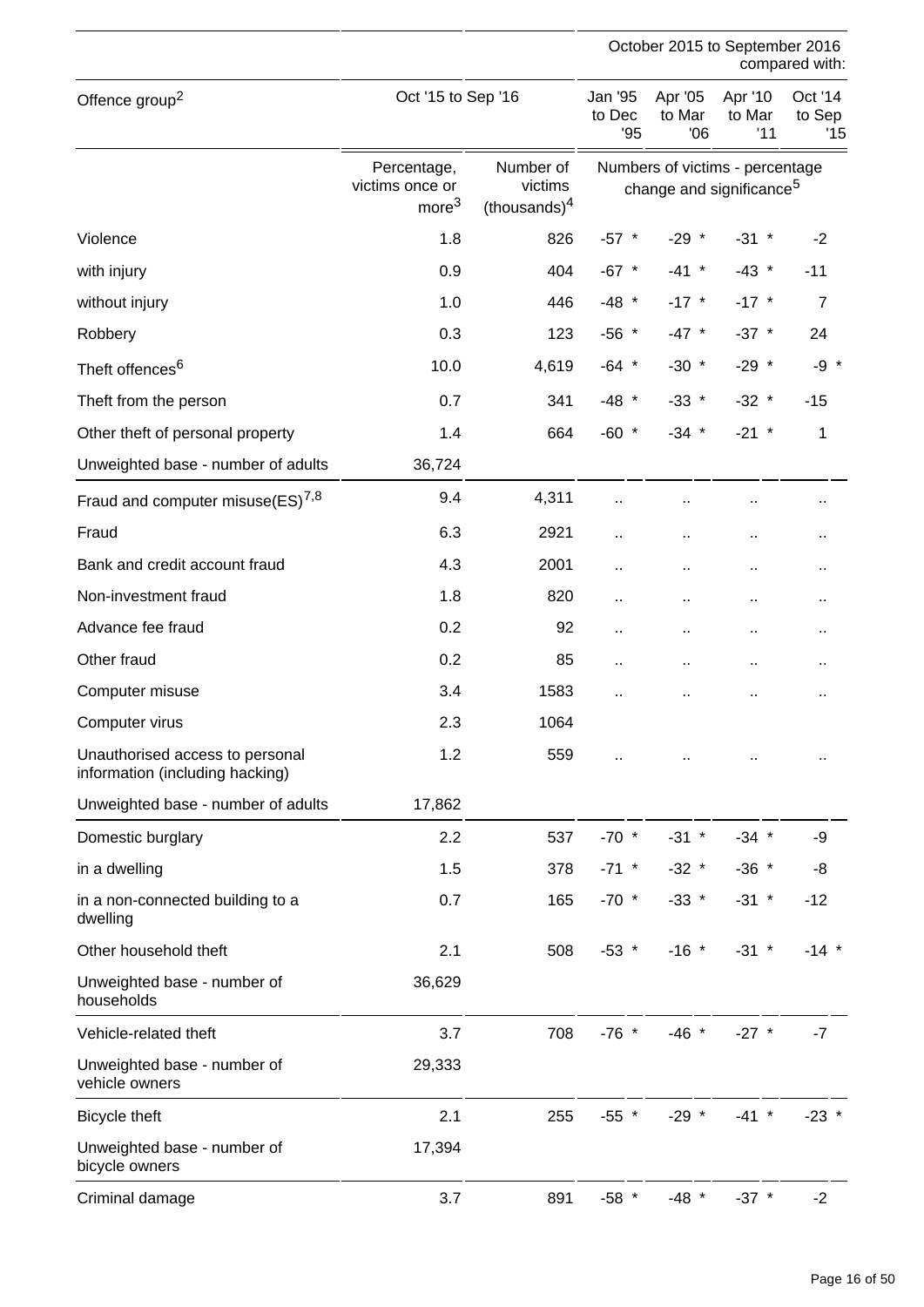| Offence group[2] | Oct '15 to Sep '16 | | October 2015 to September 2016 compared with: | | | |
|---|---|---|---|---|---|---|
| | | | Jan '95 to Dec '95 | Apr '05 to Mar '06 | Apr '10 to Mar '11 | Oct '14 to Sep '15 |
| | Percentage, victims once or more[3] | Number of victims (thousands)[4] | Numbers of victims - percentage change and significance[5] | | | |
| Violence | 1.8 | 826 | -57 * | -29 * | -31 * | -2 |
| with injury | 0.9 | 404 | -67 * | -41 * | -43 * | -11 |
| without injury | 1.0 | 446 | -48 * | -17 * | -17 * | 7 |
| Robbery | 0.3 | 123 | -56 * | -47 * | -37 * | 24 |
| Theft offences[6] | 10.0 | 4,619 | -64 * | -30 * | -29 * | -9 * |
| Theft from the person | 0.7 | 341 | -48 * | -33 * | -32 * | -15 |
| Other theft of personal property | 1.4 | 664 | -60 * | -34 * | -21 * | 1 |
| Unweighted base - number of adults | 36,724 | | | | | |
| Fraud and computer misuse(ES)[7,8] | 9.4 | 4,311 | .. | .. | .. | .. |
| Fraud | 6.3 | 2921 | .. | .. | .. | .. |
| Bank and credit account fraud | 4.3 | 2001 | .. | .. | .. | .. |
| Non-investment fraud | 1.8 | 820 | .. | .. | .. | .. |
| Advance fee fraud | 0.2 | 92 | .. | .. | .. | .. |
| Other fraud | 0.2 | 85 | .. | .. | .. | .. |
| Computer misuse | 3.4 | 1583 | .. | .. | .. | .. |
| Computer virus | 2.3 | 1064 | | | | |
| Unauthorised access to personal information (including hacking) | 1.2 | 559 | .. | .. | .. | .. |
| Unweighted base - number of adults | 17,862 | | | | | |
| Domestic burglary | 2.2 | 537 | -70 * | -31 * | -34 * | -9 |
| in a dwelling | 1.5 | 378 | -71 * | -32 * | -36 * | -8 |
| in a non-connected building to a dwelling | 0.7 | 165 | -70 * | -33 * | -31 * | -12 |
| Other household theft | 2.1 | 508 | -53 * | -16 * | -31 * | -14 * |
| Unweighted base - number of households | 36,629 | | | | | |
| Vehicle-related theft | 3.7 | 708 | -76 * | -46 * | -27 * | -7 |
| Unweighted base - number of vehicle owners | 29,333 | | | | | |
| Bicycle theft | 2.1 | 255 | -55 * | -29 * | -41 * | -23 * |
| Unweighted base - number of bicycle owners | 17,394 | | | | | |
| Criminal damage | 3.7 | 891 | -58 * | -48 * | -37 * | -2 |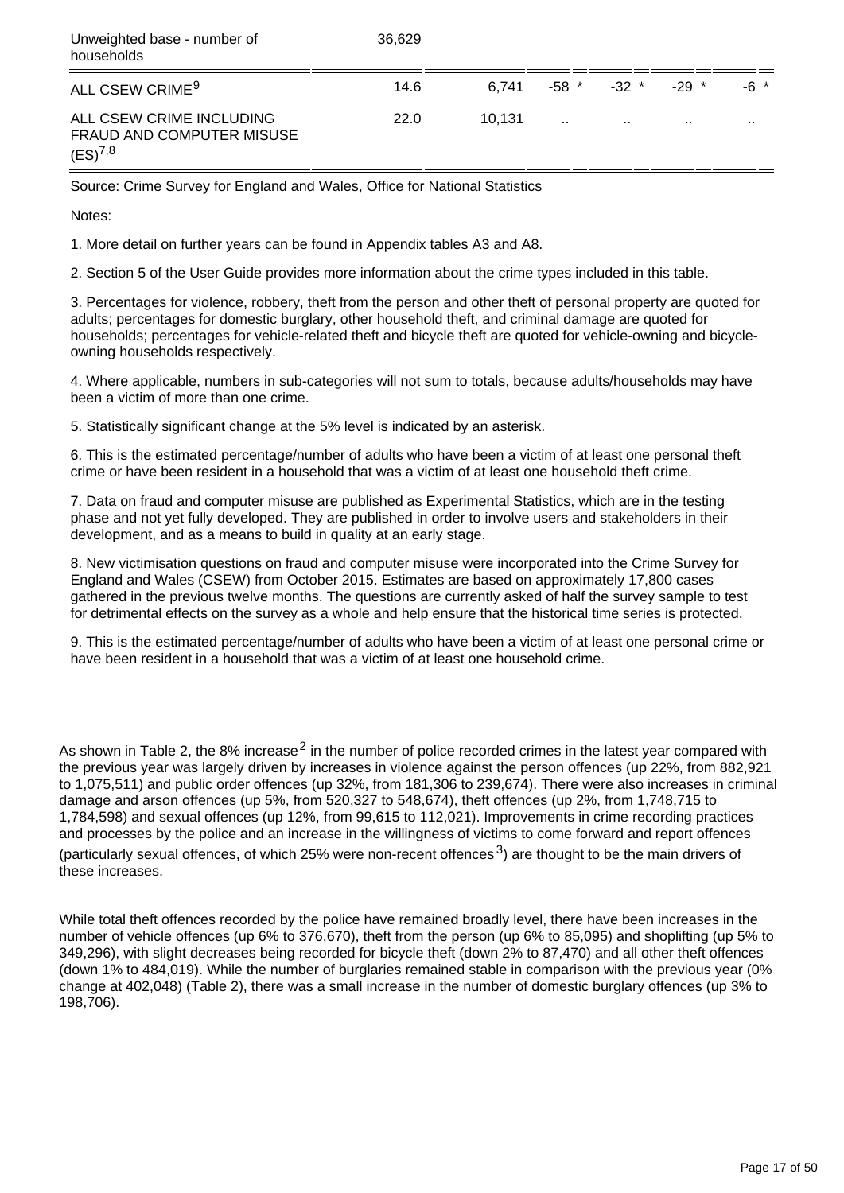| Unweighted base - number of households | 36,629 | | | | | |
|---|---|---|---|---|---|---|
| ALL CSEW CRIME[9] | 14.6 | 6,741 | -58 * | -32 * | -29 * | -6 * |
| ALL CSEW CRIME INCLUDING FRAUD AND COMPUTER MISUSE (ES)[7,8] | 22.0 | 10,131 | .. | .. | .. | .. |

Source: Crime Survey for England and Wales, Office for National Statistics

Notes:

1. More detail on further years can be found in Appendix tables A3 and A8.

2. Section 5 of the User Guide provides more information about the crime types included in this table.

3. Percentages for violence, robbery, theft from the person and other theft of personal property are quoted for adults; percentages for domestic burglary, other household theft, and criminal damage are quoted for households; percentages for vehicle-related theft and bicycle theft are quoted for vehicle-owning and bicycle-owning households respectively.

4. Where applicable, numbers in sub-categories will not sum to totals, because adults/households may have been a victim of more than one crime.

5. Statistically significant change at the 5% level is indicated by an asterisk.

6. This is the estimated percentage/number of adults who have been a victim of at least one personal theft crime or have been resident in a household that was a victim of at least one household theft crime.

7. Data on fraud and computer misuse are published as Experimental Statistics, which are in the testing phase and not yet fully developed. They are published in order to involve users and stakeholders in their development, and as a means to build in quality at an early stage.

8. New victimisation questions on fraud and computer misuse were incorporated into the Crime Survey for England and Wales (CSEW) from October 2015. Estimates are based on approximately 17,800 cases gathered in the previous twelve months. The questions are currently asked of half the survey sample to test for detrimental effects on the survey as a whole and help ensure that the historical time series is protected.

9. This is the estimated percentage/number of adults who have been a victim of at least one personal crime or have been resident in a household that was a victim of at least one household crime.

As shown in Table 2, the 8% increase[2] in the number of police recorded crimes in the latest year compared with the previous year was largely driven by increases in violence against the person offences (up 22%, from 882,921 to 1,075,511) and public order offences (up 32%, from 181,306 to 239,674). There were also increases in criminal damage and arson offences (up 5%, from 520,327 to 548,674), theft offences (up 2%, from 1,748,715 to 1,784,598) and sexual offences (up 12%, from 99,615 to 112,021). Improvements in crime recording practices and processes by the police and an increase in the willingness of victims to come forward and report offences (particularly sexual offences, of which 25% were non-recent offences[3]) are thought to be the main drivers of these increases.

While total theft offences recorded by the police have remained broadly level, there have been increases in the number of vehicle offences (up 6% to 376,670), theft from the person (up 6% to 85,095) and shoplifting (up 5% to 349,296), with slight decreases being recorded for bicycle theft (down 2% to 87,470) and all other theft offences (down 1% to 484,019). While the number of burglaries remained stable in comparison with the previous year (0% change at 402,048) (Table 2), there was a small increase in the number of domestic burglary offences (up 3% to 198,706).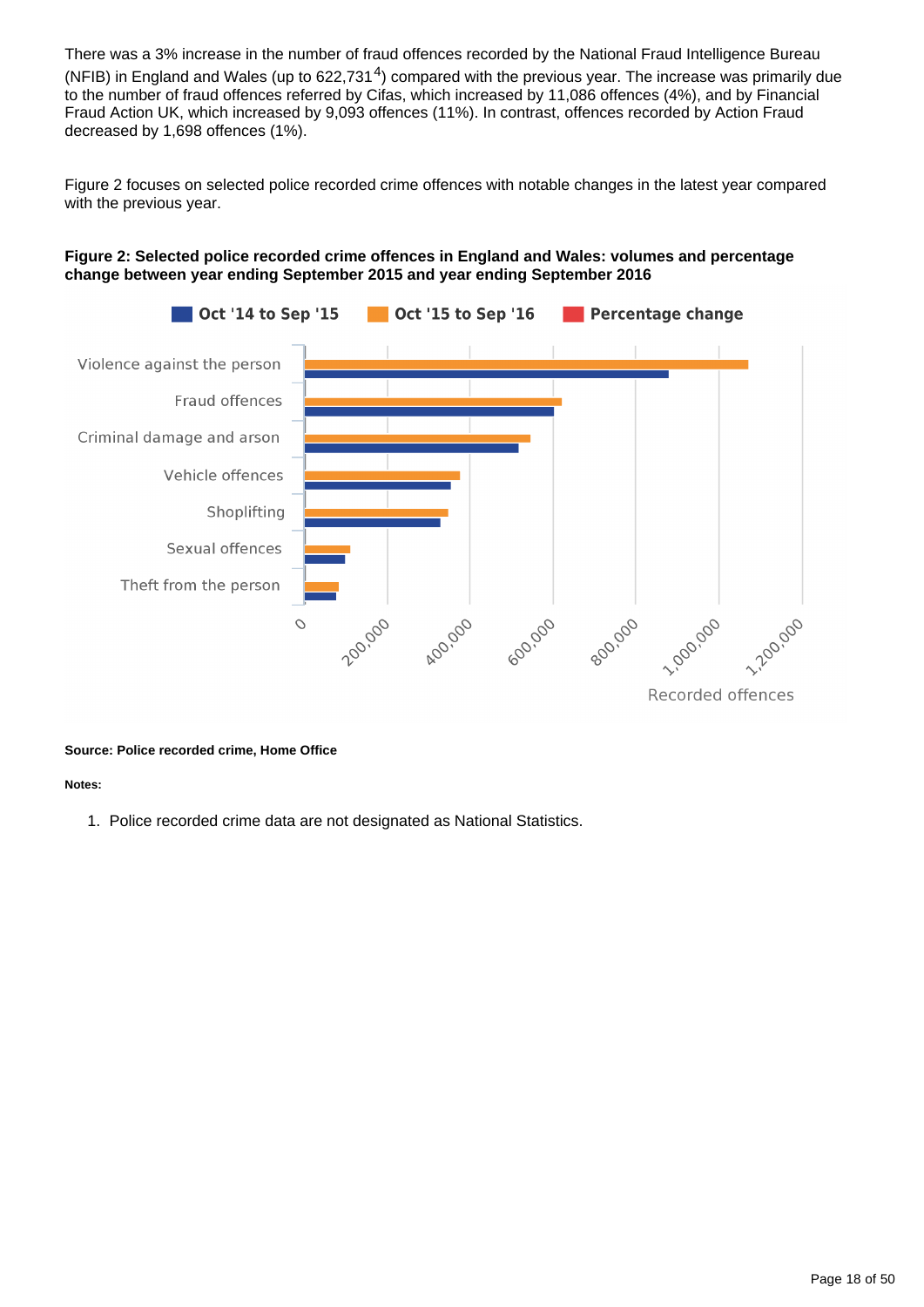There was a 3% increase in the number of fraud offences recorded by the National Fraud Intelligence Bureau (NFIB) in England and Wales (up to 622,731[4]) compared with the previous year. The increase was primarily due to the number of fraud offences referred by Cifas, which increased by 11,086 offences (4%), and by Financial Fraud Action UK, which increased by 9,093 offences (11%). In contrast, offences recorded by Action Fraud decreased by 1,698 offences (1%).

Figure 2 focuses on selected police recorded crime offences with notable changes in the latest year compared with the previous year.

**Figure 2: Selected police recorded crime offences in England and Wales: volumes and percentage change between year ending September 2015 and year ending September 2016**

**Source: Police recorded crime, Home Office**

**Notes:**

1. Police recorded crime data are not designated as National Statistics.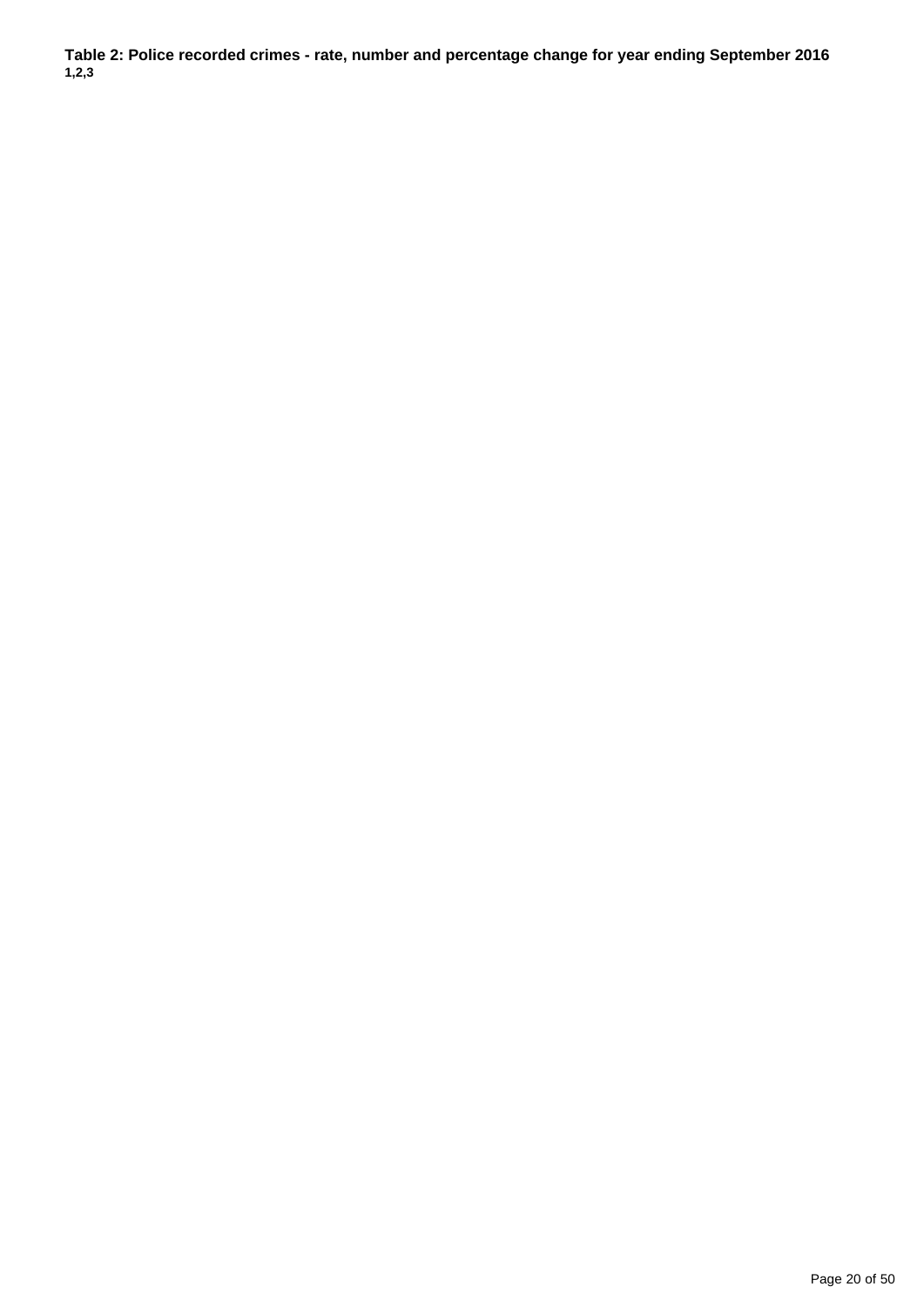**Table 2: Police recorded crimes - rate, number and percentage change for year ending September 2016 1,2,3**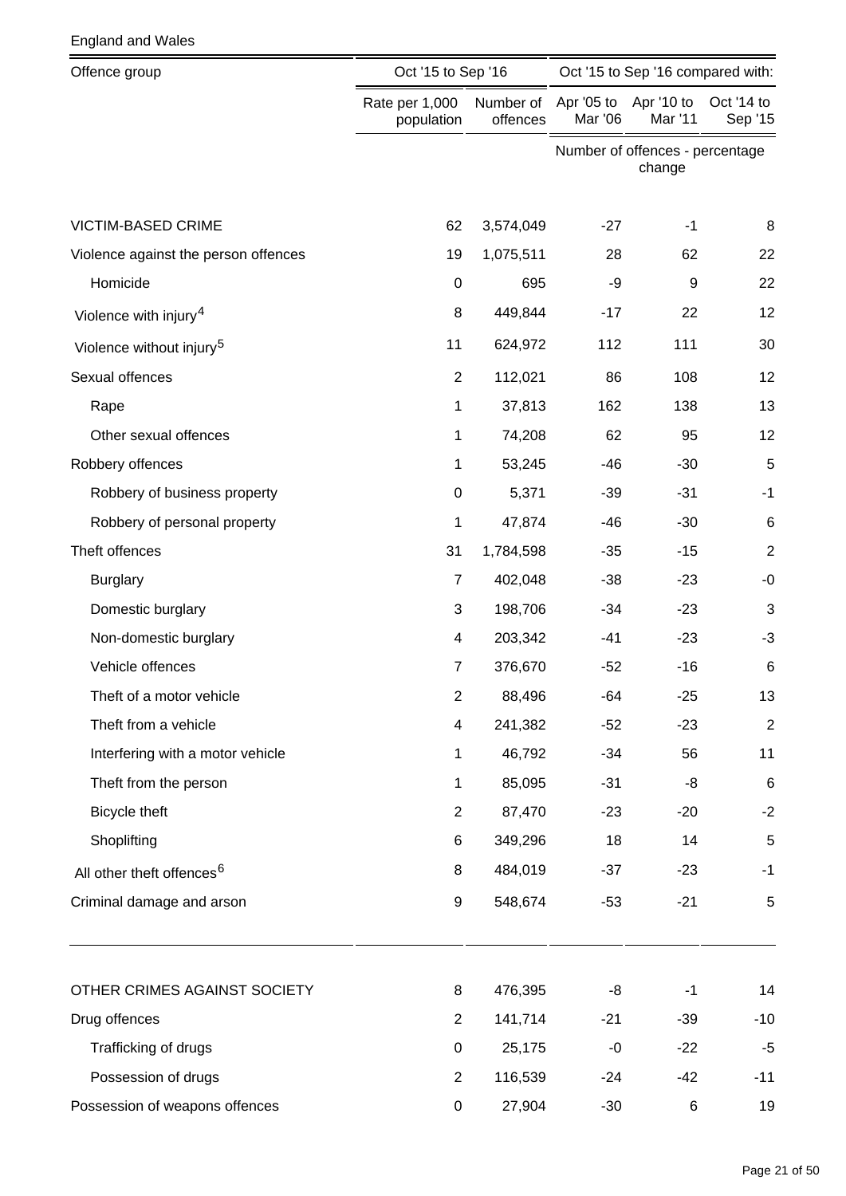England and Wales

| Offence group | Oct '15 to Sep '16 | | Oct '15 to Sep '16 compared with: | | |
|---|---|---|---|---|---|
| | Rate per 1,000 population | Number of offences | Apr '05 to Mar '06 | Apr '10 to Mar '11 | Oct '14 to Sep '15 |
| | | | Number of offences - percentage change | | |
| VICTIM-BASED CRIME | 62 | 3,574,049 | -27 | -1 | 8 |
| Violence against the person offences | 19 | 1,075,511 | 28 | 62 | 22 |
| Homicide | 0 | 695 | -9 | 9 | 22 |
| Violence with injury[4] | 8 | 449,844 | -17 | 22 | 12 |
| Violence without injury[5] | 11 | 624,972 | 112 | 111 | 30 |
| Sexual offences | 2 | 112,021 | 86 | 108 | 12 |
| Rape | 1 | 37,813 | 162 | 138 | 13 |
| Other sexual offences | 1 | 74,208 | 62 | 95 | 12 |
| Robbery offences | 1 | 53,245 | -46 | -30 | 5 |
| Robbery of business property | 0 | 5,371 | -39 | -31 | -1 |
| Robbery of personal property | 1 | 47,874 | -46 | -30 | 6 |
| Theft offences | 31 | 1,784,598 | -35 | -15 | 2 |
| Burglary | 7 | 402,048 | -38 | -23 | -0 |
| Domestic burglary | 3 | 198,706 | -34 | -23 | 3 |
| Non-domestic burglary | 4 | 203,342 | -41 | -23 | -3 |
| Vehicle offences | 7 | 376,670 | -52 | -16 | 6 |
| Theft of a motor vehicle | 2 | 88,496 | -64 | -25 | 13 |
| Theft from a vehicle | 4 | 241,382 | -52 | -23 | 2 |
| Interfering with a motor vehicle | 1 | 46,792 | -34 | 56 | 11 |
| Theft from the person | 1 | 85,095 | -31 | -8 | 6 |
| Bicycle theft | 2 | 87,470 | -23 | -20 | -2 |
| Shoplifting | 6 | 349,296 | 18 | 14 | 5 |
| All other theft offences[6] | 8 | 484,019 | -37 | -23 | -1 |
| Criminal damage and arson | 9 | 548,674 | -53 | -21 | 5 |
| | | | | | |
| OTHER CRIMES AGAINST SOCIETY | 8 | 476,395 | -8 | -1 | 14 |
| Drug offences | 2 | 141,714 | -21 | -39 | -10 |
| Trafficking of drugs | 0 | 25,175 | -0 | -22 | -5 |
| Possession of drugs | 2 | 116,539 | -24 | -42 | -11 |
| Possession of weapons offences | 0 | 27,904 | -30 | 6 | 19 |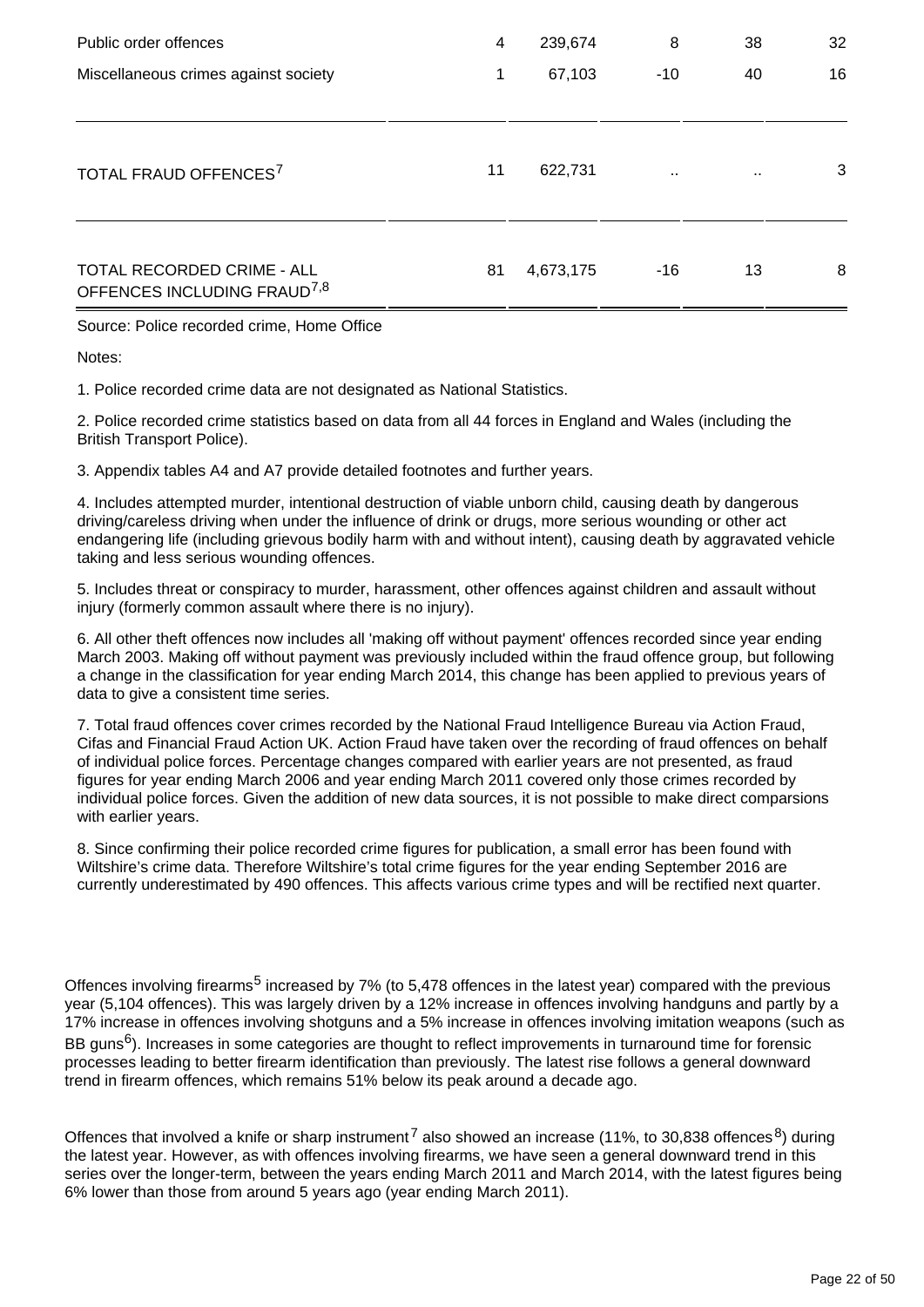| | | | | | |
|---|---|---|---|---|---|
| Public order offences | 4 | 239,674 | 8 | 38 | 32 |
| Miscellaneous crimes against society | 1 | 67,103 | -10 | 40 | 16 |
| TOTAL FRAUD OFFENCES[7] | 11 | 622,731 | .. | .. | 3 |
| TOTAL RECORDED CRIME - ALL OFFENCES INCLUDING FRAUD[7,8] | 81 | 4,673,175 | -16 | 13 | 8 |

Source: Police recorded crime, Home Office

Notes:

1. Police recorded crime data are not designated as National Statistics.

2. Police recorded crime statistics based on data from all 44 forces in England and Wales (including the British Transport Police).

3. Appendix tables A4 and A7 provide detailed footnotes and further years.

4. Includes attempted murder, intentional destruction of viable unborn child, causing death by dangerous driving/careless driving when under the influence of drink or drugs, more serious wounding or other act endangering life (including grievous bodily harm with and without intent), causing death by aggravated vehicle taking and less serious wounding offences.

5. Includes threat or conspiracy to murder, harassment, other offences against children and assault without injury (formerly common assault where there is no injury).

6. All other theft offences now includes all 'making off without payment' offences recorded since year ending March 2003. Making off without payment was previously included within the fraud offence group, but following a change in the classification for year ending March 2014, this change has been applied to previous years of data to give a consistent time series.

7. Total fraud offences cover crimes recorded by the National Fraud Intelligence Bureau via Action Fraud, Cifas and Financial Fraud Action UK. Action Fraud have taken over the recording of fraud offences on behalf of individual police forces. Percentage changes compared with earlier years are not presented, as fraud figures for year ending March 2006 and year ending March 2011 covered only those crimes recorded by individual police forces. Given the addition of new data sources, it is not possible to make direct comparsions with earlier years.

8. Since confirming their police recorded crime figures for publication, a small error has been found with Wiltshire's crime data. Therefore Wiltshire's total crime figures for the year ending September 2016 are currently underestimated by 490 offences. This affects various crime types and will be rectified next quarter.

Offences involving firearms[5] increased by 7% (to 5,478 offences in the latest year) compared with the previous year (5,104 offences). This was largely driven by a 12% increase in offences involving handguns and partly by a 17% increase in offences involving shotguns and a 5% increase in offences involving imitation weapons (such as BB guns[6]). Increases in some categories are thought to reflect improvements in turnaround time for forensic processes leading to better firearm identification than previously. The latest rise follows a general downward trend in firearm offences, which remains 51% below its peak around a decade ago.

Offences that involved a knife or sharp instrument[7] also showed an increase (11%, to 30,838 offences[8]) during the latest year. However, as with offences involving firearms, we have seen a general downward trend in this series over the longer-term, between the years ending March 2011 and March 2014, with the latest figures being 6% lower than those from around 5 years ago (year ending March 2011).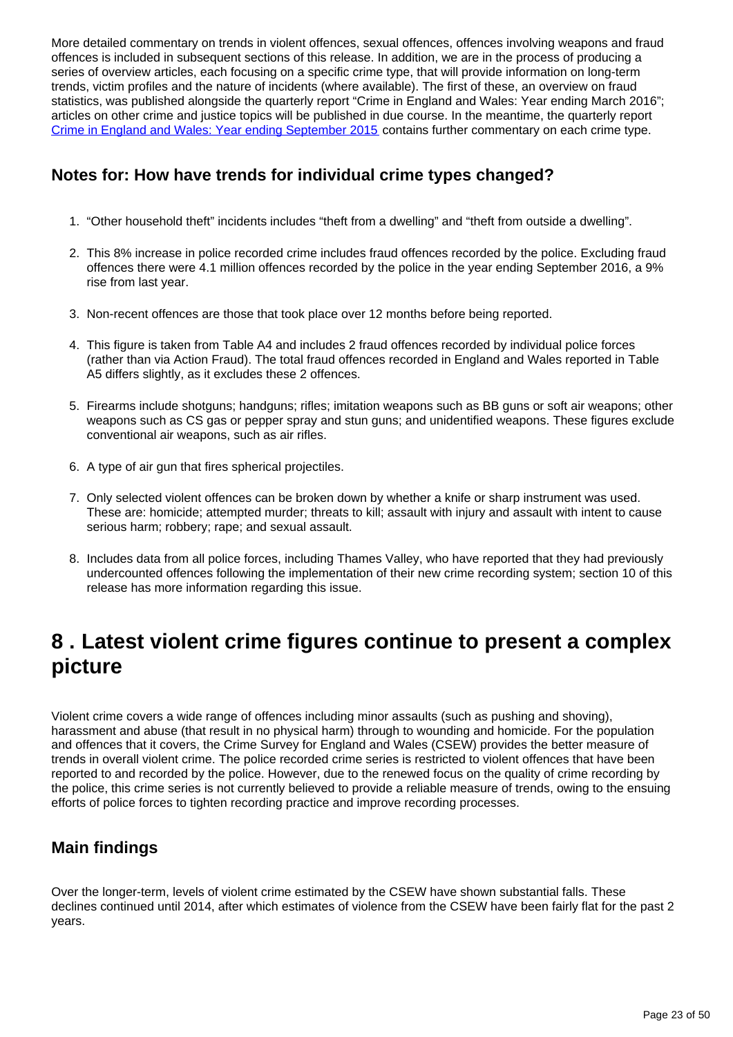More detailed commentary on trends in violent offences, sexual offences, offences involving weapons and fraud offences is included in subsequent sections of this release. In addition, we are in the process of producing a series of overview articles, each focusing on a specific crime type, that will provide information on long-term trends, victim profiles and the nature of incidents (where available). The first of these, an overview on fraud statistics, was published alongside the quarterly report "Crime in England and Wales: Year ending March 2016"; articles on other crime and justice topics will be published in due course. In the meantime, the quarterly report [Crime in England and Wales: Year ending September 2015](#) contains further commentary on each crime type.

### Notes for: How have trends for individual crime types changed?

1. "Other household theft" incidents includes "theft from a dwelling" and "theft from outside a dwelling".

2. This 8% increase in police recorded crime includes fraud offences recorded by the police. Excluding fraud offences there were 4.1 million offences recorded by the police in the year ending September 2016, a 9% rise from last year.

3. Non-recent offences are those that took place over 12 months before being reported.

4. This figure is taken from Table A4 and includes 2 fraud offences recorded by individual police forces (rather than via Action Fraud). The total fraud offences recorded in England and Wales reported in Table A5 differs slightly, as it excludes these 2 offences.

5. Firearms include shotguns; handguns; rifles; imitation weapons such as BB guns or soft air weapons; other weapons such as CS gas or pepper spray and stun guns; and unidentified weapons. These figures exclude conventional air weapons, such as air rifles.

6. A type of air gun that fires spherical projectiles.

7. Only selected violent offences can be broken down by whether a knife or sharp instrument was used. These are: homicide; attempted murder; threats to kill; assault with injury and assault with intent to cause serious harm; robbery; rape; and sexual assault.

8. Includes data from all police forces, including Thames Valley, who have reported that they had previously undercounted offences following the implementation of their new crime recording system; section 10 of this release has more information regarding this issue.

## 8 . Latest violent crime figures continue to present a complex picture

Violent crime covers a wide range of offences including minor assaults (such as pushing and shoving), harassment and abuse (that result in no physical harm) through to wounding and homicide. For the population and offences that it covers, the Crime Survey for England and Wales (CSEW) provides the better measure of trends in overall violent crime. The police recorded crime series is restricted to violent offences that have been reported to and recorded by the police. However, due to the renewed focus on the quality of crime recording by the police, this crime series is not currently believed to provide a reliable measure of trends, owing to the ensuing efforts of police forces to tighten recording practice and improve recording processes.

### Main findings

Over the longer-term, levels of violent crime estimated by the CSEW have shown substantial falls. These declines continued until 2014, after which estimates of violence from the CSEW have been fairly flat for the past 2 years.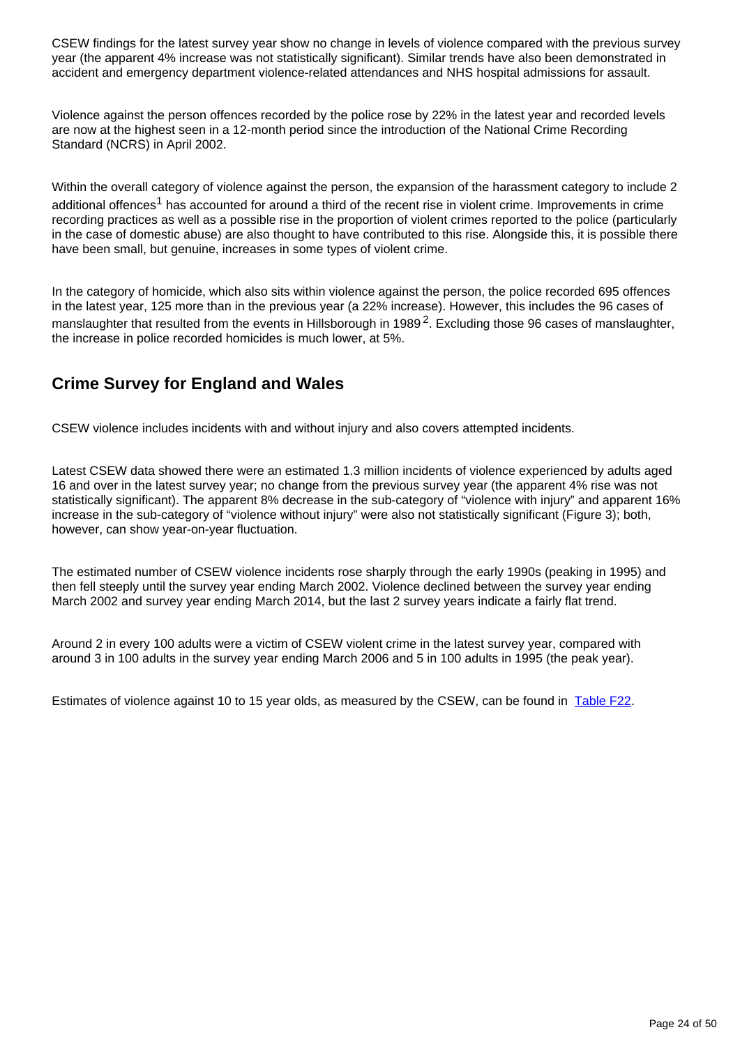CSEW findings for the latest survey year show no change in levels of violence compared with the previous survey year (the apparent 4% increase was not statistically significant). Similar trends have also been demonstrated in accident and emergency department violence-related attendances and NHS hospital admissions for assault.

Violence against the person offences recorded by the police rose by 22% in the latest year and recorded levels are now at the highest seen in a 12-month period since the introduction of the National Crime Recording Standard (NCRS) in April 2002.

Within the overall category of violence against the person, the expansion of the harassment category to include 2 additional offences[1] has accounted for around a third of the recent rise in violent crime. Improvements in crime recording practices as well as a possible rise in the proportion of violent crimes reported to the police (particularly in the case of domestic abuse) are also thought to have contributed to this rise. Alongside this, it is possible there have been small, but genuine, increases in some types of violent crime.

In the category of homicide, which also sits within violence against the person, the police recorded 695 offences in the latest year, 125 more than in the previous year (a 22% increase). However, this includes the 96 cases of manslaughter that resulted from the events in Hillsborough in 1989[2]. Excluding those 96 cases of manslaughter, the increase in police recorded homicides is much lower, at 5%.

## Crime Survey for England and Wales

CSEW violence includes incidents with and without injury and also covers attempted incidents.

Latest CSEW data showed there were an estimated 1.3 million incidents of violence experienced by adults aged 16 and over in the latest survey year; no change from the previous survey year (the apparent 4% rise was not statistically significant). The apparent 8% decrease in the sub-category of "violence with injury" and apparent 16% increase in the sub-category of "violence without injury" were also not statistically significant (Figure 3); both, however, can show year-on-year fluctuation.

The estimated number of CSEW violence incidents rose sharply through the early 1990s (peaking in 1995) and then fell steeply until the survey year ending March 2002. Violence declined between the survey year ending March 2002 and survey year ending March 2014, but the last 2 survey years indicate a fairly flat trend.

Around 2 in every 100 adults were a victim of CSEW violent crime in the latest survey year, compared with around 3 in 100 adults in the survey year ending March 2006 and 5 in 100 adults in 1995 (the peak year).

Estimates of violence against 10 to 15 year olds, as measured by the CSEW, can be found in [Table F22](#).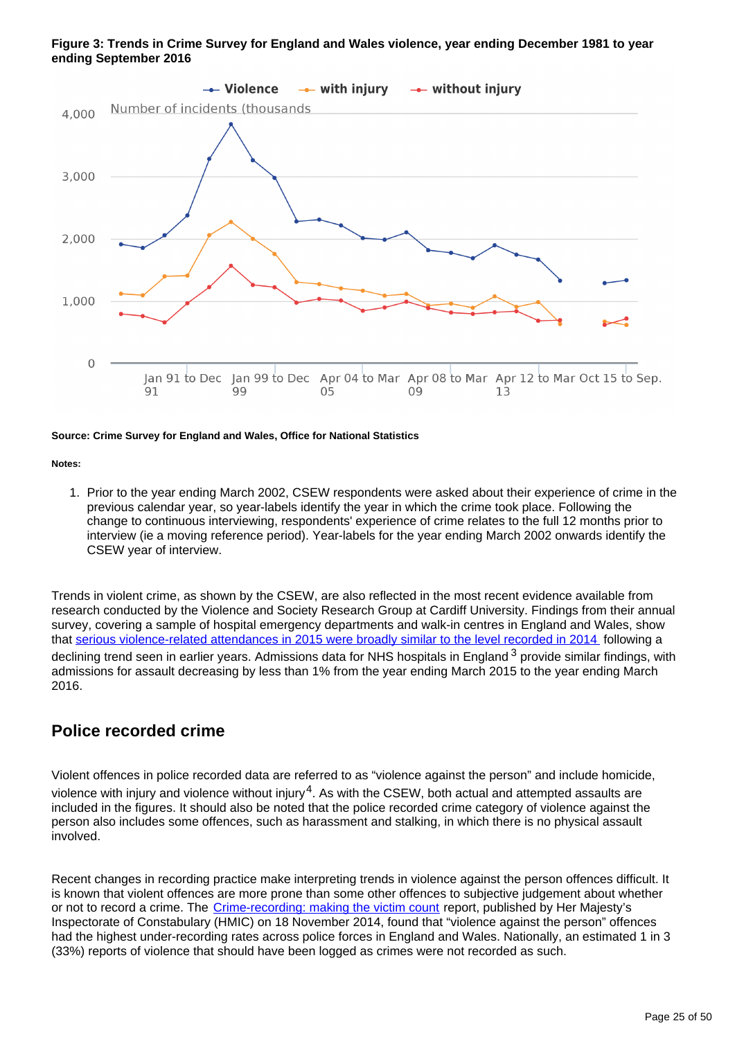**Figure 3: Trends in Crime Survey for England and Wales violence, year ending December 1981 to year ending September 2016**

**Source: Crime Survey for England and Wales, Office for National Statistics**

**Notes:**

1. Prior to the year ending March 2002, CSEW respondents were asked about their experience of crime in the previous calendar year, so year-labels identify the year in which the crime took place. Following the change to continuous interviewing, respondents' experience of crime relates to the full 12 months prior to interview (ie a moving reference period). Year-labels for the year ending March 2002 onwards identify the CSEW year of interview.

Trends in violent crime, as shown by the CSEW, are also reflected in the most recent evidence available from research conducted by the Violence and Society Research Group at Cardiff University. Findings from their annual survey, covering a sample of hospital emergency departments and walk-in centres in England and Wales, show that serious violence-related attendances in 2015 were broadly similar to the level recorded in 2014 following a declining trend seen in earlier years. Admissions data for NHS hospitals in England [3] provide similar findings, with admissions for assault decreasing by less than 1% from the year ending March 2015 to the year ending March 2016.

## Police recorded crime

Violent offences in police recorded data are referred to as “violence against the person” and include homicide, violence with injury and violence without injury [4]. As with the CSEW, both actual and attempted assaults are included in the figures. It should also be noted that the police recorded crime category of violence against the person also includes some offences, such as harassment and stalking, in which there is no physical assault involved.

Recent changes in recording practice make interpreting trends in violence against the person offences difficult. It is known that violent offences are more prone than some other offences to subjective judgement about whether or not to record a crime. The Crime-recording: making the victim count report, published by Her Majesty’s Inspectorate of Constabulary (HMIC) on 18 November 2014, found that “violence against the person” offences had the highest under-recording rates across police forces in England and Wales. Nationally, an estimated 1 in 3 (33%) reports of violence that should have been logged as crimes were not recorded as such.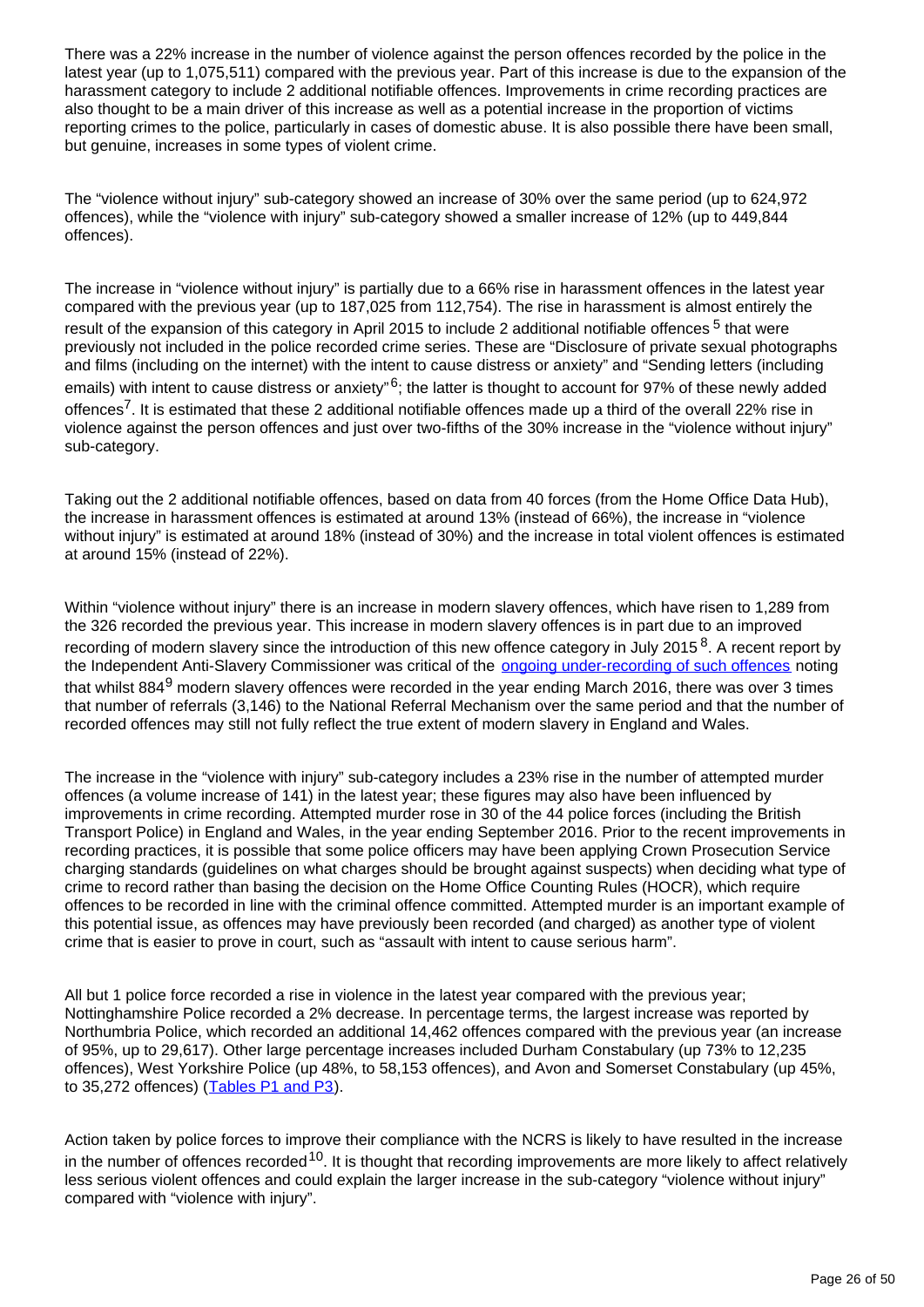There was a 22% increase in the number of violence against the person offences recorded by the police in the latest year (up to 1,075,511) compared with the previous year. Part of this increase is due to the expansion of the harassment category to include 2 additional notifiable offences. Improvements in crime recording practices are also thought to be a main driver of this increase as well as a potential increase in the proportion of victims reporting crimes to the police, particularly in cases of domestic abuse. It is also possible there have been small, but genuine, increases in some types of violent crime.

The "violence without injury" sub-category showed an increase of 30% over the same period (up to 624,972 offences), while the "violence with injury" sub-category showed a smaller increase of 12% (up to 449,844 offences).

The increase in "violence without injury" is partially due to a 66% rise in harassment offences in the latest year compared with the previous year (up to 187,025 from 112,754). The rise in harassment is almost entirely the result of the expansion of this category in April 2015 to include 2 additional notifiable offences [5] that were previously not included in the police recorded crime series. These are "Disclosure of private sexual photographs and films (including on the internet) with the intent to cause distress or anxiety" and "Sending letters (including emails) with intent to cause distress or anxiety" [6]; the latter is thought to account for 97% of these newly added offences [7]. It is estimated that these 2 additional notifiable offences made up a third of the overall 22% rise in violence against the person offences and just over two-fifths of the 30% increase in the "violence without injury" sub-category.

Taking out the 2 additional notifiable offences, based on data from 40 forces (from the Home Office Data Hub), the increase in harassment offences is estimated at around 13% (instead of 66%), the increase in "violence without injury" is estimated at around 18% (instead of 30%) and the increase in total violent offences is estimated at around 15% (instead of 22%).

Within "violence without injury" there is an increase in modern slavery offences, which have risen to 1,289 from the 326 recorded the previous year. This increase in modern slavery offences is in part due to an improved recording of modern slavery since the introduction of this new offence category in July 2015 [8]. A recent report by the Independent Anti-Slavery Commissioner was critical of the ongoing under-recording of such offences noting that whilst 884 [9] modern slavery offences were recorded in the year ending March 2016, there was over 3 times that number of referrals (3,146) to the National Referral Mechanism over the same period and that the number of recorded offences may still not fully reflect the true extent of modern slavery in England and Wales.

The increase in the "violence with injury" sub-category includes a 23% rise in the number of attempted murder offences (a volume increase of 141) in the latest year; these figures may also have been influenced by improvements in crime recording. Attempted murder rose in 30 of the 44 police forces (including the British Transport Police) in England and Wales, in the year ending September 2016. Prior to the recent improvements in recording practices, it is possible that some police officers may have been applying Crown Prosecution Service charging standards (guidelines on what charges should be brought against suspects) when deciding what type of crime to record rather than basing the decision on the Home Office Counting Rules (HOCR), which require offences to be recorded in line with the criminal offence committed. Attempted murder is an important example of this potential issue, as offences may have previously been recorded (and charged) as another type of violent crime that is easier to prove in court, such as "assault with intent to cause serious harm".

All but 1 police force recorded a rise in violence in the latest year compared with the previous year; Nottinghamshire Police recorded a 2% decrease. In percentage terms, the largest increase was reported by Northumbria Police, which recorded an additional 14,462 offences compared with the previous year (an increase of 95%, up to 29,617). Other large percentage increases included Durham Constabulary (up 73% to 12,235 offences), West Yorkshire Police (up 48%, to 58,153 offences), and Avon and Somerset Constabulary (up 45%, to 35,272 offences) (Tables P1 and P3).

Action taken by police forces to improve their compliance with the NCRS is likely to have resulted in the increase in the number of offences recorded [10]. It is thought that recording improvements are more likely to affect relatively less serious violent offences and could explain the larger increase in the sub-category "violence without injury" compared with "violence with injury".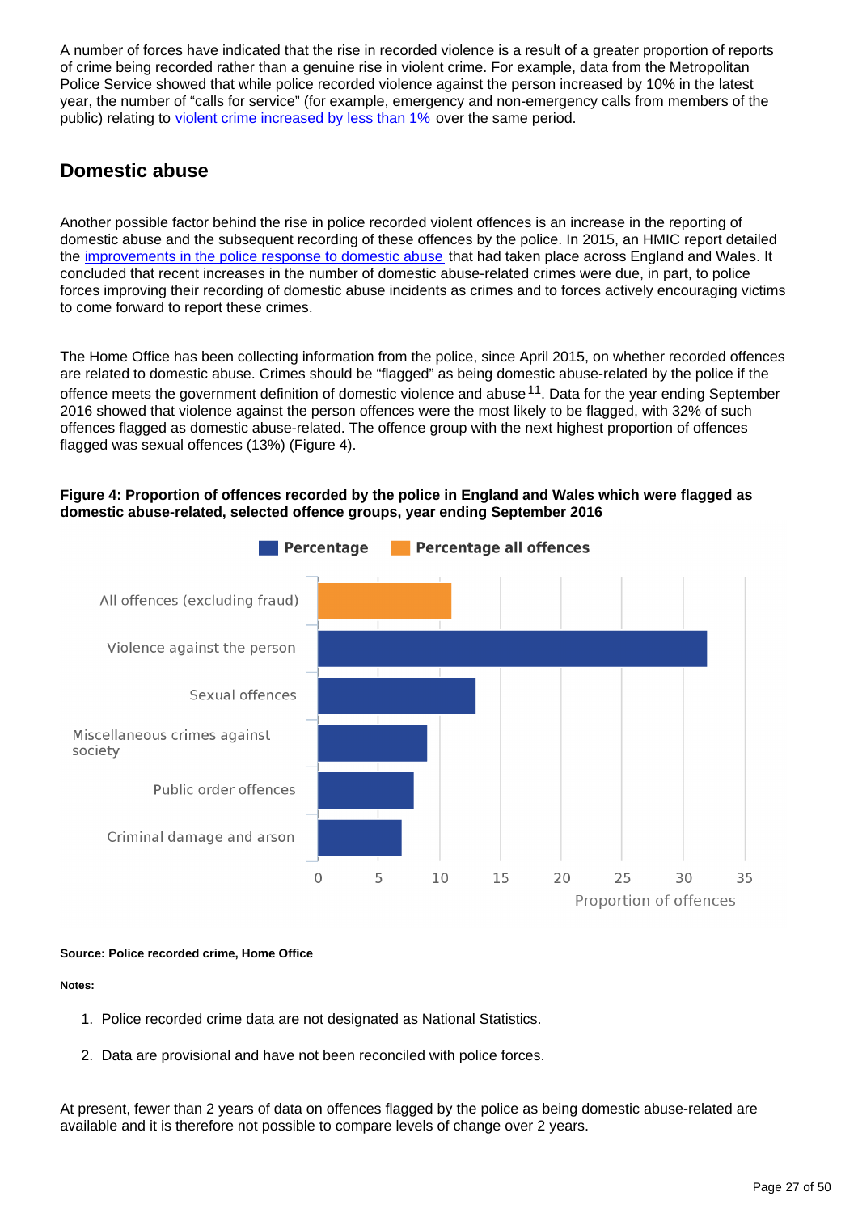A number of forces have indicated that the rise in recorded violence is a result of a greater proportion of reports of crime being recorded rather than a genuine rise in violent crime. For example, data from the Metropolitan Police Service showed that while police recorded violence against the person increased by 10% in the latest year, the number of "calls for service" (for example, emergency and non-emergency calls from members of the public) relating to violent crime increased by less than 1% over the same period.

## Domestic abuse

Another possible factor behind the rise in police recorded violent offences is an increase in the reporting of domestic abuse and the subsequent recording of these offences by the police. In 2015, an HMIC report detailed the improvements in the police response to domestic abuse that had taken place across England and Wales. It concluded that recent increases in the number of domestic abuse-related crimes were due, in part, to police forces improving their recording of domestic abuse incidents as crimes and to forces actively encouraging victims to come forward to report these crimes.

The Home Office has been collecting information from the police, since April 2015, on whether recorded offences are related to domestic abuse. Crimes should be "flagged" as being domestic abuse-related by the police if the offence meets the government definition of domestic violence and abuse[11]. Data for the year ending September 2016 showed that violence against the person offences were the most likely to be flagged, with 32% of such offences flagged as domestic abuse-related. The offence group with the next highest proportion of offences flagged was sexual offences (13%) (Figure 4).

**Figure 4: Proportion of offences recorded by the police in England and Wales which were flagged as domestic abuse-related, selected offence groups, year ending September 2016**

**Source: Police recorded crime, Home Office**

**Notes:**

1. Police recorded crime data are not designated as National Statistics.
2. Data are provisional and have not been reconciled with police forces.

At present, fewer than 2 years of data on offences flagged by the police as being domestic abuse-related are available and it is therefore not possible to compare levels of change over 2 years.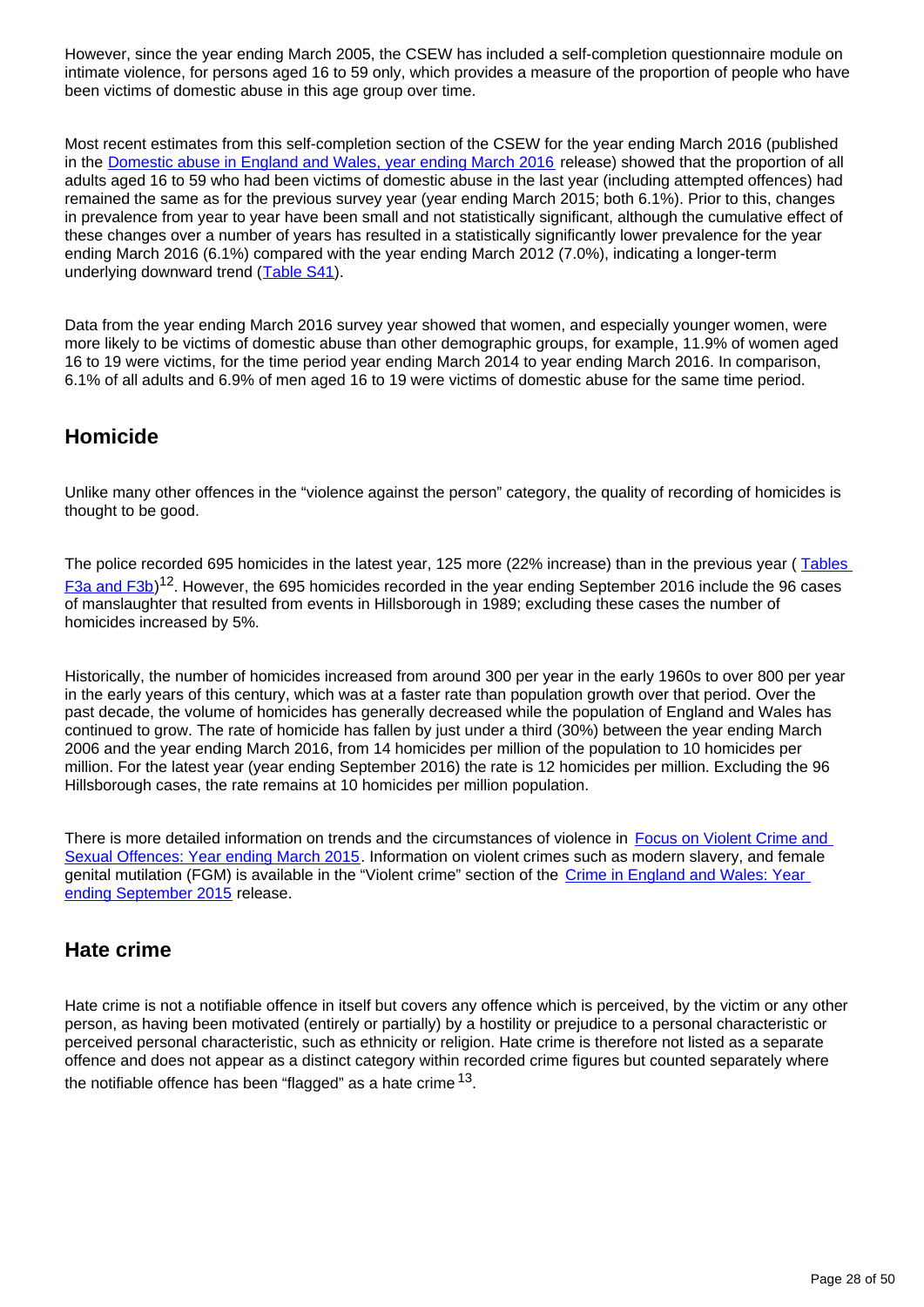However, since the year ending March 2005, the CSEW has included a self-completion questionnaire module on intimate violence, for persons aged 16 to 59 only, which provides a measure of the proportion of people who have been victims of domestic abuse in this age group over time.

Most recent estimates from this self-completion section of the CSEW for the year ending March 2016 (published in the Domestic abuse in England and Wales, year ending March 2016 release) showed that the proportion of all adults aged 16 to 59 who had been victims of domestic abuse in the last year (including attempted offences) had remained the same as for the previous survey year (year ending March 2015; both 6.1%). Prior to this, changes in prevalence from year to year have been small and not statistically significant, although the cumulative effect of these changes over a number of years has resulted in a statistically significantly lower prevalence for the year ending March 2016 (6.1%) compared with the year ending March 2012 (7.0%), indicating a longer-term underlying downward trend (Table S41).

Data from the year ending March 2016 survey year showed that women, and especially younger women, were more likely to be victims of domestic abuse than other demographic groups, for example, 11.9% of women aged 16 to 19 were victims, for the time period year ending March 2014 to year ending March 2016. In comparison, 6.1% of all adults and 6.9% of men aged 16 to 19 were victims of domestic abuse for the same time period.

## Homicide

Unlike many other offences in the "violence against the person" category, the quality of recording of homicides is thought to be good.

The police recorded 695 homicides in the latest year, 125 more (22% increase) than in the previous year ( Tables F3a and F3b)[12]. However, the 695 homicides recorded in the year ending September 2016 include the 96 cases of manslaughter that resulted from events in Hillsborough in 1989; excluding these cases the number of homicides increased by 5%.

Historically, the number of homicides increased from around 300 per year in the early 1960s to over 800 per year in the early years of this century, which was at a faster rate than population growth over that period. Over the past decade, the volume of homicides has generally decreased while the population of England and Wales has continued to grow. The rate of homicide has fallen by just under a third (30%) between the year ending March 2006 and the year ending March 2016, from 14 homicides per million of the population to 10 homicides per million. For the latest year (year ending September 2016) the rate is 12 homicides per million. Excluding the 96 Hillsborough cases, the rate remains at 10 homicides per million population.

There is more detailed information on trends and the circumstances of violence in Focus on Violent Crime and Sexual Offences: Year ending March 2015. Information on violent crimes such as modern slavery, and female genital mutilation (FGM) is available in the "Violent crime" section of the Crime in England and Wales: Year ending September 2015 release.

## Hate crime

Hate crime is not a notifiable offence in itself but covers any offence which is perceived, by the victim or any other person, as having been motivated (entirely or partially) by a hostility or prejudice to a personal characteristic or perceived personal characteristic, such as ethnicity or religion. Hate crime is therefore not listed as a separate offence and does not appear as a distinct category within recorded crime figures but counted separately where the notifiable offence has been "flagged" as a hate crime [13].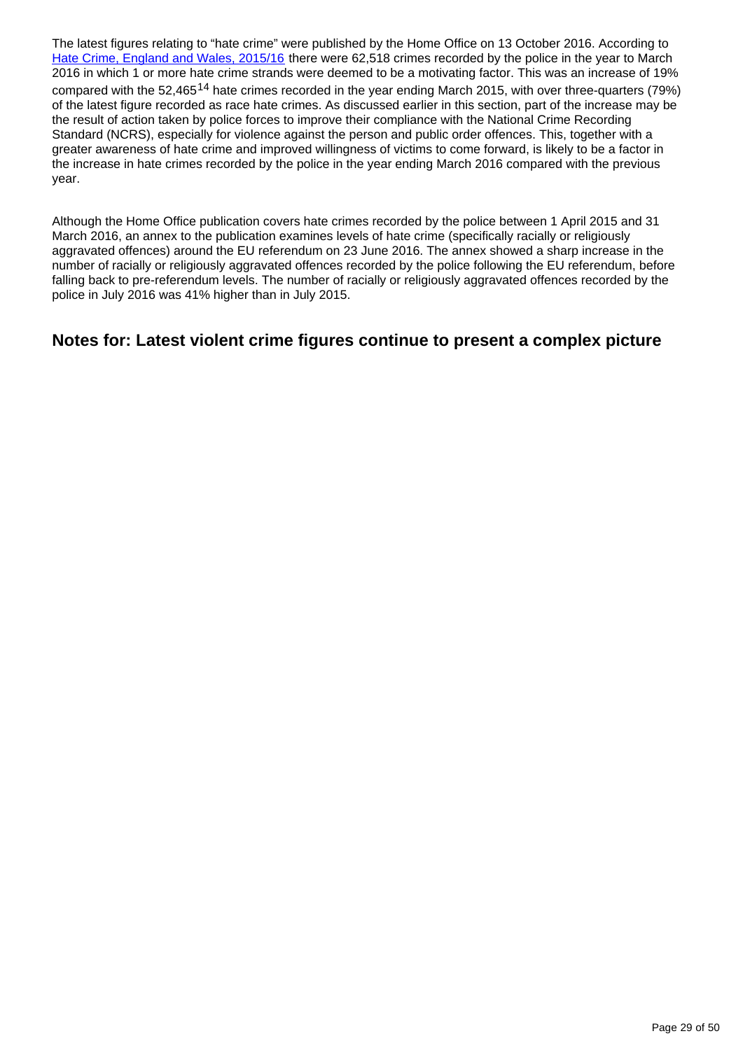The latest figures relating to "hate crime" were published by the Home Office on 13 October 2016. According to [Hate Crime, England and Wales, 2015/16](#) there were 62,518 crimes recorded by the police in the year to March 2016 in which 1 or more hate crime strands were deemed to be a motivating factor. This was an increase of 19% compared with the 52,465[14] hate crimes recorded in the year ending March 2015, with over three-quarters (79%) of the latest figure recorded as race hate crimes. As discussed earlier in this section, part of the increase may be the result of action taken by police forces to improve their compliance with the National Crime Recording Standard (NCRS), especially for violence against the person and public order offences. This, together with a greater awareness of hate crime and improved willingness of victims to come forward, is likely to be a factor in the increase in hate crimes recorded by the police in the year ending March 2016 compared with the previous year.

Although the Home Office publication covers hate crimes recorded by the police between 1 April 2015 and 31 March 2016, an annex to the publication examines levels of hate crime (specifically racially or religiously aggravated offences) around the EU referendum on 23 June 2016. The annex showed a sharp increase in the number of racially or religiously aggravated offences recorded by the police following the EU referendum, before falling back to pre-referendum levels. The number of racially or religiously aggravated offences recorded by the police in July 2016 was 41% higher than in July 2015.

## Notes for: Latest violent crime figures continue to present a complex picture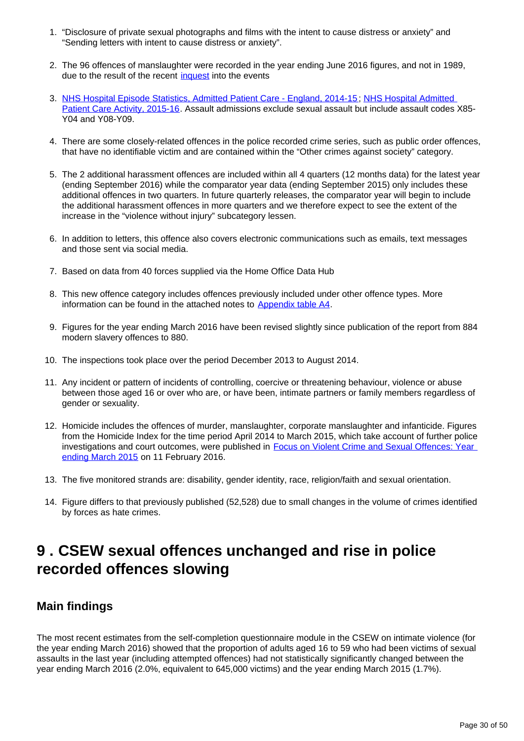1. "Disclosure of private sexual photographs and films with the intent to cause distress or anxiety" and "Sending letters with intent to cause distress or anxiety".

2. The 96 offences of manslaughter were recorded in the year ending June 2016 figures, and not in 1989, due to the result of the recent [inquest](#) into the events

3. [NHS Hospital Episode Statistics, Admitted Patient Care - England, 2014-15](#); [NHS Hospital Admitted Patient Care Activity, 2015-16](#). Assault admissions exclude sexual assault but include assault codes X85-Y04 and Y08-Y09.

4. There are some closely-related offences in the police recorded crime series, such as public order offences, that have no identifiable victim and are contained within the "Other crimes against society" category.

5. The 2 additional harassment offences are included within all 4 quarters (12 months data) for the latest year (ending September 2016) while the comparator year data (ending September 2015) only includes these additional offences in two quarters. In future quarterly releases, the comparator year will begin to include the additional harassment offences in more quarters and we therefore expect to see the extent of the increase in the "violence without injury" subcategory lessen.

6. In addition to letters, this offence also covers electronic communications such as emails, text messages and those sent via social media.

7. Based on data from 40 forces supplied via the Home Office Data Hub

8. This new offence category includes offences previously included under other offence types. More information can be found in the attached notes to [Appendix table A4](#).

9. Figures for the year ending March 2016 have been revised slightly since publication of the report from 884 modern slavery offences to 880.

10. The inspections took place over the period December 2013 to August 2014.

11. Any incident or pattern of incidents of controlling, coercive or threatening behaviour, violence or abuse between those aged 16 or over who are, or have been, intimate partners or family members regardless of gender or sexuality.

12. Homicide includes the offences of murder, manslaughter, corporate manslaughter and infanticide. Figures from the Homicide Index for the time period April 2014 to March 2015, which take account of further police investigations and court outcomes, were published in [Focus on Violent Crime and Sexual Offences: Year ending March 2015](#) on 11 February 2016.

13. The five monitored strands are: disability, gender identity, race, religion/faith and sexual orientation.

14. Figure differs to that previously published (52,528) due to small changes in the volume of crimes identified by forces as hate crimes.

# 9 . CSEW sexual offences unchanged and rise in police recorded offences slowing

## Main findings

The most recent estimates from the self-completion questionnaire module in the CSEW on intimate violence (for the year ending March 2016) showed that the proportion of adults aged 16 to 59 who had been victims of sexual assaults in the last year (including attempted offences) had not statistically significantly changed between the year ending March 2016 (2.0%, equivalent to 645,000 victims) and the year ending March 2015 (1.7%).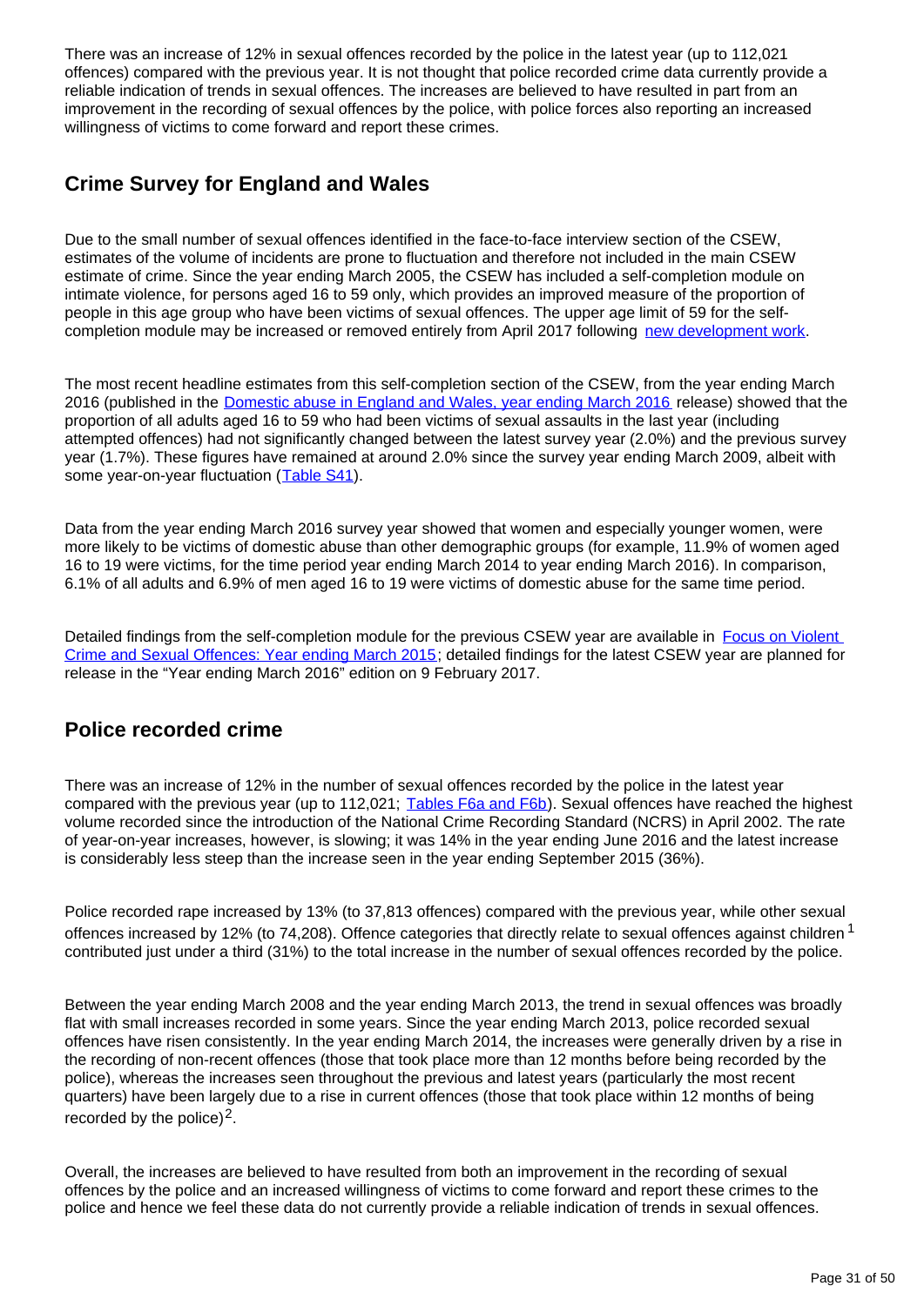There was an increase of 12% in sexual offences recorded by the police in the latest year (up to 112,021 offences) compared with the previous year. It is not thought that police recorded crime data currently provide a reliable indication of trends in sexual offences. The increases are believed to have resulted in part from an improvement in the recording of sexual offences by the police, with police forces also reporting an increased willingness of victims to come forward and report these crimes.

## Crime Survey for England and Wales

Due to the small number of sexual offences identified in the face-to-face interview section of the CSEW, estimates of the volume of incidents are prone to fluctuation and therefore not included in the main CSEW estimate of crime. Since the year ending March 2005, the CSEW has included a self-completion module on intimate violence, for persons aged 16 to 59 only, which provides an improved measure of the proportion of people in this age group who have been victims of sexual offences. The upper age limit of 59 for the self-completion module may be increased or removed entirely from April 2017 following [new development work](#).

The most recent headline estimates from this self-completion section of the CSEW, from the year ending March 2016 (published in the [Domestic abuse in England and Wales, year ending March 2016](#) release) showed that the proportion of all adults aged 16 to 59 who had been victims of sexual assaults in the last year (including attempted offences) had not significantly changed between the latest survey year (2.0%) and the previous survey year (1.7%). These figures have remained at around 2.0% since the survey year ending March 2009, albeit with some year-on-year fluctuation ([Table S41](#)).

Data from the year ending March 2016 survey year showed that women and especially younger women, were more likely to be victims of domestic abuse than other demographic groups (for example, 11.9% of women aged 16 to 19 were victims, for the time period year ending March 2014 to year ending March 2016). In comparison, 6.1% of all adults and 6.9% of men aged 16 to 19 were victims of domestic abuse for the same time period.

Detailed findings from the self-completion module for the previous CSEW year are available in [Focus on Violent Crime and Sexual Offences: Year ending March 2015](#); detailed findings for the latest CSEW year are planned for release in the "Year ending March 2016" edition on 9 February 2017.

## Police recorded crime

There was an increase of 12% in the number of sexual offences recorded by the police in the latest year compared with the previous year (up to 112,021; [Tables F6a and F6b](#)). Sexual offences have reached the highest volume recorded since the introduction of the National Crime Recording Standard (NCRS) in April 2002. The rate of year-on-year increases, however, is slowing; it was 14% in the year ending June 2016 and the latest increase is considerably less steep than the increase seen in the year ending September 2015 (36%).

Police recorded rape increased by 13% (to 37,813 offences) compared with the previous year, while other sexual offences increased by 12% (to 74,208). Offence categories that directly relate to sexual offences against children [1] contributed just under a third (31%) to the total increase in the number of sexual offences recorded by the police.

Between the year ending March 2008 and the year ending March 2013, the trend in sexual offences was broadly flat with small increases recorded in some years. Since the year ending March 2013, police recorded sexual offences have risen consistently. In the year ending March 2014, the increases were generally driven by a rise in the recording of non-recent offences (those that took place more than 12 months before being recorded by the police), whereas the increases seen throughout the previous and latest years (particularly the most recent quarters) have been largely due to a rise in current offences (those that took place within 12 months of being recorded by the police)[2].

Overall, the increases are believed to have resulted from both an improvement in the recording of sexual offences by the police and an increased willingness of victims to come forward and report these crimes to the police and hence we feel these data do not currently provide a reliable indication of trends in sexual offences.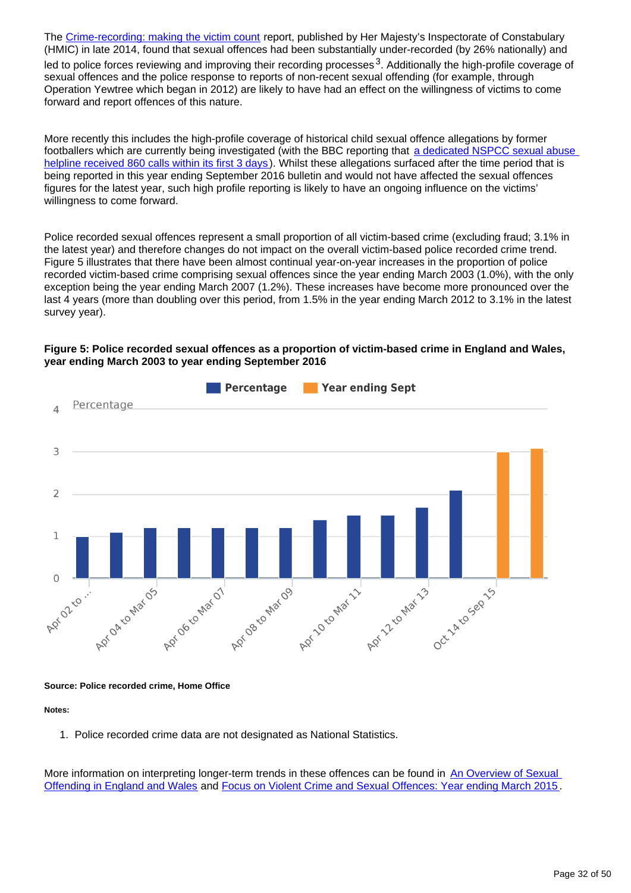The Crime-recording: making the victim count report, published by Her Majesty's Inspectorate of Constabulary (HMIC) in late 2014, found that sexual offences had been substantially under-recorded (by 26% nationally) and led to police forces reviewing and improving their recording processes[3]. Additionally the high-profile coverage of sexual offences and the police response to reports of non-recent sexual offending (for example, through Operation Yewtree which began in 2012) are likely to have had an effect on the willingness of victims to come forward and report offences of this nature.

More recently this includes the high-profile coverage of historical child sexual offence allegations by former footballers which are currently being investigated (with the BBC reporting that a dedicated NSPCC sexual abuse helpline received 860 calls within its first 3 days). Whilst these allegations surfaced after the time period that is being reported in this year ending September 2016 bulletin and would not have affected the sexual offences figures for the latest year, such high profile reporting is likely to have an ongoing influence on the victims' willingness to come forward.

Police recorded sexual offences represent a small proportion of all victim-based crime (excluding fraud; 3.1% in the latest year) and therefore changes do not impact on the overall victim-based police recorded crime trend. Figure 5 illustrates that there have been almost continual year-on-year increases in the proportion of police recorded victim-based crime comprising sexual offences since the year ending March 2003 (1.0%), with the only exception being the year ending March 2007 (1.2%). These increases have become more pronounced over the last 4 years (more than doubling over this period, from 1.5% in the year ending March 2012 to 3.1% in the latest survey year).

**Figure 5: Police recorded sexual offences as a proportion of victim-based crime in England and Wales, year ending March 2003 to year ending September 2016**

| Period | Percentage | Year ending Sept |
|---|---|---|
| Apr 02 to Mar 03 | 1.0 | |
| Apr 03 to Mar 04 | 1.1 | |
| Apr 04 to Mar 05 | 1.2 | |
| Apr 05 to Mar 06 | 1.2 | |
| Apr 06 to Mar 07 | 1.2 | |
| Apr 07 to Mar 08 | 1.2 | |
| Apr 08 to Mar 09 | 1.2 | |
| Apr 09 to Mar 10 | 1.4 | |
| Apr 10 to Mar 11 | 1.5 | |
| Apr 11 to Mar 12 | 1.5 | |
| Apr 12 to Mar 13 | 1.7 | |
| Apr 13 to Mar 14 | 2.1 | |
| Oct 14 to Sep 15 | | 3.0 |
| Oct 15 to Sep 16 | | 3.1 |

**Source: Police recorded crime, Home Office**

**Notes:**

1. Police recorded crime data are not designated as National Statistics.

More information on interpreting longer-term trends in these offences can be found in An Overview of Sexual Offending in England and Wales and Focus on Violent Crime and Sexual Offences: Year ending March 2015.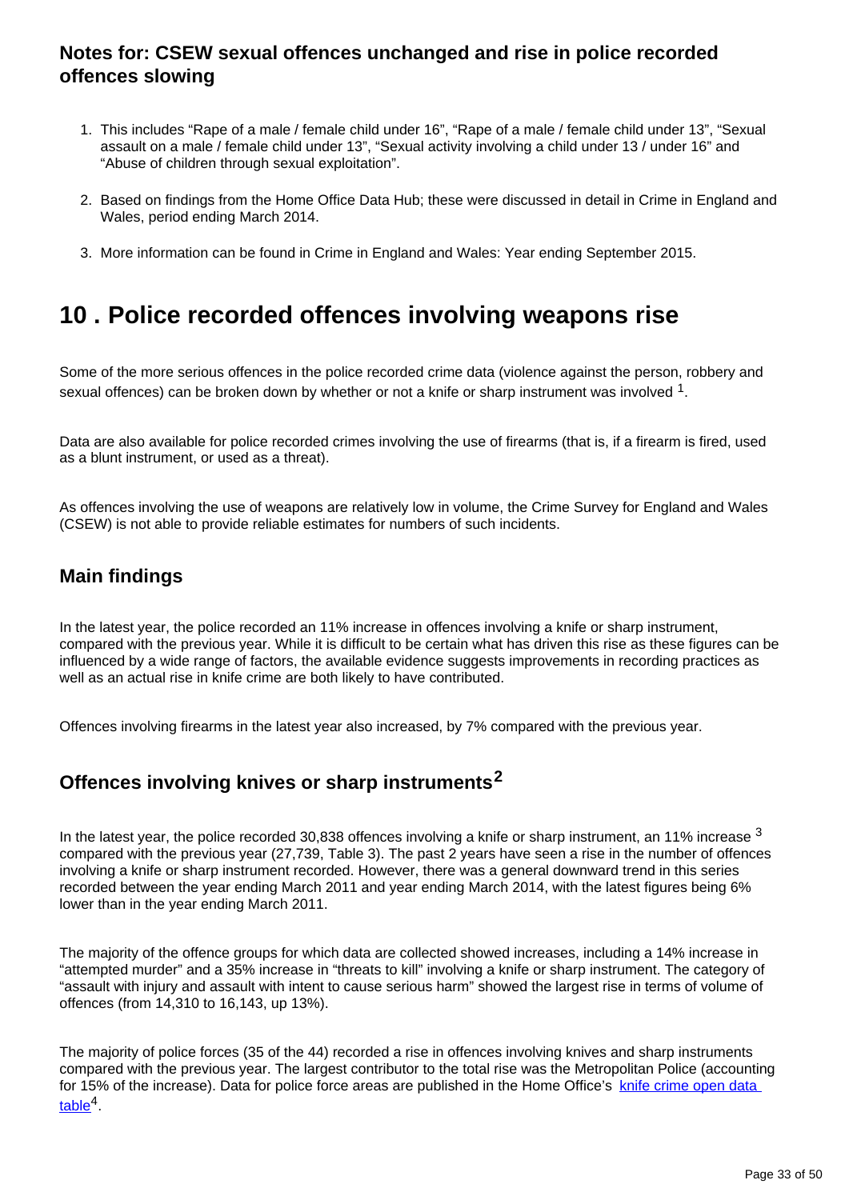### Notes for: CSEW sexual offences unchanged and rise in police recorded offences slowing

1. This includes “Rape of a male / female child under 16”, “Rape of a male / female child under 13”, “Sexual assault on a male / female child under 13”, “Sexual activity involving a child under 13 / under 16” and “Abuse of children through sexual exploitation”.

2. Based on findings from the Home Office Data Hub; these were discussed in detail in Crime in England and Wales, period ending March 2014.

3. More information can be found in Crime in England and Wales: Year ending September 2015.

## 10 . Police recorded offences involving weapons rise

Some of the more serious offences in the police recorded crime data (violence against the person, robbery and sexual offences) can be broken down by whether or not a knife or sharp instrument was involved [1].

Data are also available for police recorded crimes involving the use of firearms (that is, if a firearm is fired, used as a blunt instrument, or used as a threat).

As offences involving the use of weapons are relatively low in volume, the Crime Survey for England and Wales (CSEW) is not able to provide reliable estimates for numbers of such incidents.

### Main findings

In the latest year, the police recorded an 11% increase in offences involving a knife or sharp instrument, compared with the previous year. While it is difficult to be certain what has driven this rise as these figures can be influenced by a wide range of factors, the available evidence suggests improvements in recording practices as well as an actual rise in knife crime are both likely to have contributed.

Offences involving firearms in the latest year also increased, by 7% compared with the previous year.

### Offences involving knives or sharp instruments[2]

In the latest year, the police recorded 30,838 offences involving a knife or sharp instrument, an 11% increase [3] compared with the previous year (27,739, Table 3). The past 2 years have seen a rise in the number of offences involving a knife or sharp instrument recorded. However, there was a general downward trend in this series recorded between the year ending March 2011 and year ending March 2014, with the latest figures being 6% lower than in the year ending March 2011.

The majority of the offence groups for which data are collected showed increases, including a 14% increase in “attempted murder” and a 35% increase in “threats to kill” involving a knife or sharp instrument. The category of “assault with injury and assault with intent to cause serious harm” showed the largest rise in terms of volume of offences (from 14,310 to 16,143, up 13%).

The majority of police forces (35 of the 44) recorded a rise in offences involving knives and sharp instruments compared with the previous year. The largest contributor to the total rise was the Metropolitan Police (accounting for 15% of the increase). Data for police force areas are published in the Home Office’s knife crime open data table[4].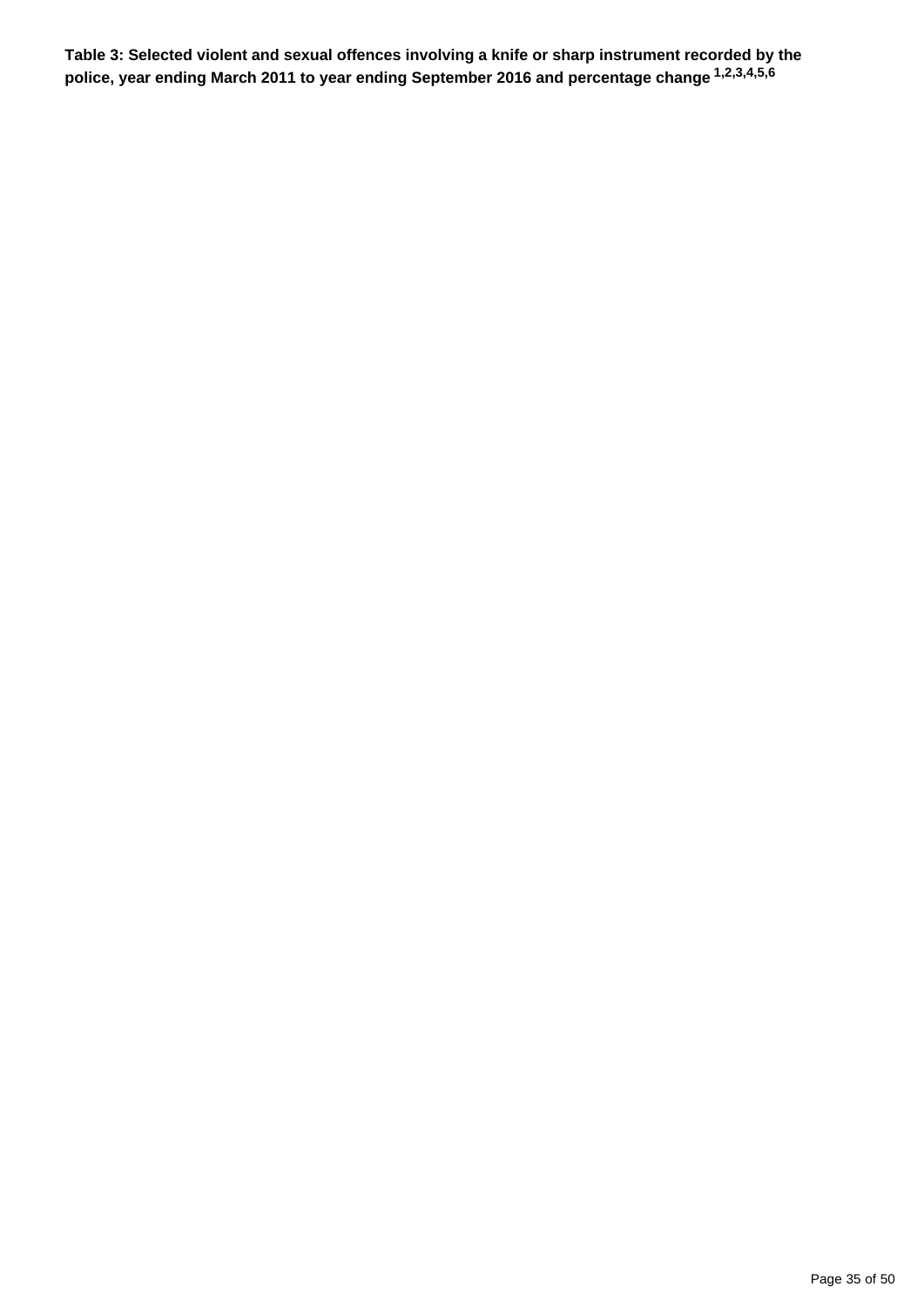**Table 3: Selected violent and sexual offences involving a knife or sharp instrument recorded by the police, year ending March 2011 to year ending September 2016 and percentage change [1,2,3,4,5,6]**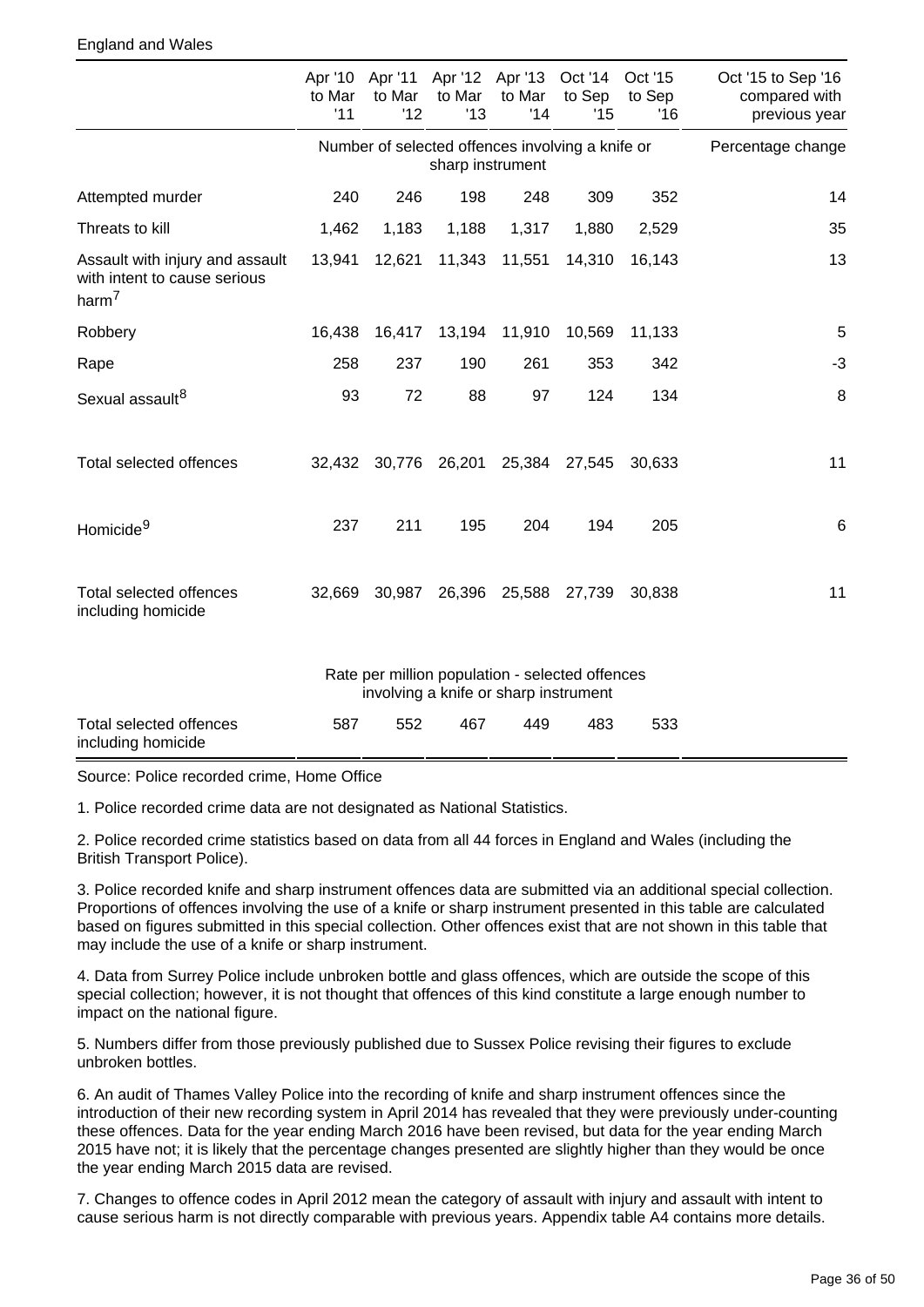England and Wales

| | Apr '10 to Mar '11 | Apr '11 to Mar '12 | Apr '12 to Mar '13 | Apr '13 to Mar '14 | Oct '14 to Sep '15 | Oct '15 to Sep '16 | Oct '15 to Sep '16 compared with previous year |
|---|---|---|---|---|---|---|---|
| | Number of selected offences involving a knife or sharp instrument | | | | | | Percentage change |
| Attempted murder | 240 | 246 | 198 | 248 | 309 | 352 | 14 |
| Threats to kill | 1,462 | 1,183 | 1,188 | 1,317 | 1,880 | 2,529 | 35 |
| Assault with injury and assault with intent to cause serious harm[7] | 13,941 | 12,621 | 11,343 | 11,551 | 14,310 | 16,143 | 13 |
| Robbery | 16,438 | 16,417 | 13,194 | 11,910 | 10,569 | 11,133 | 5 |
| Rape | 258 | 237 | 190 | 261 | 353 | 342 | -3 |
| Sexual assault[8] | 93 | 72 | 88 | 97 | 124 | 134 | 8 |
| Total selected offences | 32,432 | 30,776 | 26,201 | 25,384 | 27,545 | 30,633 | 11 |
| Homicide[9] | 237 | 211 | 195 | 204 | 194 | 205 | 6 |
| Total selected offences including homicide | 32,669 | 30,987 | 26,396 | 25,588 | 27,739 | 30,838 | 11 |
| | Rate per million population - selected offences involving a knife or sharp instrument | | | | | | |
| Total selected offences including homicide | 587 | 552 | 467 | 449 | 483 | 533 | |

Source: Police recorded crime, Home Office

1. Police recorded crime data are not designated as National Statistics.

2. Police recorded crime statistics based on data from all 44 forces in England and Wales (including the British Transport Police).

3. Police recorded knife and sharp instrument offences data are submitted via an additional special collection. Proportions of offences involving the use of a knife or sharp instrument presented in this table are calculated based on figures submitted in this special collection. Other offences exist that are not shown in this table that may include the use of a knife or sharp instrument.

4. Data from Surrey Police include unbroken bottle and glass offences, which are outside the scope of this special collection; however, it is not thought that offences of this kind constitute a large enough number to impact on the national figure.

5. Numbers differ from those previously published due to Sussex Police revising their figures to exclude unbroken bottles.

6. An audit of Thames Valley Police into the recording of knife and sharp instrument offences since the introduction of their new recording system in April 2014 has revealed that they were previously under-counting these offences. Data for the year ending March 2016 have been revised, but data for the year ending March 2015 have not; it is likely that the percentage changes presented are slightly higher than they would be once the year ending March 2015 data are revised.

7. Changes to offence codes in April 2012 mean the category of assault with injury and assault with intent to cause serious harm is not directly comparable with previous years. Appendix table A4 contains more details.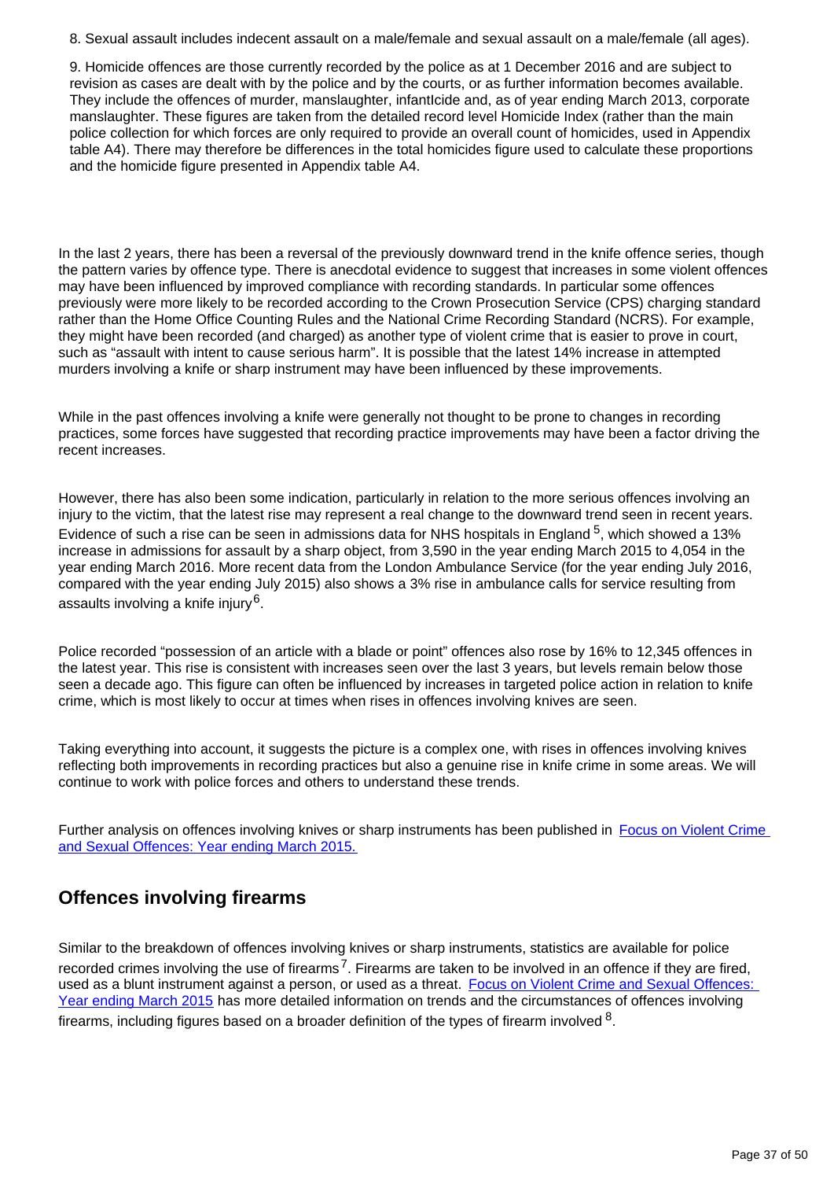8. Sexual assault includes indecent assault on a male/female and sexual assault on a male/female (all ages).

9. Homicide offences are those currently recorded by the police as at 1 December 2016 and are subject to revision as cases are dealt with by the police and by the courts, or as further information becomes available. They include the offences of murder, manslaughter, infantIcide and, as of year ending March 2013, corporate manslaughter. These figures are taken from the detailed record level Homicide Index (rather than the main police collection for which forces are only required to provide an overall count of homicides, used in Appendix table A4). There may therefore be differences in the total homicides figure used to calculate these proportions and the homicide figure presented in Appendix table A4.

In the last 2 years, there has been a reversal of the previously downward trend in the knife offence series, though the pattern varies by offence type. There is anecdotal evidence to suggest that increases in some violent offences may have been influenced by improved compliance with recording standards. In particular some offences previously were more likely to be recorded according to the Crown Prosecution Service (CPS) charging standard rather than the Home Office Counting Rules and the National Crime Recording Standard (NCRS). For example, they might have been recorded (and charged) as another type of violent crime that is easier to prove in court, such as "assault with intent to cause serious harm". It is possible that the latest 14% increase in attempted murders involving a knife or sharp instrument may have been influenced by these improvements.

While in the past offences involving a knife were generally not thought to be prone to changes in recording practices, some forces have suggested that recording practice improvements may have been a factor driving the recent increases.

However, there has also been some indication, particularly in relation to the more serious offences involving an injury to the victim, that the latest rise may represent a real change to the downward trend seen in recent years. Evidence of such a rise can be seen in admissions data for NHS hospitals in England [5], which showed a 13% increase in admissions for assault by a sharp object, from 3,590 in the year ending March 2015 to 4,054 in the year ending March 2016. More recent data from the London Ambulance Service (for the year ending July 2016, compared with the year ending July 2015) also shows a 3% rise in ambulance calls for service resulting from assaults involving a knife injury [6].

Police recorded "possession of an article with a blade or point" offences also rose by 16% to 12,345 offences in the latest year. This rise is consistent with increases seen over the last 3 years, but levels remain below those seen a decade ago. This figure can often be influenced by increases in targeted police action in relation to knife crime, which is most likely to occur at times when rises in offences involving knives are seen.

Taking everything into account, it suggests the picture is a complex one, with rises in offences involving knives reflecting both improvements in recording practices but also a genuine rise in knife crime in some areas. We will continue to work with police forces and others to understand these trends.

Further analysis on offences involving knives or sharp instruments has been published in [Focus on Violent Crime and Sexual Offences: Year ending March 2015.]()

## Offences involving firearms

Similar to the breakdown of offences involving knives or sharp instruments, statistics are available for police recorded crimes involving the use of firearms [7]. Firearms are taken to be involved in an offence if they are fired, used as a blunt instrument against a person, or used as a threat. [Focus on Violent Crime and Sexual Offences: Year ending March 2015]() has more detailed information on trends and the circumstances of offences involving firearms, including figures based on a broader definition of the types of firearm involved [8].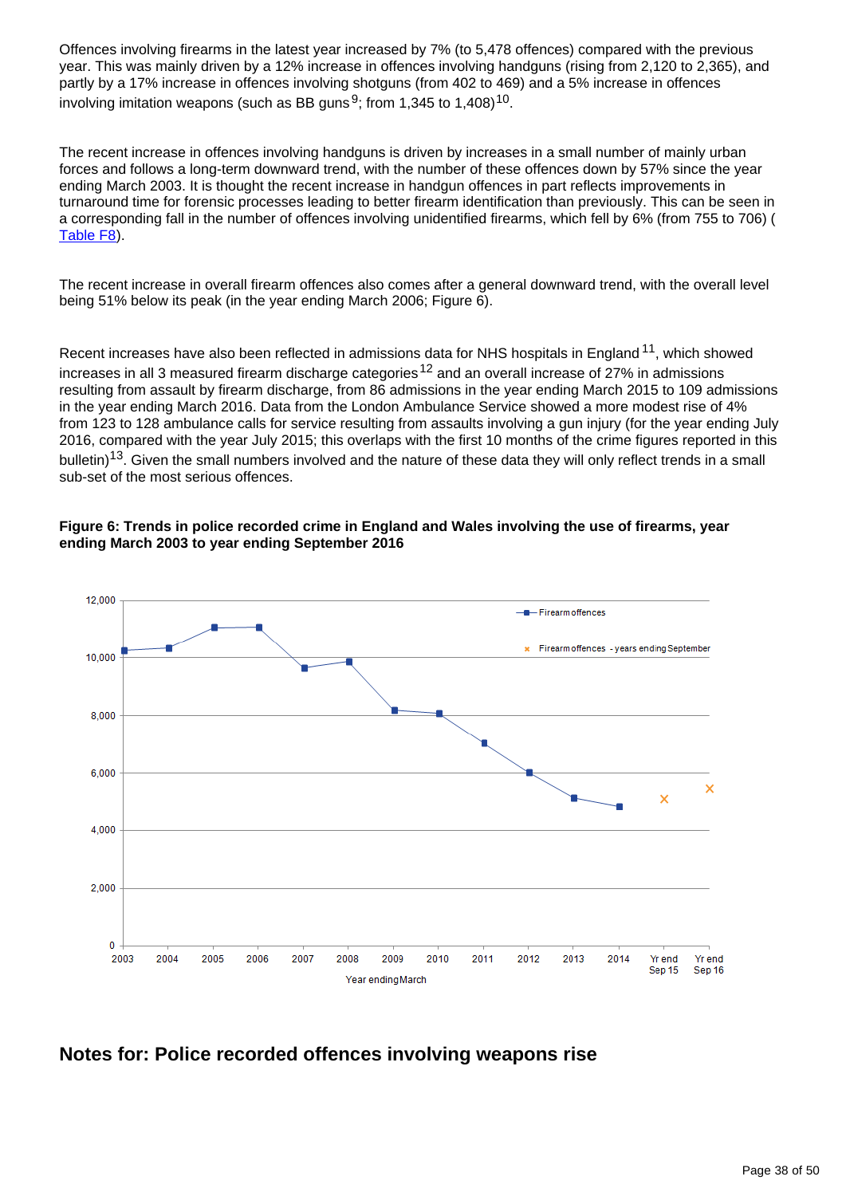Offences involving firearms in the latest year increased by 7% (to 5,478 offences) compared with the previous year. This was mainly driven by a 12% increase in offences involving handguns (rising from 2,120 to 2,365), and partly by a 17% increase in offences involving shotguns (from 402 to 469) and a 5% increase in offences involving imitation weapons (such as BB guns[9]; from 1,345 to 1,408)[10].

The recent increase in offences involving handguns is driven by increases in a small number of mainly urban forces and follows a long-term downward trend, with the number of these offences down by 57% since the year ending March 2003. It is thought the recent increase in handgun offences in part reflects improvements in turnaround time for forensic processes leading to better firearm identification than previously. This can be seen in a corresponding fall in the number of offences involving unidentified firearms, which fell by 6% (from 755 to 706) ( Table F8).

The recent increase in overall firearm offences also comes after a general downward trend, with the overall level being 51% below its peak (in the year ending March 2006; Figure 6).

Recent increases have also been reflected in admissions data for NHS hospitals in England[11], which showed increases in all 3 measured firearm discharge categories[12] and an overall increase of 27% in admissions resulting from assault by firearm discharge, from 86 admissions in the year ending March 2015 to 109 admissions in the year ending March 2016. Data from the London Ambulance Service showed a more modest rise of 4% from 123 to 128 ambulance calls for service resulting from assaults involving a gun injury (for the year ending July 2016, compared with the year July 2015; this overlaps with the first 10 months of the crime figures reported in this bulletin)[13]. Given the small numbers involved and the nature of these data they will only reflect trends in a small sub-set of the most serious offences.

**Figure 6: Trends in police recorded crime in England and Wales involving the use of firearms, year ending March 2003 to year ending September 2016**

## Notes for: Police recorded offences involving weapons rise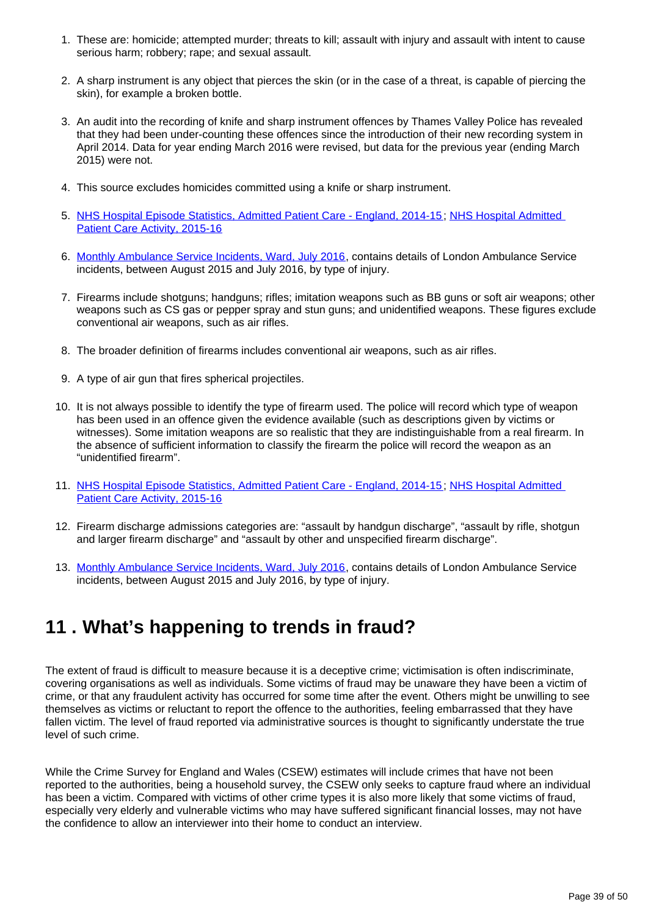1. These are: homicide; attempted murder; threats to kill; assault with injury and assault with intent to cause serious harm; robbery; rape; and sexual assault.

2. A sharp instrument is any object that pierces the skin (or in the case of a threat, is capable of piercing the skin), for example a broken bottle.

3. An audit into the recording of knife and sharp instrument offences by Thames Valley Police has revealed that they had been under-counting these offences since the introduction of their new recording system in April 2014. Data for year ending March 2016 were revised, but data for the previous year (ending March 2015) were not.

4. This source excludes homicides committed using a knife or sharp instrument.

5. NHS Hospital Episode Statistics, Admitted Patient Care - England, 2014-15; NHS Hospital Admitted Patient Care Activity, 2015-16

6. Monthly Ambulance Service Incidents, Ward, July 2016, contains details of London Ambulance Service incidents, between August 2015 and July 2016, by type of injury.

7. Firearms include shotguns; handguns; rifles; imitation weapons such as BB guns or soft air weapons; other weapons such as CS gas or pepper spray and stun guns; and unidentified weapons. These figures exclude conventional air weapons, such as air rifles.

8. The broader definition of firearms includes conventional air weapons, such as air rifles.

9. A type of air gun that fires spherical projectiles.

10. It is not always possible to identify the type of firearm used. The police will record which type of weapon has been used in an offence given the evidence available (such as descriptions given by victims or witnesses). Some imitation weapons are so realistic that they are indistinguishable from a real firearm. In the absence of sufficient information to classify the firearm the police will record the weapon as an "unidentified firearm".

11. NHS Hospital Episode Statistics, Admitted Patient Care - England, 2014-15; NHS Hospital Admitted Patient Care Activity, 2015-16

12. Firearm discharge admissions categories are: "assault by handgun discharge", "assault by rifle, shotgun and larger firearm discharge" and "assault by other and unspecified firearm discharge".

13. Monthly Ambulance Service Incidents, Ward, July 2016, contains details of London Ambulance Service incidents, between August 2015 and July 2016, by type of injury.

# 11 . What's happening to trends in fraud?

The extent of fraud is difficult to measure because it is a deceptive crime; victimisation is often indiscriminate, covering organisations as well as individuals. Some victims of fraud may be unaware they have been a victim of crime, or that any fraudulent activity has occurred for some time after the event. Others might be unwilling to see themselves as victims or reluctant to report the offence to the authorities, feeling embarrassed that they have fallen victim. The level of fraud reported via administrative sources is thought to significantly understate the true level of such crime.

While the Crime Survey for England and Wales (CSEW) estimates will include crimes that have not been reported to the authorities, being a household survey, the CSEW only seeks to capture fraud where an individual has been a victim. Compared with victims of other crime types it is also more likely that some victims of fraud, especially very elderly and vulnerable victims who may have suffered significant financial losses, may not have the confidence to allow an interviewer into their home to conduct an interview.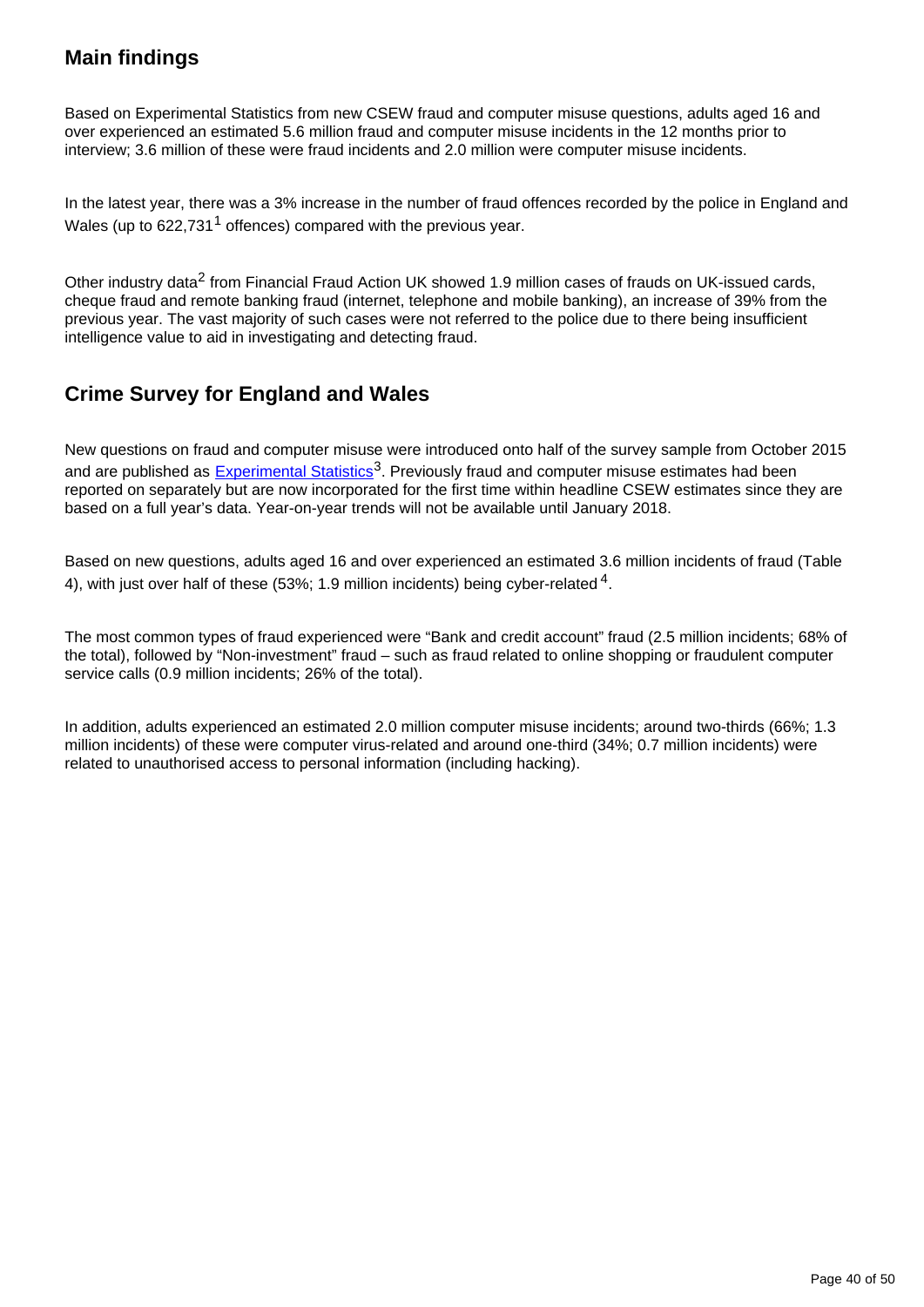## Main findings

Based on Experimental Statistics from new CSEW fraud and computer misuse questions, adults aged 16 and over experienced an estimated 5.6 million fraud and computer misuse incidents in the 12 months prior to interview; 3.6 million of these were fraud incidents and 2.0 million were computer misuse incidents.

In the latest year, there was a 3% increase in the number of fraud offences recorded by the police in England and Wales (up to 622,731[1] offences) compared with the previous year.

Other industry data[2] from Financial Fraud Action UK showed 1.9 million cases of frauds on UK-issued cards, cheque fraud and remote banking fraud (internet, telephone and mobile banking), an increase of 39% from the previous year. The vast majority of such cases were not referred to the police due to there being insufficient intelligence value to aid in investigating and detecting fraud.

## Crime Survey for England and Wales

New questions on fraud and computer misuse were introduced onto half of the survey sample from October 2015 and are published as Experimental Statistics[3]. Previously fraud and computer misuse estimates had been reported on separately but are now incorporated for the first time within headline CSEW estimates since they are based on a full year's data. Year-on-year trends will not be available until January 2018.

Based on new questions, adults aged 16 and over experienced an estimated 3.6 million incidents of fraud (Table 4), with just over half of these (53%; 1.9 million incidents) being cyber-related[4].

The most common types of fraud experienced were "Bank and credit account" fraud (2.5 million incidents; 68% of the total), followed by "Non-investment" fraud – such as fraud related to online shopping or fraudulent computer service calls (0.9 million incidents; 26% of the total).

In addition, adults experienced an estimated 2.0 million computer misuse incidents; around two-thirds (66%; 1.3 million incidents) of these were computer virus-related and around one-third (34%; 0.7 million incidents) were related to unauthorised access to personal information (including hacking).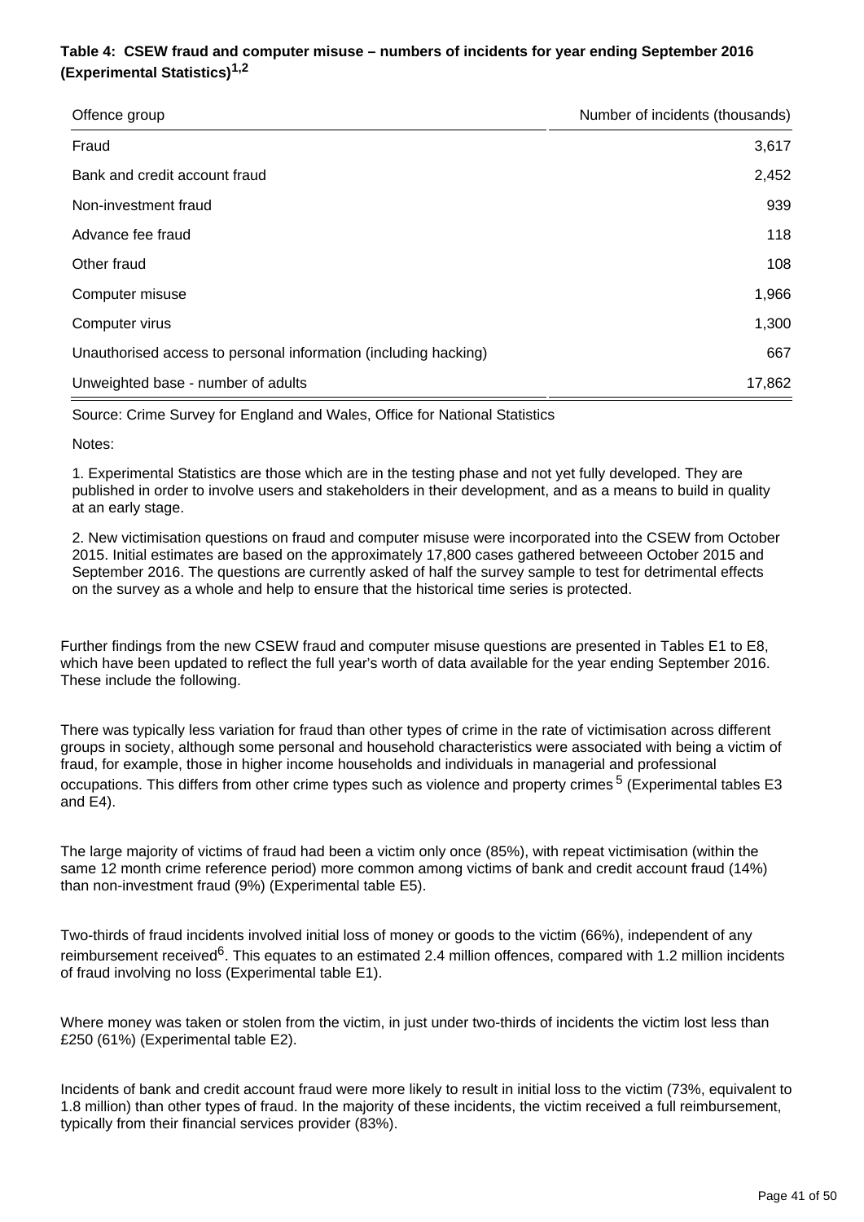**Table 4: CSEW fraud and computer misuse – numbers of incidents for year ending September 2016 (Experimental Statistics)[1,2]**

| Offence group | Number of incidents (thousands) |
|---|---:|
| Fraud | 3,617 |
| Bank and credit account fraud | 2,452 |
| Non-investment fraud | 939 |
| Advance fee fraud | 118 |
| Other fraud | 108 |
| Computer misuse | 1,966 |
| Computer virus | 1,300 |
| Unauthorised access to personal information (including hacking) | 667 |
| Unweighted base - number of adults | 17,862 |

Source: Crime Survey for England and Wales, Office for National Statistics

Notes:

1. Experimental Statistics are those which are in the testing phase and not yet fully developed. They are published in order to involve users and stakeholders in their development, and as a means to build in quality at an early stage.

2. New victimisation questions on fraud and computer misuse were incorporated into the CSEW from October 2015. Initial estimates are based on the approximately 17,800 cases gathered betweeen October 2015 and September 2016. The questions are currently asked of half the survey sample to test for detrimental effects on the survey as a whole and help to ensure that the historical time series is protected.

Further findings from the new CSEW fraud and computer misuse questions are presented in Tables E1 to E8, which have been updated to reflect the full year's worth of data available for the year ending September 2016. These include the following.

There was typically less variation for fraud than other types of crime in the rate of victimisation across different groups in society, although some personal and household characteristics were associated with being a victim of fraud, for example, those in higher income households and individuals in managerial and professional occupations. This differs from other crime types such as violence and property crimes [5] (Experimental tables E3 and E4).

The large majority of victims of fraud had been a victim only once (85%), with repeat victimisation (within the same 12 month crime reference period) more common among victims of bank and credit account fraud (14%) than non-investment fraud (9%) (Experimental table E5).

Two-thirds of fraud incidents involved initial loss of money or goods to the victim (66%), independent of any reimbursement received[6]. This equates to an estimated 2.4 million offences, compared with 1.2 million incidents of fraud involving no loss (Experimental table E1).

Where money was taken or stolen from the victim, in just under two-thirds of incidents the victim lost less than £250 (61%) (Experimental table E2).

Incidents of bank and credit account fraud were more likely to result in initial loss to the victim (73%, equivalent to 1.8 million) than other types of fraud. In the majority of these incidents, the victim received a full reimbursement, typically from their financial services provider (83%).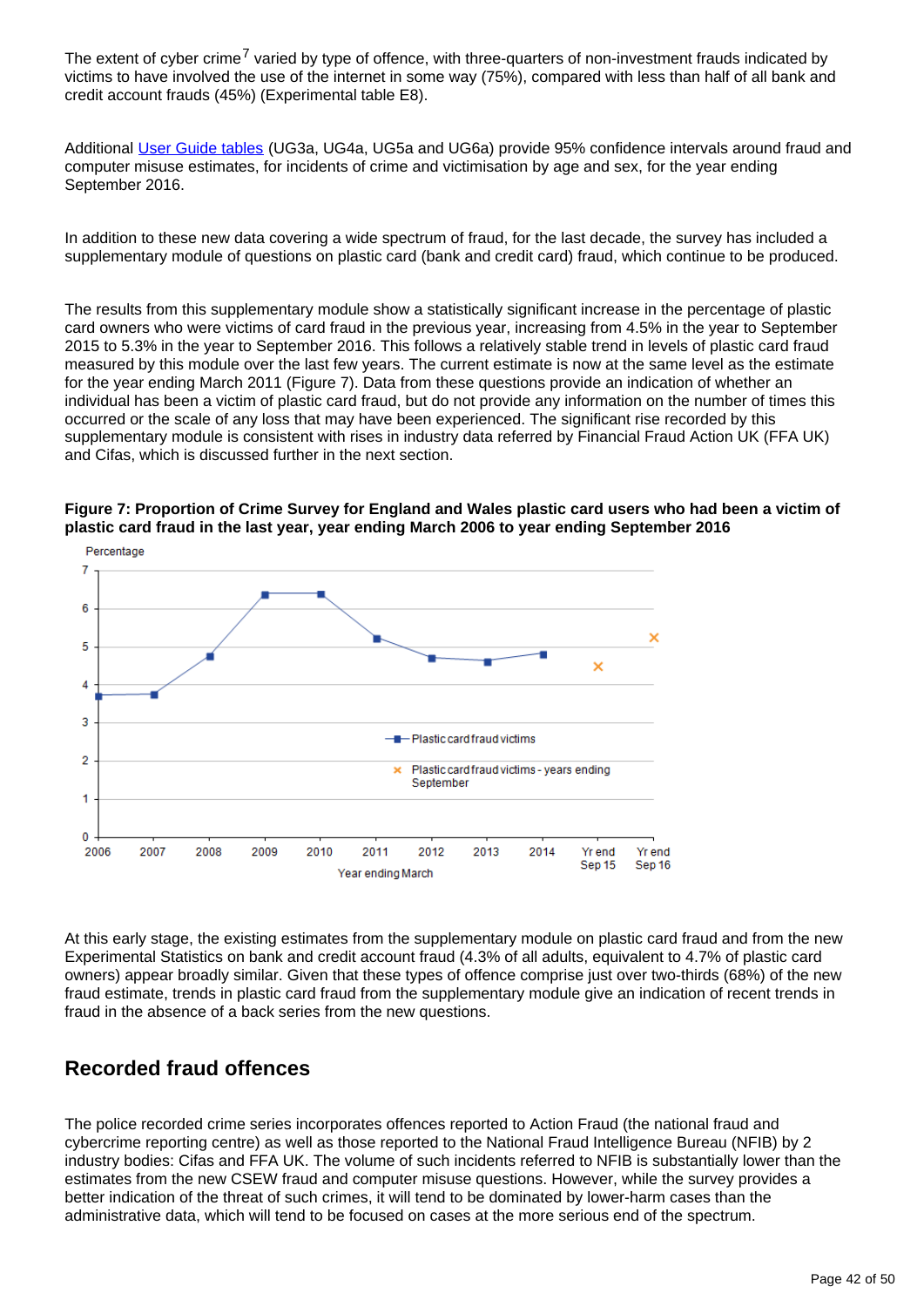The extent of cyber crime[7] varied by type of offence, with three-quarters of non-investment frauds indicated by victims to have involved the use of the internet in some way (75%), compared with less than half of all bank and credit account frauds (45%) (Experimental table E8).

Additional User Guide tables (UG3a, UG4a, UG5a and UG6a) provide 95% confidence intervals around fraud and computer misuse estimates, for incidents of crime and victimisation by age and sex, for the year ending September 2016.

In addition to these new data covering a wide spectrum of fraud, for the last decade, the survey has included a supplementary module of questions on plastic card (bank and credit card) fraud, which continue to be produced.

The results from this supplementary module show a statistically significant increase in the percentage of plastic card owners who were victims of card fraud in the previous year, increasing from 4.5% in the year to September 2015 to 5.3% in the year to September 2016. This follows a relatively stable trend in levels of plastic card fraud measured by this module over the last few years. The current estimate is now at the same level as the estimate for the year ending March 2011 (Figure 7). Data from these questions provide an indication of whether an individual has been a victim of plastic card fraud, but do not provide any information on the number of times this occurred or the scale of any loss that may have been experienced. The significant rise recorded by this supplementary module is consistent with rises in industry data referred by Financial Fraud Action UK (FFA UK) and Cifas, which is discussed further in the next section.

**Figure 7: Proportion of Crime Survey for England and Wales plastic card users who had been a victim of plastic card fraud in the last year, year ending March 2006 to year ending September 2016**

At this early stage, the existing estimates from the supplementary module on plastic card fraud and from the new Experimental Statistics on bank and credit account fraud (4.3% of all adults, equivalent to 4.7% of plastic card owners) appear broadly similar. Given that these types of offence comprise just over two-thirds (68%) of the new fraud estimate, trends in plastic card fraud from the supplementary module give an indication of recent trends in fraud in the absence of a back series from the new questions.

## Recorded fraud offences

The police recorded crime series incorporates offences reported to Action Fraud (the national fraud and cybercrime reporting centre) as well as those reported to the National Fraud Intelligence Bureau (NFIB) by 2 industry bodies: Cifas and FFA UK. The volume of such incidents referred to NFIB is substantially lower than the estimates from the new CSEW fraud and computer misuse questions. However, while the survey provides a better indication of the threat of such crimes, it will tend to be dominated by lower-harm cases than the administrative data, which will tend to be focused on cases at the more serious end of the spectrum.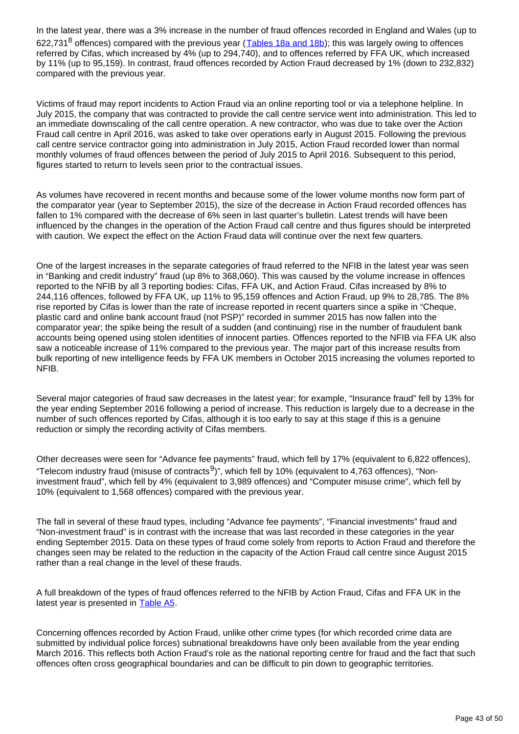In the latest year, there was a 3% increase in the number of fraud offences recorded in England and Wales (up to 622,731[8] offences) compared with the previous year ([Tables 18a and 18b](#)); this was largely owing to offences referred by Cifas, which increased by 4% (up to 294,740), and to offences referred by FFA UK, which increased by 11% (up to 95,159). In contrast, fraud offences recorded by Action Fraud decreased by 1% (down to 232,832) compared with the previous year.

Victims of fraud may report incidents to Action Fraud via an online reporting tool or via a telephone helpline. In July 2015, the company that was contracted to provide the call centre service went into administration. This led to an immediate downscaling of the call centre operation. A new contractor, who was due to take over the Action Fraud call centre in April 2016, was asked to take over operations early in August 2015. Following the previous call centre service contractor going into administration in July 2015, Action Fraud recorded lower than normal monthly volumes of fraud offences between the period of July 2015 to April 2016. Subsequent to this period, figures started to return to levels seen prior to the contractual issues.

As volumes have recovered in recent months and because some of the lower volume months now form part of the comparator year (year to September 2015), the size of the decrease in Action Fraud recorded offences has fallen to 1% compared with the decrease of 6% seen in last quarter's bulletin. Latest trends will have been influenced by the changes in the operation of the Action Fraud call centre and thus figures should be interpreted with caution. We expect the effect on the Action Fraud data will continue over the next few quarters.

One of the largest increases in the separate categories of fraud referred to the NFIB in the latest year was seen in "Banking and credit industry" fraud (up 8% to 368,060). This was caused by the volume increase in offences reported to the NFIB by all 3 reporting bodies: Cifas, FFA UK, and Action Fraud. Cifas increased by 8% to 244,116 offences, followed by FFA UK, up 11% to 95,159 offences and Action Fraud, up 9% to 28,785. The 8% rise reported by Cifas is lower than the rate of increase reported in recent quarters since a spike in "Cheque, plastic card and online bank account fraud (not PSP)" recorded in summer 2015 has now fallen into the comparator year; the spike being the result of a sudden (and continuing) rise in the number of fraudulent bank accounts being opened using stolen identities of innocent parties. Offences reported to the NFIB via FFA UK also saw a noticeable increase of 11% compared to the previous year. The major part of this increase results from bulk reporting of new intelligence feeds by FFA UK members in October 2015 increasing the volumes reported to NFIB.

Several major categories of fraud saw decreases in the latest year; for example, "Insurance fraud" fell by 13% for the year ending September 2016 following a period of increase. This reduction is largely due to a decrease in the number of such offences reported by Cifas, although it is too early to say at this stage if this is a genuine reduction or simply the recording activity of Cifas members.

Other decreases were seen for "Advance fee payments" fraud, which fell by 17% (equivalent to 6,822 offences), "Telecom industry fraud (misuse of contracts[9])", which fell by 10% (equivalent to 4,763 offences), "Non-investment fraud", which fell by 4% (equivalent to 3,989 offences) and "Computer misuse crime", which fell by 10% (equivalent to 1,568 offences) compared with the previous year.

The fall in several of these fraud types, including "Advance fee payments", "Financial investments" fraud and "Non-investment fraud" is in contrast with the increase that was last recorded in these categories in the year ending September 2015. Data on these types of fraud come solely from reports to Action Fraud and therefore the changes seen may be related to the reduction in the capacity of the Action Fraud call centre since August 2015 rather than a real change in the level of these frauds.

A full breakdown of the types of fraud offences referred to the NFIB by Action Fraud, Cifas and FFA UK in the latest year is presented in [Table A5](#).

Concerning offences recorded by Action Fraud, unlike other crime types (for which recorded crime data are submitted by individual police forces) subnational breakdowns have only been available from the year ending March 2016. This reflects both Action Fraud's role as the national reporting centre for fraud and the fact that such offences often cross geographical boundaries and can be difficult to pin down to geographic territories.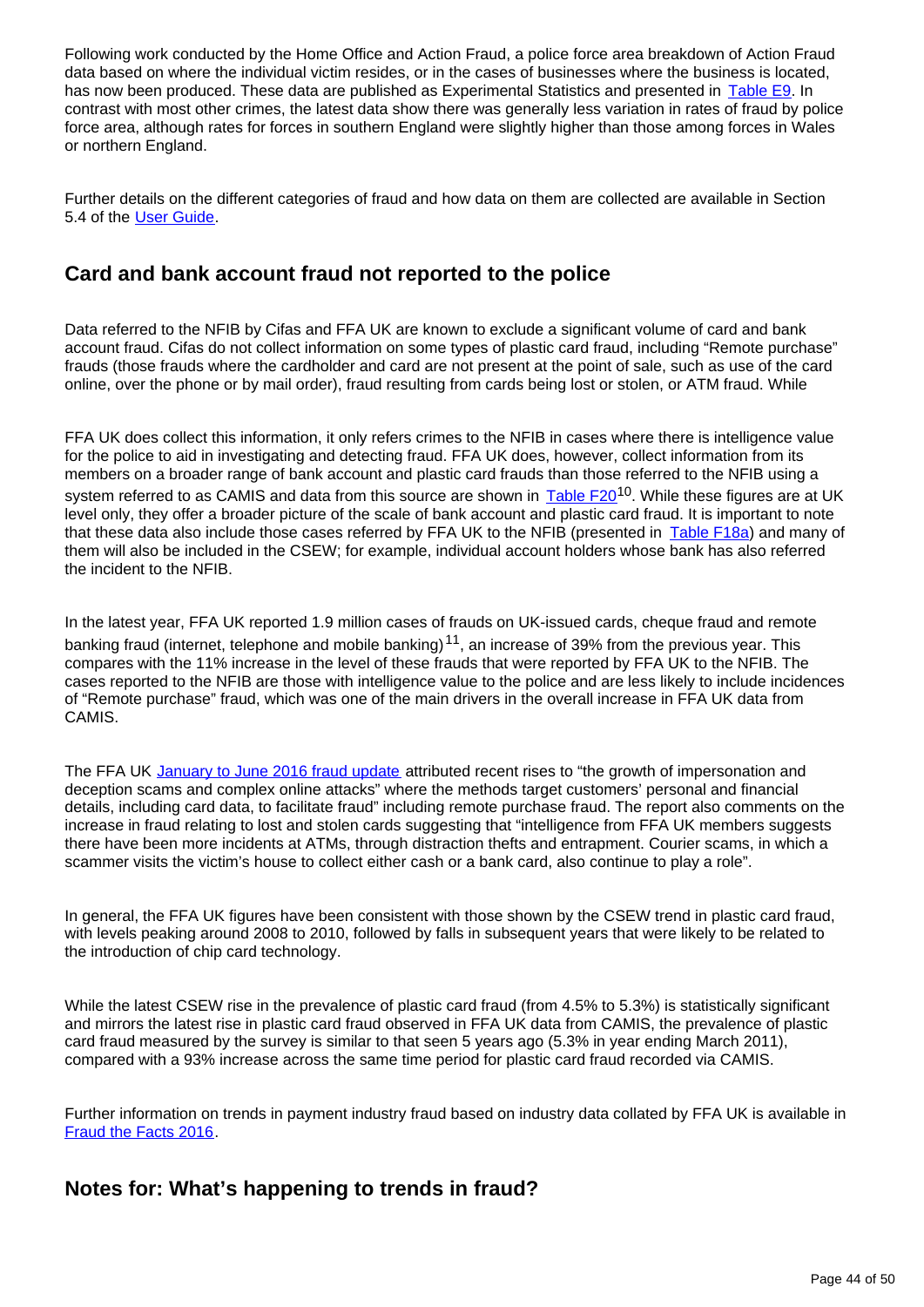Following work conducted by the Home Office and Action Fraud, a police force area breakdown of Action Fraud data based on where the individual victim resides, or in the cases of businesses where the business is located, has now been produced. These data are published as Experimental Statistics and presented in Table E9. In contrast with most other crimes, the latest data show there was generally less variation in rates of fraud by police force area, although rates for forces in southern England were slightly higher than those among forces in Wales or northern England.

Further details on the different categories of fraud and how data on them are collected are available in Section 5.4 of the User Guide.

## Card and bank account fraud not reported to the police

Data referred to the NFIB by Cifas and FFA UK are known to exclude a significant volume of card and bank account fraud. Cifas do not collect information on some types of plastic card fraud, including "Remote purchase" frauds (those frauds where the cardholder and card are not present at the point of sale, such as use of the card online, over the phone or by mail order), fraud resulting from cards being lost or stolen, or ATM fraud. While

FFA UK does collect this information, it only refers crimes to the NFIB in cases where there is intelligence value for the police to aid in investigating and detecting fraud. FFA UK does, however, collect information from its members on a broader range of bank account and plastic card frauds than those referred to the NFIB using a system referred to as CAMIS and data from this source are shown in Table F20[10]. While these figures are at UK level only, they offer a broader picture of the scale of bank account and plastic card fraud. It is important to note that these data also include those cases referred by FFA UK to the NFIB (presented in Table F18a) and many of them will also be included in the CSEW; for example, individual account holders whose bank has also referred the incident to the NFIB.

In the latest year, FFA UK reported 1.9 million cases of frauds on UK-issued cards, cheque fraud and remote banking fraud (internet, telephone and mobile banking)[11], an increase of 39% from the previous year. This compares with the 11% increase in the level of these frauds that were reported by FFA UK to the NFIB. The cases reported to the NFIB are those with intelligence value to the police and are less likely to include incidences of "Remote purchase" fraud, which was one of the main drivers in the overall increase in FFA UK data from CAMIS.

The FFA UK January to June 2016 fraud update attributed recent rises to "the growth of impersonation and deception scams and complex online attacks" where the methods target customers' personal and financial details, including card data, to facilitate fraud" including remote purchase fraud. The report also comments on the increase in fraud relating to lost and stolen cards suggesting that "intelligence from FFA UK members suggests there have been more incidents at ATMs, through distraction thefts and entrapment. Courier scams, in which a scammer visits the victim's house to collect either cash or a bank card, also continue to play a role".

In general, the FFA UK figures have been consistent with those shown by the CSEW trend in plastic card fraud, with levels peaking around 2008 to 2010, followed by falls in subsequent years that were likely to be related to the introduction of chip card technology.

While the latest CSEW rise in the prevalence of plastic card fraud (from 4.5% to 5.3%) is statistically significant and mirrors the latest rise in plastic card fraud observed in FFA UK data from CAMIS, the prevalence of plastic card fraud measured by the survey is similar to that seen 5 years ago (5.3% in year ending March 2011), compared with a 93% increase across the same time period for plastic card fraud recorded via CAMIS.

Further information on trends in payment industry fraud based on industry data collated by FFA UK is available in Fraud the Facts 2016.

## Notes for: What's happening to trends in fraud?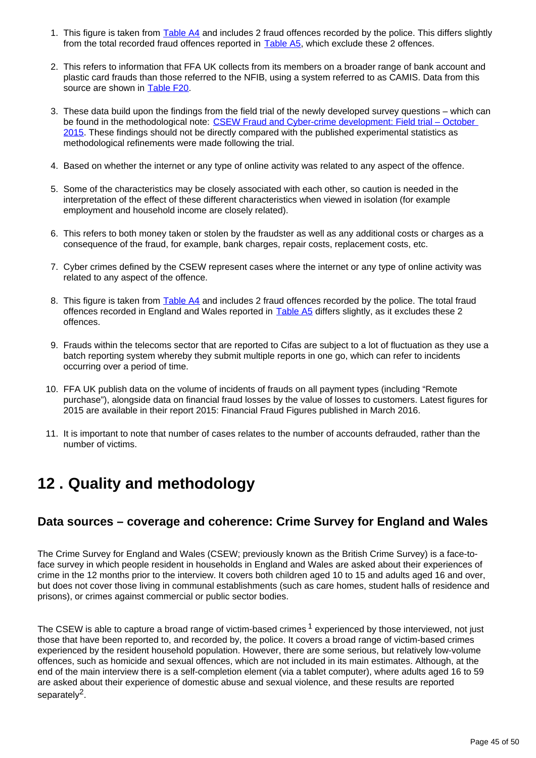1. This figure is taken from Table A4 and includes 2 fraud offences recorded by the police. This differs slightly from the total recorded fraud offences reported in Table A5, which exclude these 2 offences.

2. This refers to information that FFA UK collects from its members on a broader range of bank account and plastic card frauds than those referred to the NFIB, using a system referred to as CAMIS. Data from this source are shown in Table F20.

3. These data build upon the findings from the field trial of the newly developed survey questions – which can be found in the methodological note: CSEW Fraud and Cyber-crime development: Field trial – October 2015. These findings should not be directly compared with the published experimental statistics as methodological refinements were made following the trial.

4. Based on whether the internet or any type of online activity was related to any aspect of the offence.

5. Some of the characteristics may be closely associated with each other, so caution is needed in the interpretation of the effect of these different characteristics when viewed in isolation (for example employment and household income are closely related).

6. This refers to both money taken or stolen by the fraudster as well as any additional costs or charges as a consequence of the fraud, for example, bank charges, repair costs, replacement costs, etc.

7. Cyber crimes defined by the CSEW represent cases where the internet or any type of online activity was related to any aspect of the offence.

8. This figure is taken from Table A4 and includes 2 fraud offences recorded by the police. The total fraud offences recorded in England and Wales reported in Table A5 differs slightly, as it excludes these 2 offences.

9. Frauds within the telecoms sector that are reported to Cifas are subject to a lot of fluctuation as they use a batch reporting system whereby they submit multiple reports in one go, which can refer to incidents occurring over a period of time.

10. FFA UK publish data on the volume of incidents of frauds on all payment types (including "Remote purchase"), alongside data on financial fraud losses by the value of losses to customers. Latest figures for 2015 are available in their report 2015: Financial Fraud Figures published in March 2016.

11. It is important to note that number of cases relates to the number of accounts defrauded, rather than the number of victims.

# 12 . Quality and methodology

## Data sources – coverage and coherence: Crime Survey for England and Wales

The Crime Survey for England and Wales (CSEW; previously known as the British Crime Survey) is a face-to-face survey in which people resident in households in England and Wales are asked about their experiences of crime in the 12 months prior to the interview. It covers both children aged 10 to 15 and adults aged 16 and over, but does not cover those living in communal establishments (such as care homes, student halls of residence and prisons), or crimes against commercial or public sector bodies.

The CSEW is able to capture a broad range of victim-based crimes [1] experienced by those interviewed, not just those that have been reported to, and recorded by, the police. It covers a broad range of victim-based crimes experienced by the resident household population. However, there are some serious, but relatively low-volume offences, such as homicide and sexual offences, which are not included in its main estimates. Although, at the end of the main interview there is a self-completion element (via a tablet computer), where adults aged 16 to 59 are asked about their experience of domestic abuse and sexual violence, and these results are reported separately[2].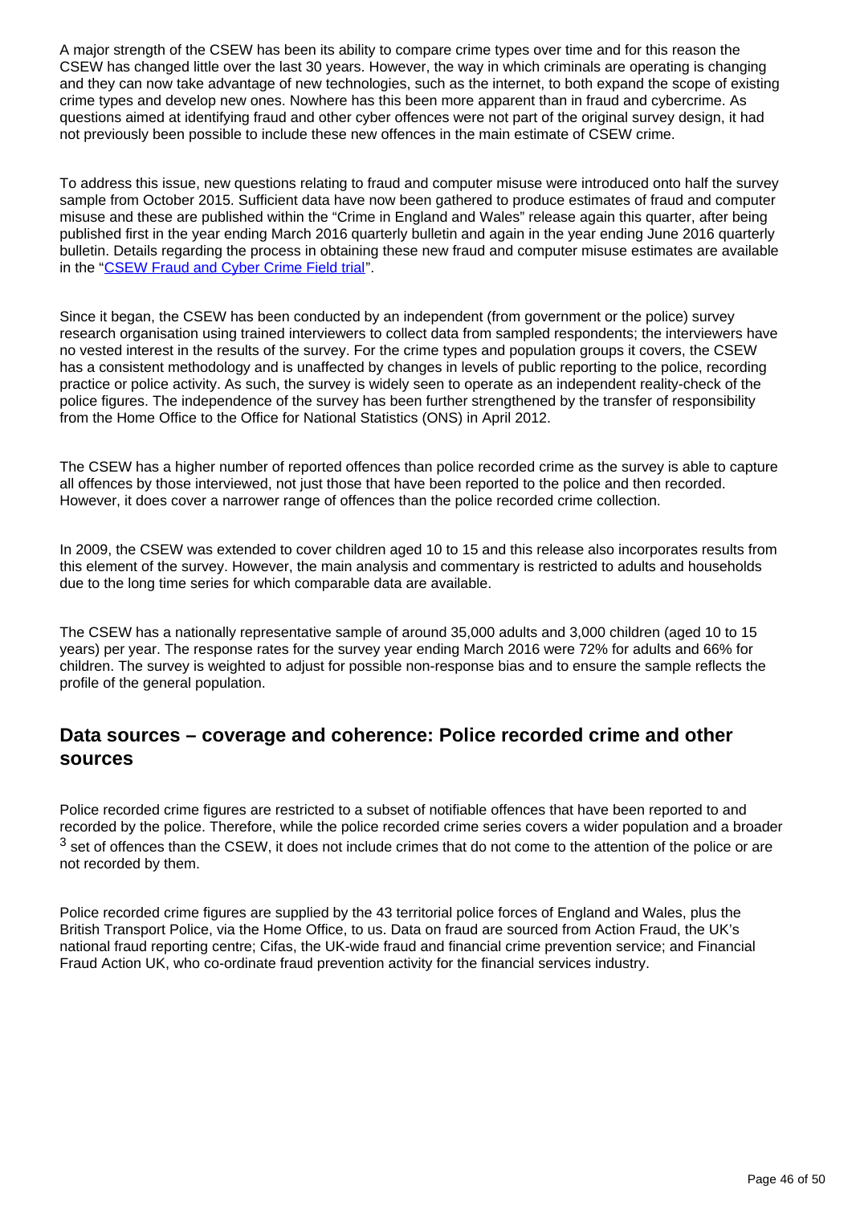A major strength of the CSEW has been its ability to compare crime types over time and for this reason the CSEW has changed little over the last 30 years. However, the way in which criminals are operating is changing and they can now take advantage of new technologies, such as the internet, to both expand the scope of existing crime types and develop new ones. Nowhere has this been more apparent than in fraud and cybercrime. As questions aimed at identifying fraud and other cyber offences were not part of the original survey design, it had not previously been possible to include these new offences in the main estimate of CSEW crime.

To address this issue, new questions relating to fraud and computer misuse were introduced onto half the survey sample from October 2015. Sufficient data have now been gathered to produce estimates of fraud and computer misuse and these are published within the "Crime in England and Wales" release again this quarter, after being published first in the year ending March 2016 quarterly bulletin and again in the year ending June 2016 quarterly bulletin. Details regarding the process in obtaining these new fraud and computer misuse estimates are available in the "CSEW Fraud and Cyber Crime Field trial".

Since it began, the CSEW has been conducted by an independent (from government or the police) survey research organisation using trained interviewers to collect data from sampled respondents; the interviewers have no vested interest in the results of the survey. For the crime types and population groups it covers, the CSEW has a consistent methodology and is unaffected by changes in levels of public reporting to the police, recording practice or police activity. As such, the survey is widely seen to operate as an independent reality-check of the police figures. The independence of the survey has been further strengthened by the transfer of responsibility from the Home Office to the Office for National Statistics (ONS) in April 2012.

The CSEW has a higher number of reported offences than police recorded crime as the survey is able to capture all offences by those interviewed, not just those that have been reported to the police and then recorded. However, it does cover a narrower range of offences than the police recorded crime collection.

In 2009, the CSEW was extended to cover children aged 10 to 15 and this release also incorporates results from this element of the survey. However, the main analysis and commentary is restricted to adults and households due to the long time series for which comparable data are available.

The CSEW has a nationally representative sample of around 35,000 adults and 3,000 children (aged 10 to 15 years) per year. The response rates for the survey year ending March 2016 were 72% for adults and 66% for children. The survey is weighted to adjust for possible non-response bias and to ensure the sample reflects the profile of the general population.

## Data sources – coverage and coherence: Police recorded crime and other sources

Police recorded crime figures are restricted to a subset of notifiable offences that have been reported to and recorded by the police. Therefore, while the police recorded crime series covers a wider population and a broader [3] set of offences than the CSEW, it does not include crimes that do not come to the attention of the police or are not recorded by them.

Police recorded crime figures are supplied by the 43 territorial police forces of England and Wales, plus the British Transport Police, via the Home Office, to us. Data on fraud are sourced from Action Fraud, the UK's national fraud reporting centre; Cifas, the UK-wide fraud and financial crime prevention service; and Financial Fraud Action UK, who co-ordinate fraud prevention activity for the financial services industry.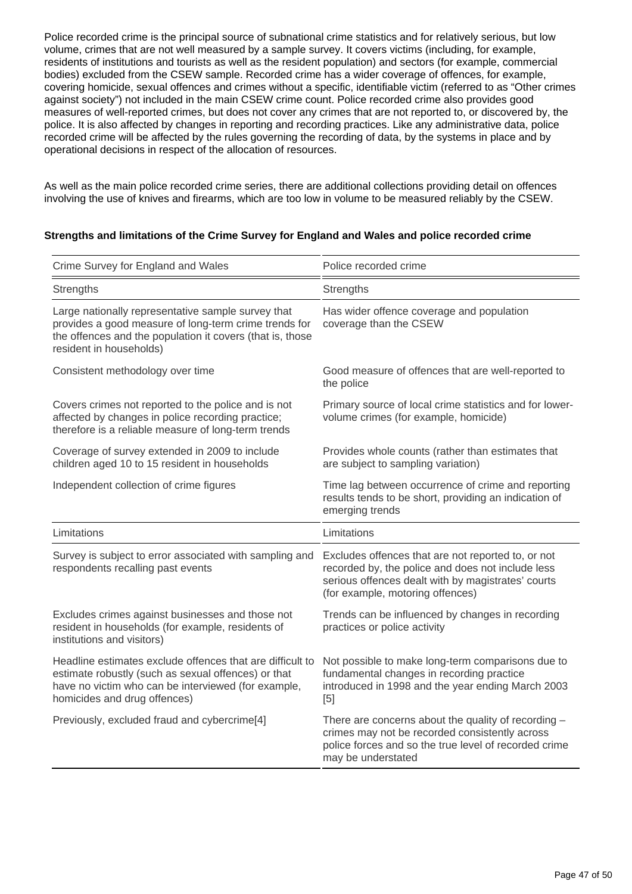Police recorded crime is the principal source of subnational crime statistics and for relatively serious, but low volume, crimes that are not well measured by a sample survey. It covers victims (including, for example, residents of institutions and tourists as well as the resident population) and sectors (for example, commercial bodies) excluded from the CSEW sample. Recorded crime has a wider coverage of offences, for example, covering homicide, sexual offences and crimes without a specific, identifiable victim (referred to as "Other crimes against society") not included in the main CSEW crime count. Police recorded crime also provides good measures of well-reported crimes, but does not cover any crimes that are not reported to, or discovered by, the police. It is also affected by changes in reporting and recording practices. Like any administrative data, police recorded crime will be affected by the rules governing the recording of data, by the systems in place and by operational decisions in respect of the allocation of resources.

As well as the main police recorded crime series, there are additional collections providing detail on offences involving the use of knives and firearms, which are too low in volume to be measured reliably by the CSEW.

**Strengths and limitations of the Crime Survey for England and Wales and police recorded crime**

| Crime Survey for England and Wales | Police recorded crime |
|---|---|
| Strengths | Strengths |
| Large nationally representative sample survey that provides a good measure of long-term crime trends for the offences and the population it covers (that is, those resident in households) | Has wider offence coverage and population coverage than the CSEW |
| Consistent methodology over time | Good measure of offences that are well-reported to the police |
| Covers crimes not reported to the police and is not affected by changes in police recording practice; therefore is a reliable measure of long-term trends | Primary source of local crime statistics and for lower-volume crimes (for example, homicide) |
| Coverage of survey extended in 2009 to include children aged 10 to 15 resident in households | Provides whole counts (rather than estimates that are subject to sampling variation) |
| Independent collection of crime figures | Time lag between occurrence of crime and reporting results tends to be short, providing an indication of emerging trends |
| Limitations | Limitations |
| Survey is subject to error associated with sampling and respondents recalling past events | Excludes offences that are not reported to, or not recorded by, the police and does not include less serious offences dealt with by magistrates' courts (for example, motoring offences) |
| Excludes crimes against businesses and those not resident in households (for example, residents of institutions and visitors) | Trends can be influenced by changes in recording practices or police activity |
| Headline estimates exclude offences that are difficult to estimate robustly (such as sexual offences) or that have no victim who can be interviewed (for example, homicides and drug offences) | Not possible to make long-term comparisons due to fundamental changes in recording practice introduced in 1998 and the year ending March 2003 [5] |
| Previously, excluded fraud and cybercrime[4] | There are concerns about the quality of recording – crimes may not be recorded consistently across police forces and so the true level of recorded crime may be understated |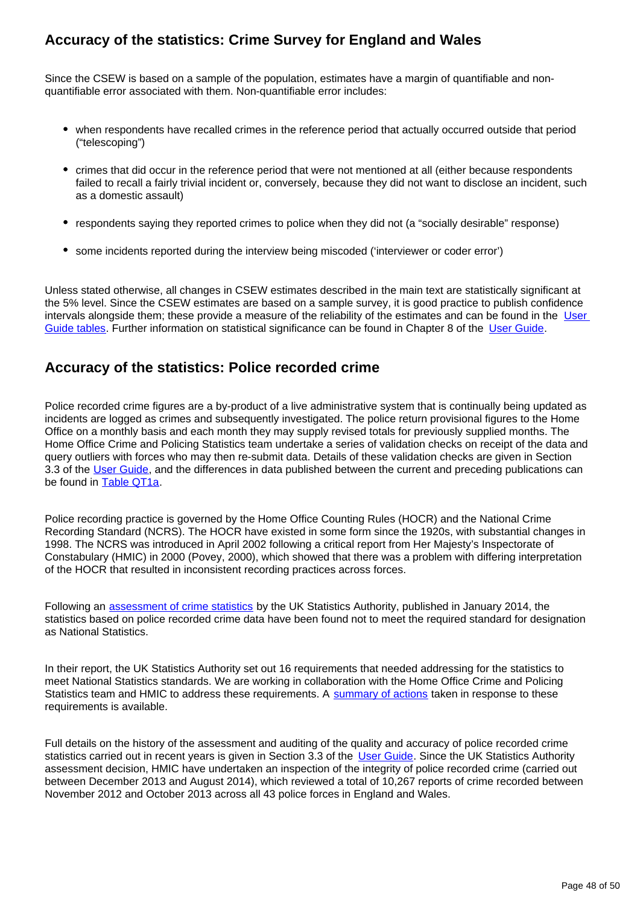## Accuracy of the statistics: Crime Survey for England and Wales

Since the CSEW is based on a sample of the population, estimates have a margin of quantifiable and non-quantifiable error associated with them. Non-quantifiable error includes:

- when respondents have recalled crimes in the reference period that actually occurred outside that period ("telescoping")
- crimes that did occur in the reference period that were not mentioned at all (either because respondents failed to recall a fairly trivial incident or, conversely, because they did not want to disclose an incident, such as a domestic assault)
- respondents saying they reported crimes to police when they did not (a "socially desirable" response)
- some incidents reported during the interview being miscoded ('interviewer or coder error')

Unless stated otherwise, all changes in CSEW estimates described in the main text are statistically significant at the 5% level. Since the CSEW estimates are based on a sample survey, it is good practice to publish confidence intervals alongside them; these provide a measure of the reliability of the estimates and can be found in the [User Guide tables](). Further information on statistical significance can be found in Chapter 8 of the [User Guide]().

## Accuracy of the statistics: Police recorded crime

Police recorded crime figures are a by-product of a live administrative system that is continually being updated as incidents are logged as crimes and subsequently investigated. The police return provisional figures to the Home Office on a monthly basis and each month they may supply revised totals for previously supplied months. The Home Office Crime and Policing Statistics team undertake a series of validation checks on receipt of the data and query outliers with forces who may then re-submit data. Details of these validation checks are given in Section 3.3 of the [User Guide](), and the differences in data published between the current and preceding publications can be found in [Table QT1a]().

Police recording practice is governed by the Home Office Counting Rules (HOCR) and the National Crime Recording Standard (NCRS). The HOCR have existed in some form since the 1920s, with substantial changes in 1998. The NCRS was introduced in April 2002 following a critical report from Her Majesty's Inspectorate of Constabulary (HMIC) in 2000 (Povey, 2000), which showed that there was a problem with differing interpretation of the HOCR that resulted in inconsistent recording practices across forces.

Following an [assessment of crime statistics]() by the UK Statistics Authority, published in January 2014, the statistics based on police recorded crime data have been found not to meet the required standard for designation as National Statistics.

In their report, the UK Statistics Authority set out 16 requirements that needed addressing for the statistics to meet National Statistics standards. We are working in collaboration with the Home Office Crime and Policing Statistics team and HMIC to address these requirements. A [summary of actions]() taken in response to these requirements is available.

Full details on the history of the assessment and auditing of the quality and accuracy of police recorded crime statistics carried out in recent years is given in Section 3.3 of the [User Guide](). Since the UK Statistics Authority assessment decision, HMIC have undertaken an inspection of the integrity of police recorded crime (carried out between December 2013 and August 2014), which reviewed a total of 10,267 reports of crime recorded between November 2012 and October 2013 across all 43 police forces in England and Wales.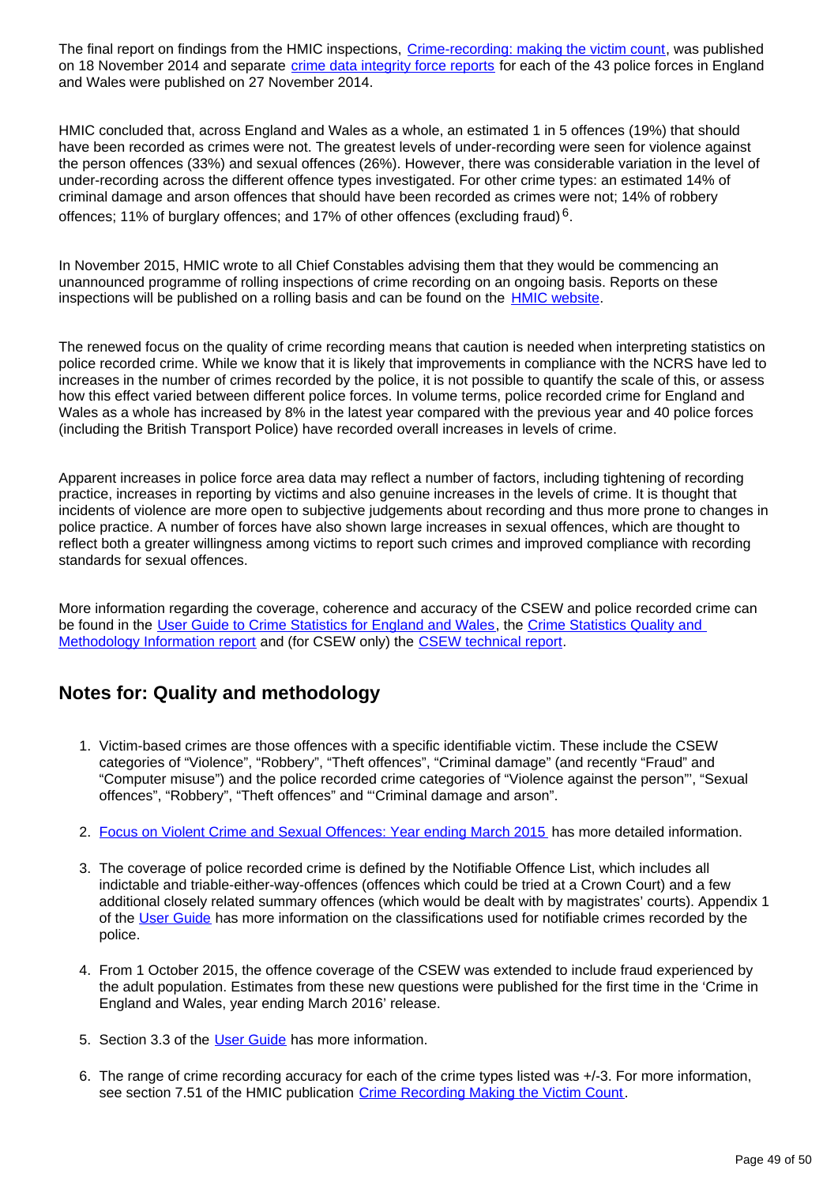The final report on findings from the HMIC inspections, Crime-recording: making the victim count, was published on 18 November 2014 and separate crime data integrity force reports for each of the 43 police forces in England and Wales were published on 27 November 2014.

HMIC concluded that, across England and Wales as a whole, an estimated 1 in 5 offences (19%) that should have been recorded as crimes were not. The greatest levels of under-recording were seen for violence against the person offences (33%) and sexual offences (26%). However, there was considerable variation in the level of under-recording across the different offence types investigated. For other crime types: an estimated 14% of criminal damage and arson offences that should have been recorded as crimes were not; 14% of robbery offences; 11% of burglary offences; and 17% of other offences (excluding fraud)[6].

In November 2015, HMIC wrote to all Chief Constables advising them that they would be commencing an unannounced programme of rolling inspections of crime recording on an ongoing basis. Reports on these inspections will be published on a rolling basis and can be found on the HMIC website.

The renewed focus on the quality of crime recording means that caution is needed when interpreting statistics on police recorded crime. While we know that it is likely that improvements in compliance with the NCRS have led to increases in the number of crimes recorded by the police, it is not possible to quantify the scale of this, or assess how this effect varied between different police forces. In volume terms, police recorded crime for England and Wales as a whole has increased by 8% in the latest year compared with the previous year and 40 police forces (including the British Transport Police) have recorded overall increases in levels of crime.

Apparent increases in police force area data may reflect a number of factors, including tightening of recording practice, increases in reporting by victims and also genuine increases in the levels of crime. It is thought that incidents of violence are more open to subjective judgements about recording and thus more prone to changes in police practice. A number of forces have also shown large increases in sexual offences, which are thought to reflect both a greater willingness among victims to report such crimes and improved compliance with recording standards for sexual offences.

More information regarding the coverage, coherence and accuracy of the CSEW and police recorded crime can be found in the User Guide to Crime Statistics for England and Wales, the Crime Statistics Quality and Methodology Information report and (for CSEW only) the CSEW technical report.

## Notes for: Quality and methodology

1. Victim-based crimes are those offences with a specific identifiable victim. These include the CSEW categories of "Violence", "Robbery", "Theft offences", "Criminal damage" (and recently "Fraud" and "Computer misuse") and the police recorded crime categories of "Violence against the person"', "Sexual offences", "Robbery", "Theft offences" and "'Criminal damage and arson".

2. Focus on Violent Crime and Sexual Offences: Year ending March 2015 has more detailed information.

3. The coverage of police recorded crime is defined by the Notifiable Offence List, which includes all indictable and triable-either-way-offences (offences which could be tried at a Crown Court) and a few additional closely related summary offences (which would be dealt with by magistrates' courts). Appendix 1 of the User Guide has more information on the classifications used for notifiable crimes recorded by the police.

4. From 1 October 2015, the offence coverage of the CSEW was extended to include fraud experienced by the adult population. Estimates from these new questions were published for the first time in the 'Crime in England and Wales, year ending March 2016' release.

5. Section 3.3 of the User Guide has more information.

6. The range of crime recording accuracy for each of the crime types listed was +/-3. For more information, see section 7.51 of the HMIC publication Crime Recording Making the Victim Count.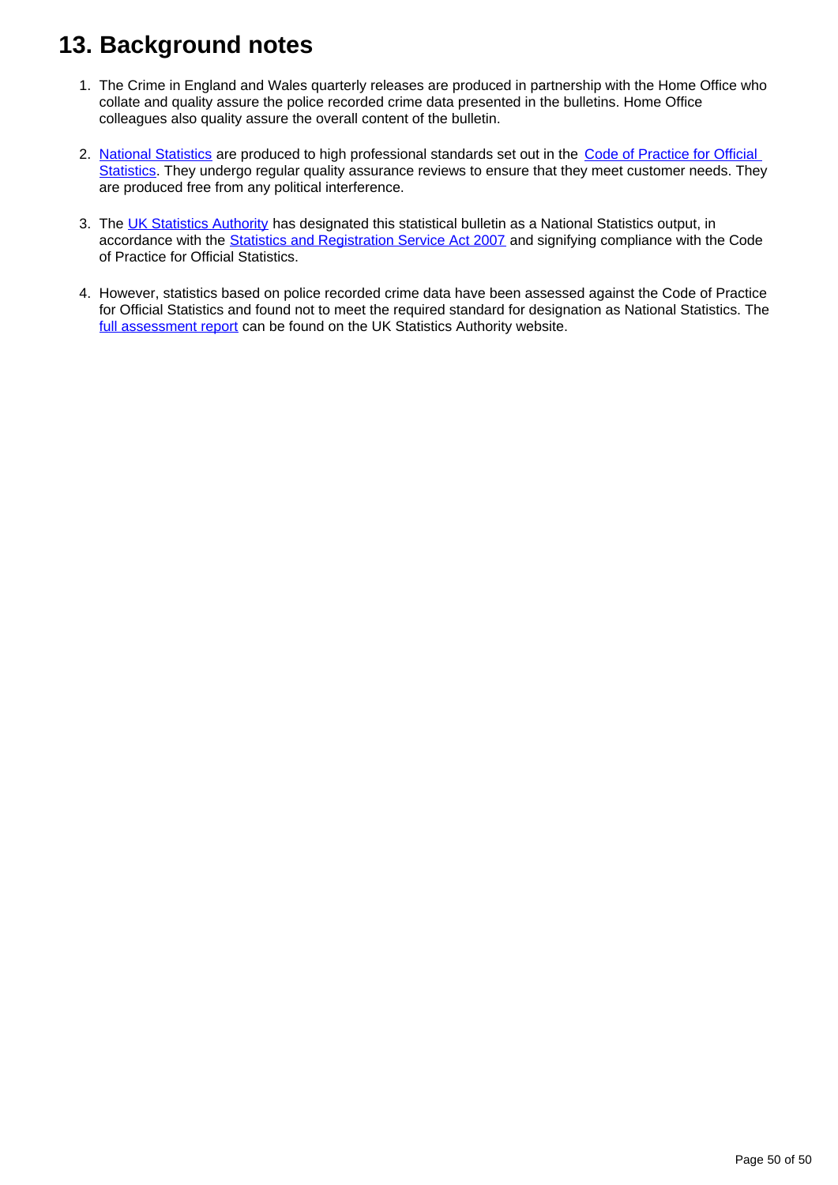## 13. Background notes

1. The Crime in England and Wales quarterly releases are produced in partnership with the Home Office who collate and quality assure the police recorded crime data presented in the bulletins. Home Office colleagues also quality assure the overall content of the bulletin.

2. National Statistics are produced to high professional standards set out in the Code of Practice for Official Statistics. They undergo regular quality assurance reviews to ensure that they meet customer needs. They are produced free from any political interference.

3. The UK Statistics Authority has designated this statistical bulletin as a National Statistics output, in accordance with the Statistics and Registration Service Act 2007 and signifying compliance with the Code of Practice for Official Statistics.

4. However, statistics based on police recorded crime data have been assessed against the Code of Practice for Official Statistics and found not to meet the required standard for designation as National Statistics. The full assessment report can be found on the UK Statistics Authority website.